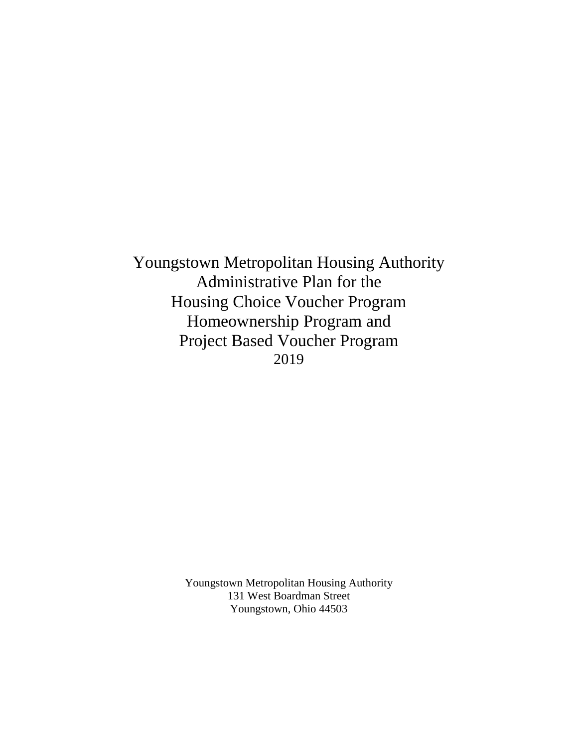# Youngstown Metropolitan Housing Authority
# Administrative Plan for the
# Housing Choice Voucher Program
# Homeownership Program and
# Project Based Voucher Program
# 2019

Youngstown Metropolitan Housing Authority
131 West Boardman Street
Youngstown, Ohio 44503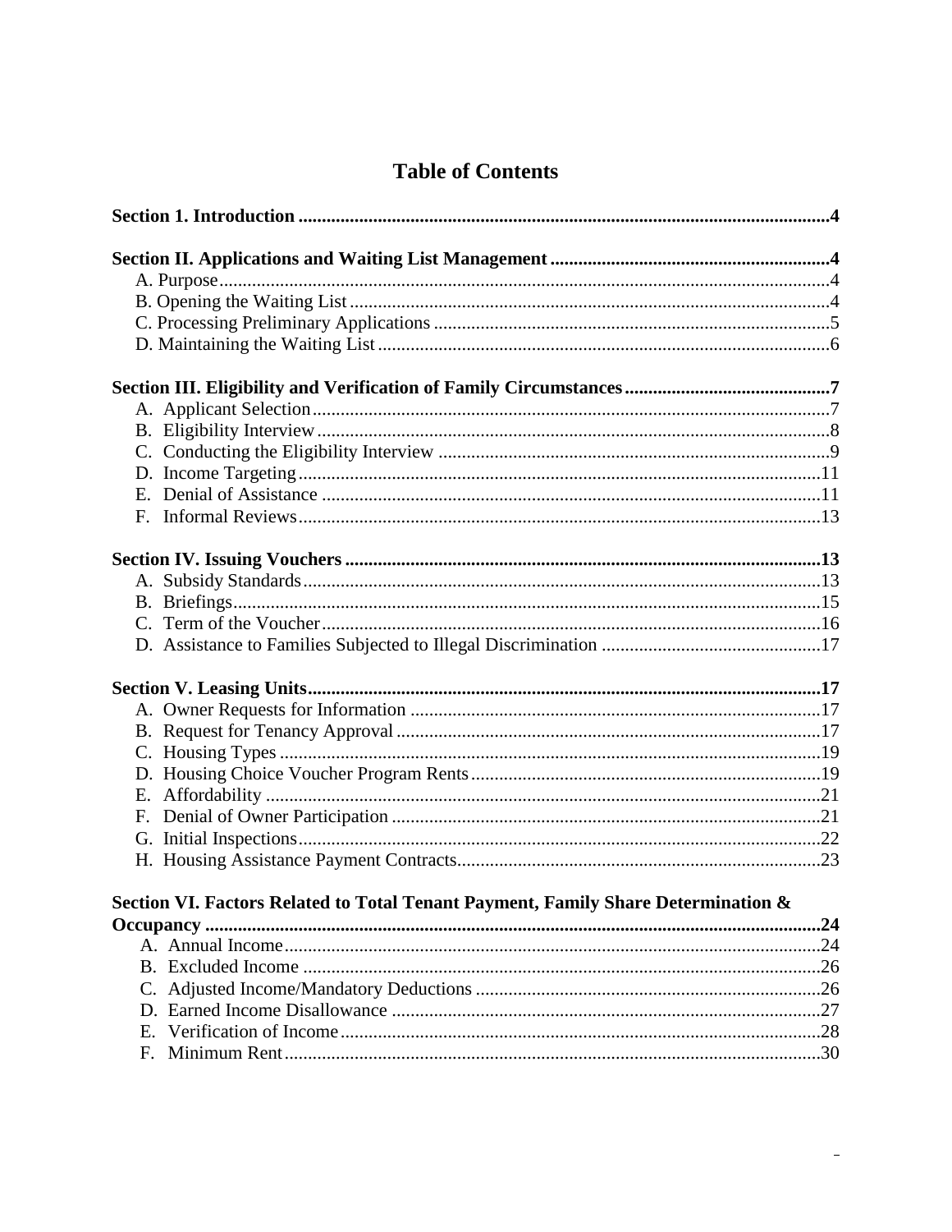# Table of Contents

**Section 1. Introduction** .......... **4**

**Section II. Applications and Waiting List Management** .......... **4**

- A. Purpose .......... 4
- B. Opening the Waiting List .......... 4
- C. Processing Preliminary Applications .......... 5
- D. Maintaining the Waiting List .......... 6

**Section III. Eligibility and Verification of Family Circumstances** .......... **7**

- A. Applicant Selection .......... 7
- B. Eligibility Interview .......... 8
- C. Conducting the Eligibility Interview .......... 9
- D. Income Targeting .......... 11
- E. Denial of Assistance .......... 11
- F. Informal Reviews .......... 13

**Section IV. Issuing Vouchers** .......... **13**

- A. Subsidy Standards .......... 13
- B. Briefings .......... 15
- C. Term of the Voucher .......... 16
- D. Assistance to Families Subjected to Illegal Discrimination .......... 17

**Section V. Leasing Units** .......... **17**

- A. Owner Requests for Information .......... 17
- B. Request for Tenancy Approval .......... 17
- C. Housing Types .......... 19
- D. Housing Choice Voucher Program Rents .......... 19
- E. Affordability .......... 21
- F. Denial of Owner Participation .......... 21
- G. Initial Inspections .......... 22
- H. Housing Assistance Payment Contracts .......... 23

**Section VI. Factors Related to Total Tenant Payment, Family Share Determination & Occupancy** .......... **24**

- A. Annual Income .......... 24
- B. Excluded Income .......... 26
- C. Adjusted Income/Mandatory Deductions .......... 26
- D. Earned Income Disallowance .......... 27
- E. Verification of Income .......... 28
- F. Minimum Rent .......... 30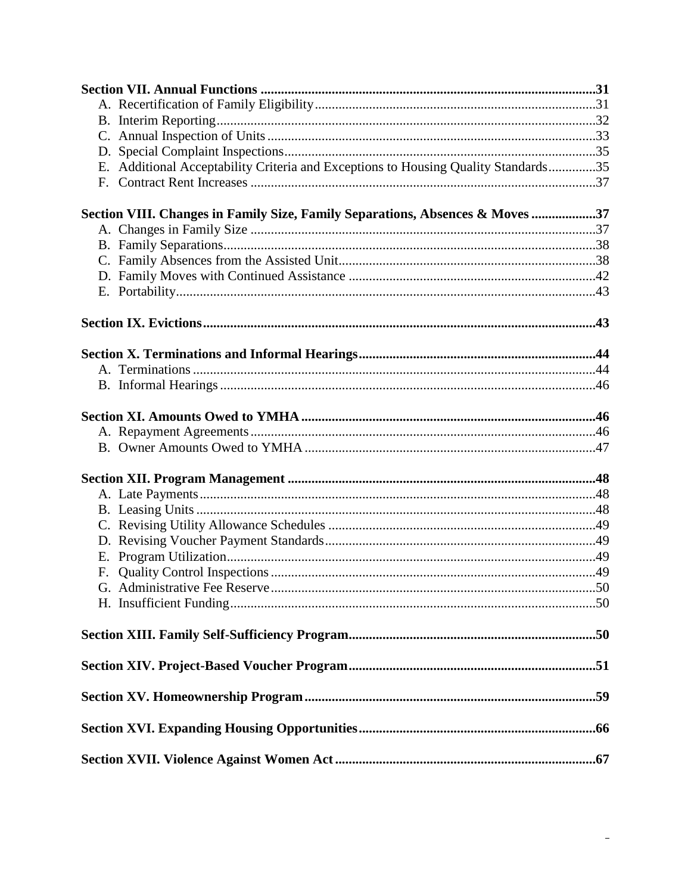**Section VII. Annual Functions** ....................................................................................................31

A. Recertification of Family Eligibility....................................................................................31
B. Interim Reporting.................................................................................................................32
C. Annual Inspection of Units..................................................................................................33
D. Special Complaint Inspections.............................................................................................35
E. Additional Acceptability Criteria and Exceptions to Housing Quality Standards..............35
F. Contract Rent Increases.......................................................................................................37

**Section VIII. Changes in Family Size, Family Separations, Absences & Moves** ...................37

A. Changes in Family Size.......................................................................................................37
B. Family Separations...............................................................................................................38
C. Family Absences from the Assisted Unit.............................................................................38
D. Family Moves with Continued Assistance..........................................................................42
E. Portability.............................................................................................................................43

**Section IX. Evictions** ....................................................................................................................43

**Section X. Terminations and Informal Hearings** .......................................................................44

A. Terminations........................................................................................................................44
B. Informal Hearings................................................................................................................46

**Section XI. Amounts Owed to YMHA** .......................................................................................46

A. Repayment Agreements.......................................................................................................46
B. Owner Amounts Owed to YMHA.......................................................................................47

**Section XII. Program Management** ............................................................................................48

A. Late Payments......................................................................................................................48
B. Leasing Units........................................................................................................................48
C. Revising Utility Allowance Schedules................................................................................49
D. Revising Voucher Payment Standards.................................................................................49
E. Program Utilization..............................................................................................................49
F. Quality Control Inspections.................................................................................................49
G. Administrative Fee Reserve.................................................................................................50
H. Insufficient Funding.............................................................................................................50

**Section XIII. Family Self-Sufficiency Program** .........................................................................50

**Section XIV. Project-Based Voucher Program** ..........................................................................51

**Section XV. Homeownership Program** .......................................................................................59

**Section XVI. Expanding Housing Opportunities** .......................................................................66

**Section XVII. Violence Against Women Act** ..............................................................................67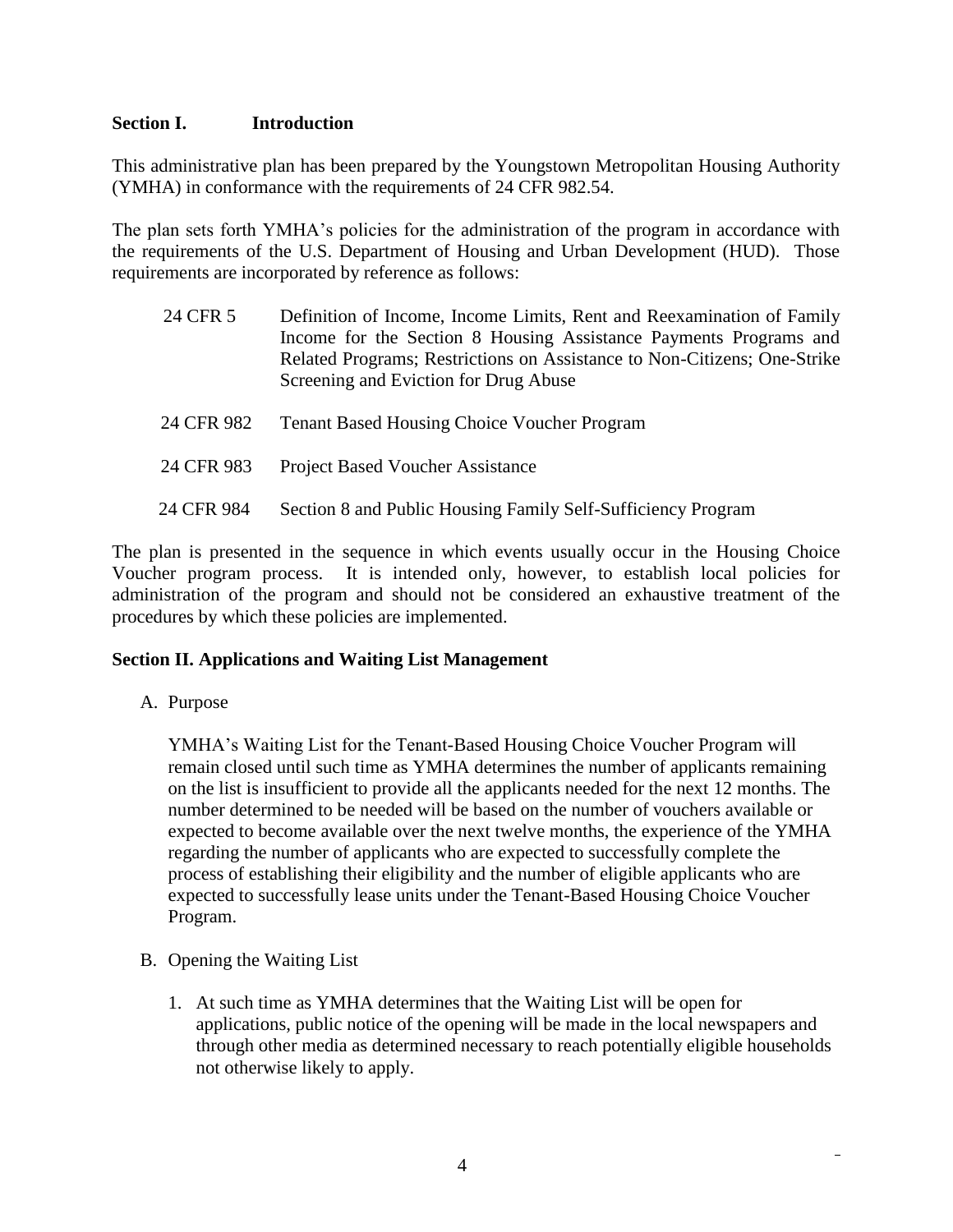## Section I. Introduction

This administrative plan has been prepared by the Youngstown Metropolitan Housing Authority (YMHA) in conformance with the requirements of 24 CFR 982.54.

The plan sets forth YMHA's policies for the administration of the program in accordance with the requirements of the U.S. Department of Housing and Urban Development (HUD). Those requirements are incorporated by reference as follows:

| | |
|---|---|
| 24 CFR 5 | Definition of Income, Income Limits, Rent and Reexamination of Family Income for the Section 8 Housing Assistance Payments Programs and Related Programs; Restrictions on Assistance to Non-Citizens; One-Strike Screening and Eviction for Drug Abuse |
| 24 CFR 982 | Tenant Based Housing Choice Voucher Program |
| 24 CFR 983 | Project Based Voucher Assistance |
| 24 CFR 984 | Section 8 and Public Housing Family Self-Sufficiency Program |

The plan is presented in the sequence in which events usually occur in the Housing Choice Voucher program process. It is intended only, however, to establish local policies for administration of the program and should not be considered an exhaustive treatment of the procedures by which these policies are implemented.

## Section II. Applications and Waiting List Management

A. Purpose

YMHA's Waiting List for the Tenant-Based Housing Choice Voucher Program will remain closed until such time as YMHA determines the number of applicants remaining on the list is insufficient to provide all the applicants needed for the next 12 months. The number determined to be needed will be based on the number of vouchers available or expected to become available over the next twelve months, the experience of the YMHA regarding the number of applicants who are expected to successfully complete the process of establishing their eligibility and the number of eligible applicants who are expected to successfully lease units under the Tenant-Based Housing Choice Voucher Program.

B. Opening the Waiting List

1. At such time as YMHA determines that the Waiting List will be open for applications, public notice of the opening will be made in the local newspapers and through other media as determined necessary to reach potentially eligible households not otherwise likely to apply.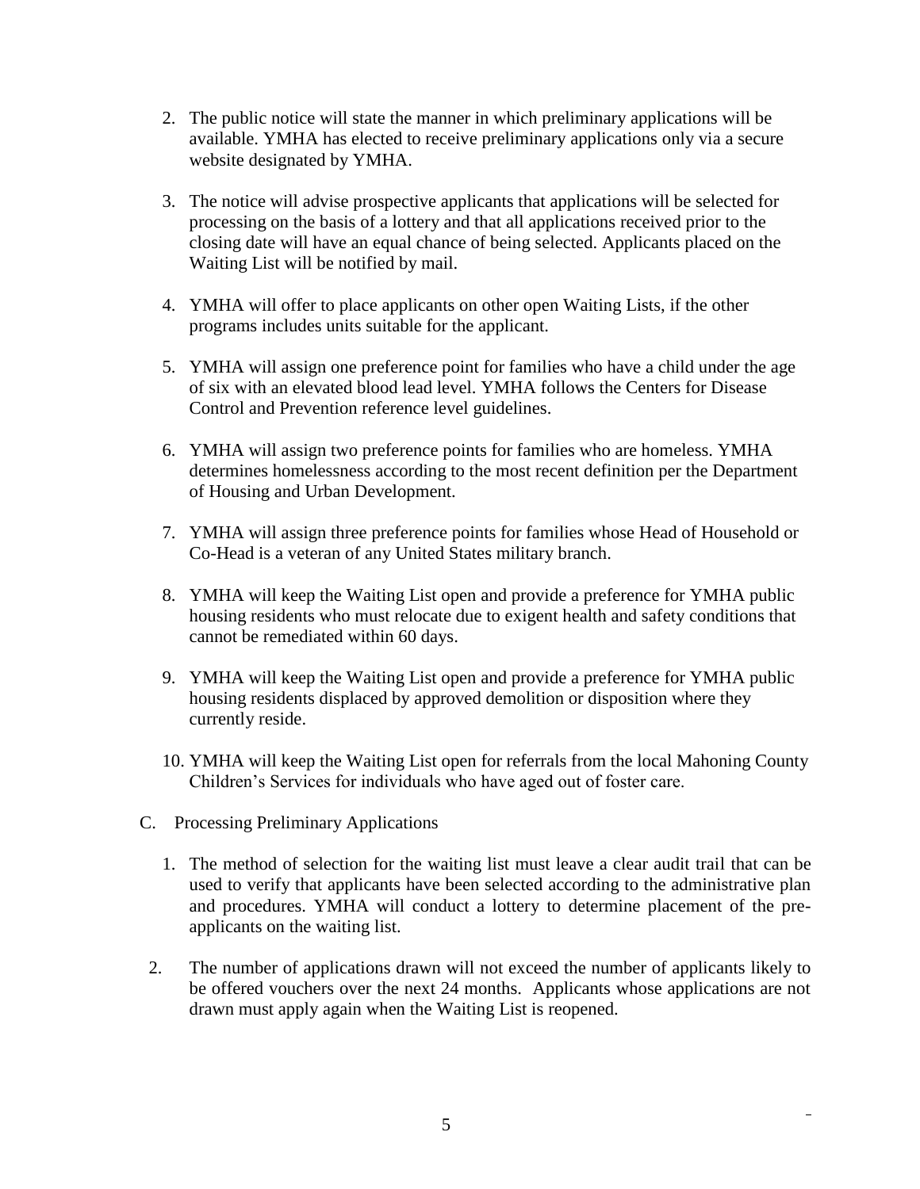2. The public notice will state the manner in which preliminary applications will be available. YMHA has elected to receive preliminary applications only via a secure website designated by YMHA.

3. The notice will advise prospective applicants that applications will be selected for processing on the basis of a lottery and that all applications received prior to the closing date will have an equal chance of being selected. Applicants placed on the Waiting List will be notified by mail.

4. YMHA will offer to place applicants on other open Waiting Lists, if the other programs includes units suitable for the applicant.

5. YMHA will assign one preference point for families who have a child under the age of six with an elevated blood lead level. YMHA follows the Centers for Disease Control and Prevention reference level guidelines.

6. YMHA will assign two preference points for families who are homeless. YMHA determines homelessness according to the most recent definition per the Department of Housing and Urban Development.

7. YMHA will assign three preference points for families whose Head of Household or Co-Head is a veteran of any United States military branch.

8. YMHA will keep the Waiting List open and provide a preference for YMHA public housing residents who must relocate due to exigent health and safety conditions that cannot be remediated within 60 days.

9. YMHA will keep the Waiting List open and provide a preference for YMHA public housing residents displaced by approved demolition or disposition where they currently reside.

10. YMHA will keep the Waiting List open for referrals from the local Mahoning County Children's Services for individuals who have aged out of foster care.

C. Processing Preliminary Applications

1. The method of selection for the waiting list must leave a clear audit trail that can be used to verify that applicants have been selected according to the administrative plan and procedures. YMHA will conduct a lottery to determine placement of the pre-applicants on the waiting list.

2. The number of applications drawn will not exceed the number of applicants likely to be offered vouchers over the next 24 months. Applicants whose applications are not drawn must apply again when the Waiting List is reopened.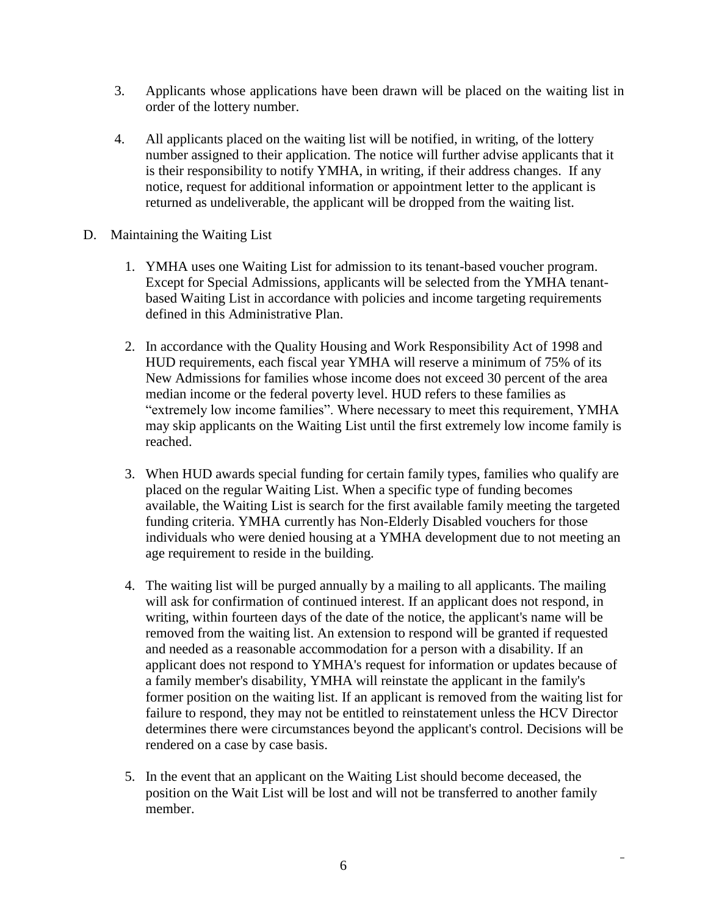3. Applicants whose applications have been drawn will be placed on the waiting list in order of the lottery number.

4. All applicants placed on the waiting list will be notified, in writing, of the lottery number assigned to their application. The notice will further advise applicants that it is their responsibility to notify YMHA, in writing, if their address changes. If any notice, request for additional information or appointment letter to the applicant is returned as undeliverable, the applicant will be dropped from the waiting list.

D. Maintaining the Waiting List

1. YMHA uses one Waiting List for admission to its tenant-based voucher program. Except for Special Admissions, applicants will be selected from the YMHA tenant-based Waiting List in accordance with policies and income targeting requirements defined in this Administrative Plan.

2. In accordance with the Quality Housing and Work Responsibility Act of 1998 and HUD requirements, each fiscal year YMHA will reserve a minimum of 75% of its New Admissions for families whose income does not exceed 30 percent of the area median income or the federal poverty level. HUD refers to these families as "extremely low income families". Where necessary to meet this requirement, YMHA may skip applicants on the Waiting List until the first extremely low income family is reached.

3. When HUD awards special funding for certain family types, families who qualify are placed on the regular Waiting List. When a specific type of funding becomes available, the Waiting List is search for the first available family meeting the targeted funding criteria. YMHA currently has Non-Elderly Disabled vouchers for those individuals who were denied housing at a YMHA development due to not meeting an age requirement to reside in the building.

4. The waiting list will be purged annually by a mailing to all applicants. The mailing will ask for confirmation of continued interest. If an applicant does not respond, in writing, within fourteen days of the date of the notice, the applicant's name will be removed from the waiting list. An extension to respond will be granted if requested and needed as a reasonable accommodation for a person with a disability. If an applicant does not respond to YMHA's request for information or updates because of a family member's disability, YMHA will reinstate the applicant in the family's former position on the waiting list. If an applicant is removed from the waiting list for failure to respond, they may not be entitled to reinstatement unless the HCV Director determines there were circumstances beyond the applicant's control. Decisions will be rendered on a case by case basis.

5. In the event that an applicant on the Waiting List should become deceased, the position on the Wait List will be lost and will not be transferred to another family member.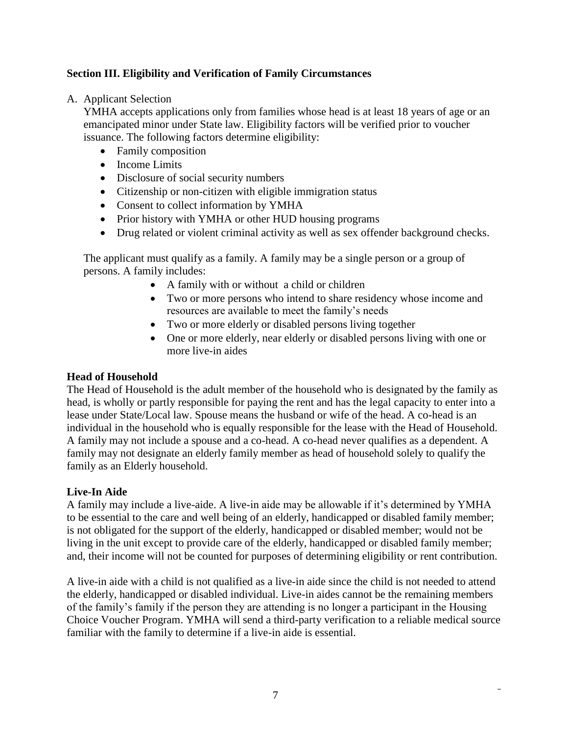## Section III. Eligibility and Verification of Family Circumstances

A. Applicant Selection

YMHA accepts applications only from families whose head is at least 18 years of age or an emancipated minor under State law. Eligibility factors will be verified prior to voucher issuance. The following factors determine eligibility:

- Family composition
- Income Limits
- Disclosure of social security numbers
- Citizenship or non-citizen with eligible immigration status
- Consent to collect information by YMHA
- Prior history with YMHA or other HUD housing programs
- Drug related or violent criminal activity as well as sex offender background checks.

The applicant must qualify as a family. A family may be a single person or a group of persons. A family includes:

- A family with or without a child or children
- Two or more persons who intend to share residency whose income and resources are available to meet the family's needs
- Two or more elderly or disabled persons living together
- One or more elderly, near elderly or disabled persons living with one or more live-in aides

### Head of Household

The Head of Household is the adult member of the household who is designated by the family as head, is wholly or partly responsible for paying the rent and has the legal capacity to enter into a lease under State/Local law. Spouse means the husband or wife of the head. A co-head is an individual in the household who is equally responsible for the lease with the Head of Household. A family may not include a spouse and a co-head. A co-head never qualifies as a dependent. A family may not designate an elderly family member as head of household solely to qualify the family as an Elderly household.

### Live-In Aide

A family may include a live-aide. A live-in aide may be allowable if it's determined by YMHA to be essential to the care and well being of an elderly, handicapped or disabled family member; is not obligated for the support of the elderly, handicapped or disabled member; would not be living in the unit except to provide care of the elderly, handicapped or disabled family member; and, their income will not be counted for purposes of determining eligibility or rent contribution.

A live-in aide with a child is not qualified as a live-in aide since the child is not needed to attend the elderly, handicapped or disabled individual. Live-in aides cannot be the remaining members of the family's family if the person they are attending is no longer a participant in the Housing Choice Voucher Program. YMHA will send a third-party verification to a reliable medical source familiar with the family to determine if a live-in aide is essential.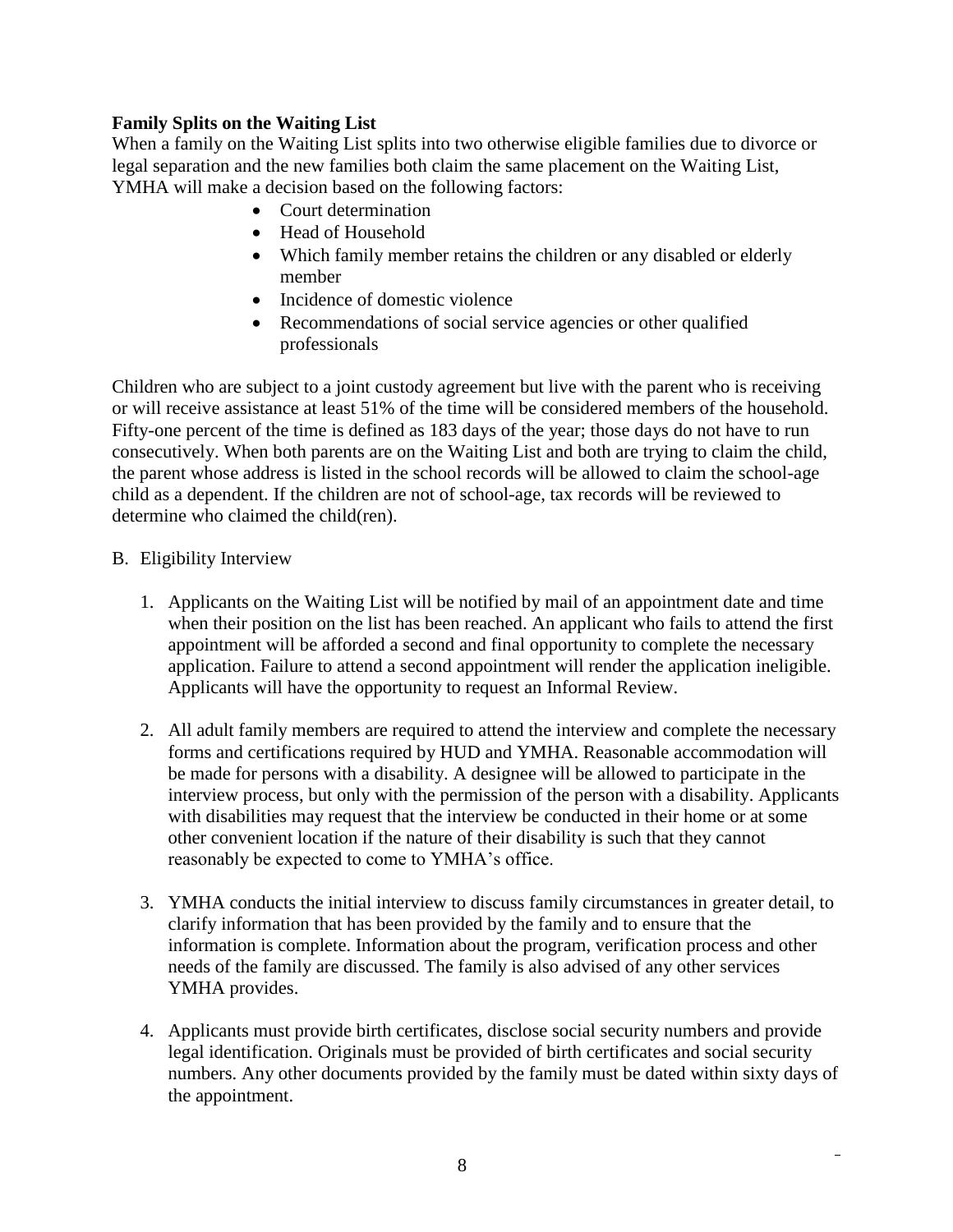**Family Splits on the Waiting List**

When a family on the Waiting List splits into two otherwise eligible families due to divorce or legal separation and the new families both claim the same placement on the Waiting List, YMHA will make a decision based on the following factors:

- Court determination
- Head of Household
- Which family member retains the children or any disabled or elderly member
- Incidence of domestic violence
- Recommendations of social service agencies or other qualified professionals

Children who are subject to a joint custody agreement but live with the parent who is receiving or will receive assistance at least 51% of the time will be considered members of the household. Fifty-one percent of the time is defined as 183 days of the year; those days do not have to run consecutively. When both parents are on the Waiting List and both are trying to claim the child, the parent whose address is listed in the school records will be allowed to claim the school-age child as a dependent. If the children are not of school-age, tax records will be reviewed to determine who claimed the child(ren).

B. Eligibility Interview

1. Applicants on the Waiting List will be notified by mail of an appointment date and time when their position on the list has been reached. An applicant who fails to attend the first appointment will be afforded a second and final opportunity to complete the necessary application. Failure to attend a second appointment will render the application ineligible. Applicants will have the opportunity to request an Informal Review.

2. All adult family members are required to attend the interview and complete the necessary forms and certifications required by HUD and YMHA. Reasonable accommodation will be made for persons with a disability. A designee will be allowed to participate in the interview process, but only with the permission of the person with a disability. Applicants with disabilities may request that the interview be conducted in their home or at some other convenient location if the nature of their disability is such that they cannot reasonably be expected to come to YMHA's office.

3. YMHA conducts the initial interview to discuss family circumstances in greater detail, to clarify information that has been provided by the family and to ensure that the information is complete. Information about the program, verification process and other needs of the family are discussed. The family is also advised of any other services YMHA provides.

4. Applicants must provide birth certificates, disclose social security numbers and provide legal identification. Originals must be provided of birth certificates and social security numbers. Any other documents provided by the family must be dated within sixty days of the appointment.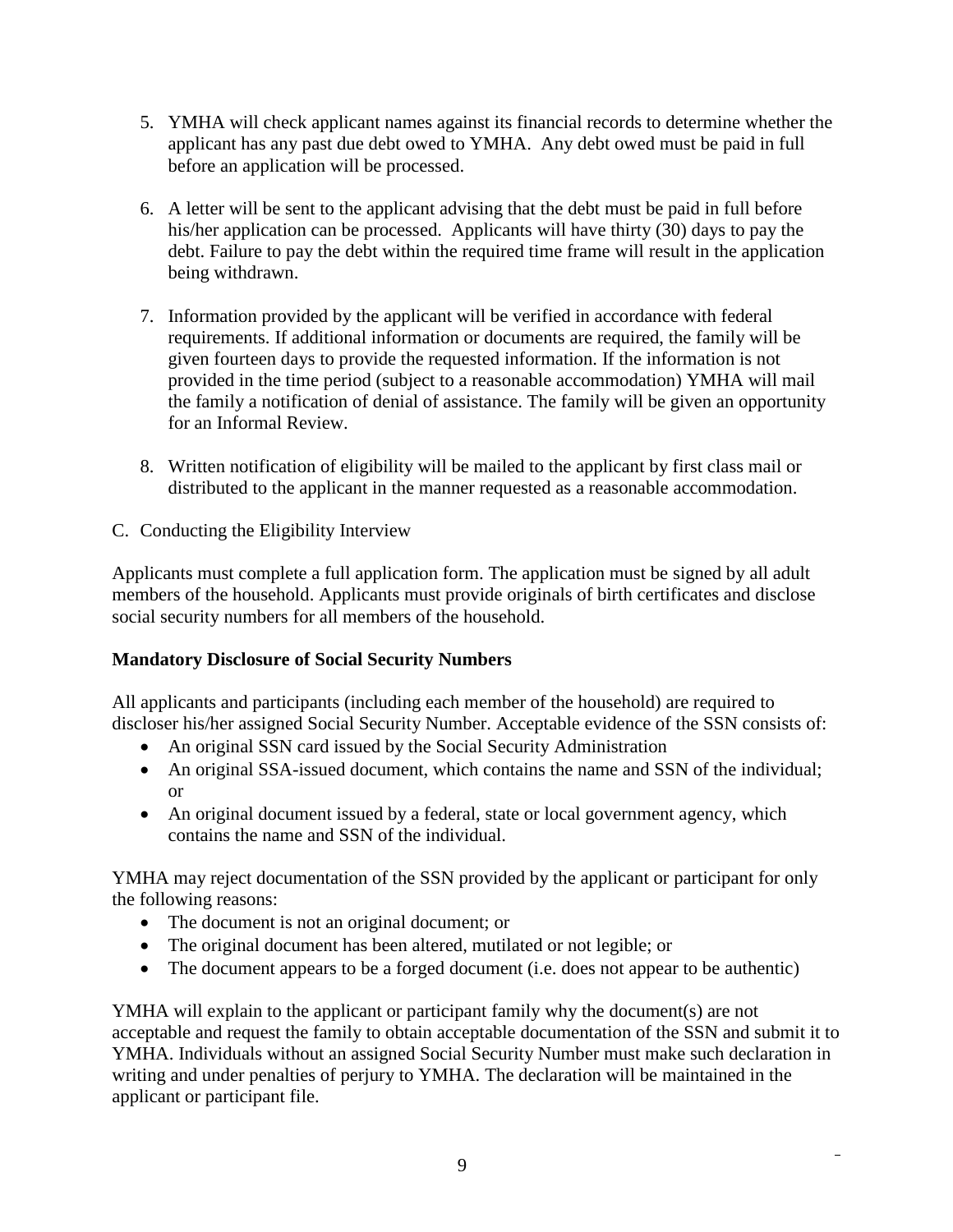5. YMHA will check applicant names against its financial records to determine whether the applicant has any past due debt owed to YMHA. Any debt owed must be paid in full before an application will be processed.

6. A letter will be sent to the applicant advising that the debt must be paid in full before his/her application can be processed. Applicants will have thirty (30) days to pay the debt. Failure to pay the debt within the required time frame will result in the application being withdrawn.

7. Information provided by the applicant will be verified in accordance with federal requirements. If additional information or documents are required, the family will be given fourteen days to provide the requested information. If the information is not provided in the time period (subject to a reasonable accommodation) YMHA will mail the family a notification of denial of assistance. The family will be given an opportunity for an Informal Review.

8. Written notification of eligibility will be mailed to the applicant by first class mail or distributed to the applicant in the manner requested as a reasonable accommodation.

C. Conducting the Eligibility Interview

Applicants must complete a full application form. The application must be signed by all adult members of the household. Applicants must provide originals of birth certificates and disclose social security numbers for all members of the household.

**Mandatory Disclosure of Social Security Numbers**

All applicants and participants (including each member of the household) are required to discloser his/her assigned Social Security Number. Acceptable evidence of the SSN consists of:

- An original SSN card issued by the Social Security Administration
- An original SSA-issued document, which contains the name and SSN of the individual; or
- An original document issued by a federal, state or local government agency, which contains the name and SSN of the individual.

YMHA may reject documentation of the SSN provided by the applicant or participant for only the following reasons:

- The document is not an original document; or
- The original document has been altered, mutilated or not legible; or
- The document appears to be a forged document (i.e. does not appear to be authentic)

YMHA will explain to the applicant or participant family why the document(s) are not acceptable and request the family to obtain acceptable documentation of the SSN and submit it to YMHA. Individuals without an assigned Social Security Number must make such declaration in writing and under penalties of perjury to YMHA. The declaration will be maintained in the applicant or participant file.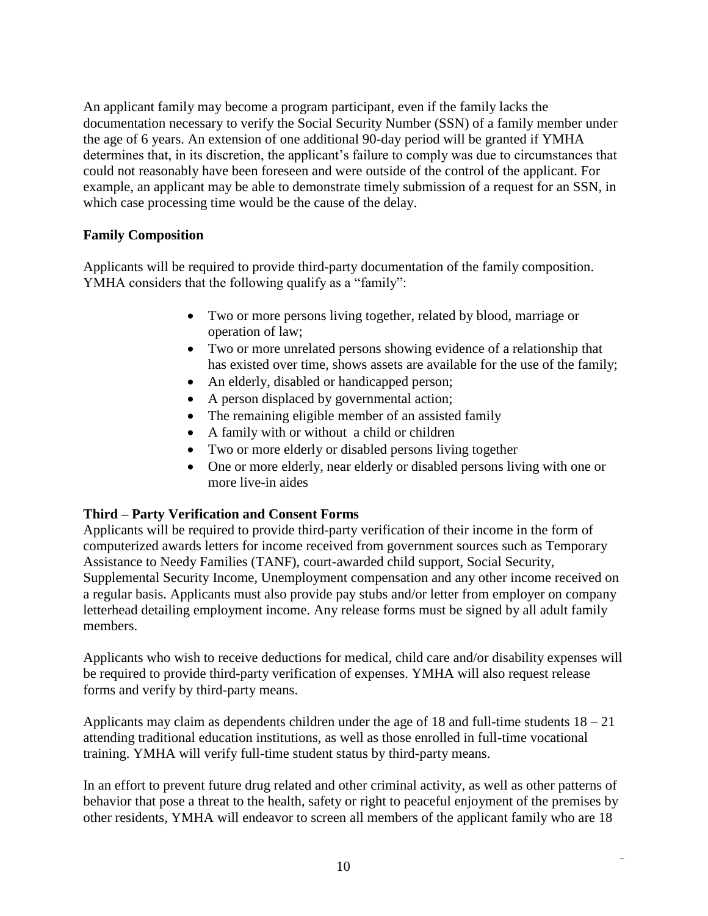An applicant family may become a program participant, even if the family lacks the documentation necessary to verify the Social Security Number (SSN) of a family member under the age of 6 years. An extension of one additional 90-day period will be granted if YMHA determines that, in its discretion, the applicant's failure to comply was due to circumstances that could not reasonably have been foreseen and were outside of the control of the applicant. For example, an applicant may be able to demonstrate timely submission of a request for an SSN, in which case processing time would be the cause of the delay.

**Family Composition**

Applicants will be required to provide third-party documentation of the family composition. YMHA considers that the following qualify as a "family":

- Two or more persons living together, related by blood, marriage or operation of law;
- Two or more unrelated persons showing evidence of a relationship that has existed over time, shows assets are available for the use of the family;
- An elderly, disabled or handicapped person;
- A person displaced by governmental action;
- The remaining eligible member of an assisted family
- A family with or without a child or children
- Two or more elderly or disabled persons living together
- One or more elderly, near elderly or disabled persons living with one or more live-in aides

**Third – Party Verification and Consent Forms**

Applicants will be required to provide third-party verification of their income in the form of computerized awards letters for income received from government sources such as Temporary Assistance to Needy Families (TANF), court-awarded child support, Social Security, Supplemental Security Income, Unemployment compensation and any other income received on a regular basis. Applicants must also provide pay stubs and/or letter from employer on company letterhead detailing employment income. Any release forms must be signed by all adult family members.

Applicants who wish to receive deductions for medical, child care and/or disability expenses will be required to provide third-party verification of expenses. YMHA will also request release forms and verify by third-party means.

Applicants may claim as dependents children under the age of 18 and full-time students 18 – 21 attending traditional education institutions, as well as those enrolled in full-time vocational training. YMHA will verify full-time student status by third-party means.

In an effort to prevent future drug related and other criminal activity, as well as other patterns of behavior that pose a threat to the health, safety or right to peaceful enjoyment of the premises by other residents, YMHA will endeavor to screen all members of the applicant family who are 18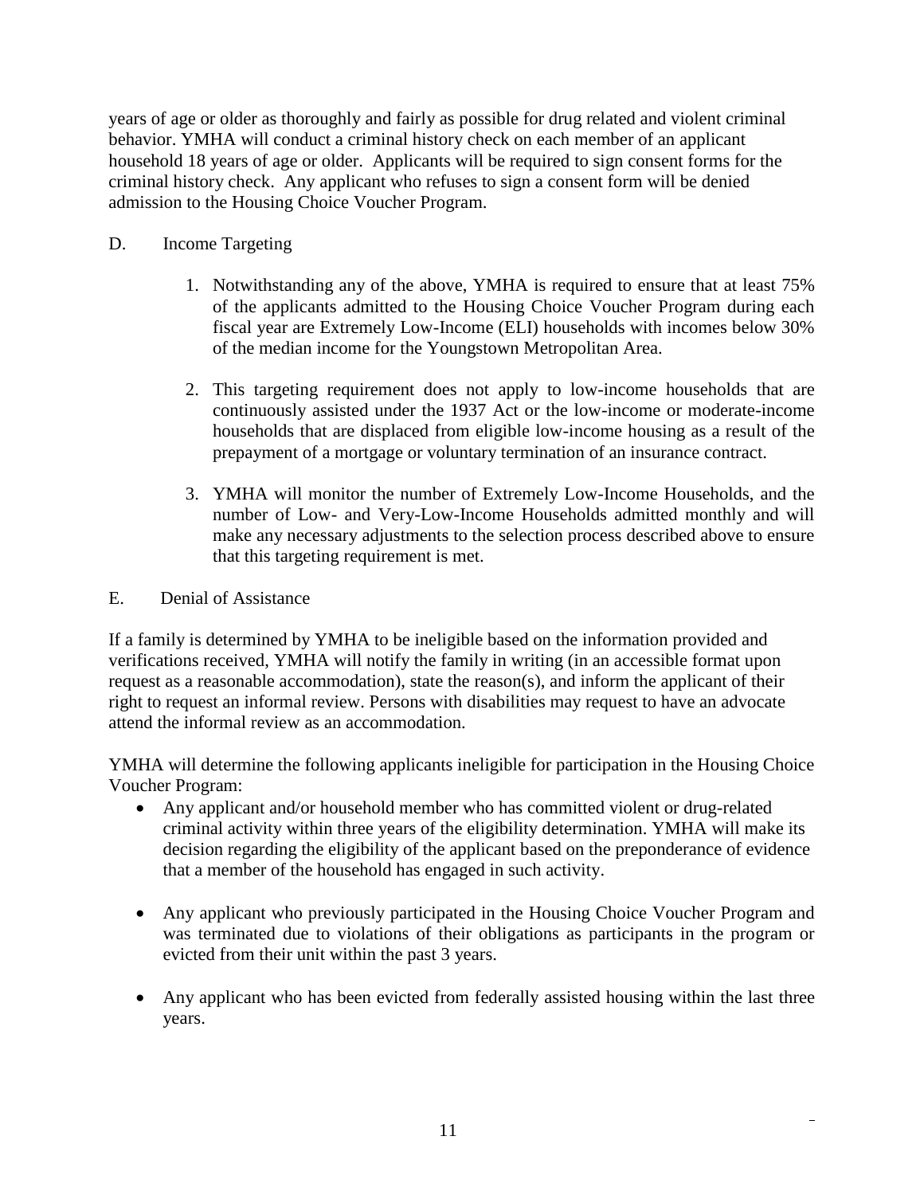years of age or older as thoroughly and fairly as possible for drug related and violent criminal behavior. YMHA will conduct a criminal history check on each member of an applicant household 18 years of age or older. Applicants will be required to sign consent forms for the criminal history check. Any applicant who refuses to sign a consent form will be denied admission to the Housing Choice Voucher Program.

D. Income Targeting

1. Notwithstanding any of the above, YMHA is required to ensure that at least 75% of the applicants admitted to the Housing Choice Voucher Program during each fiscal year are Extremely Low-Income (ELI) households with incomes below 30% of the median income for the Youngstown Metropolitan Area.

2. This targeting requirement does not apply to low-income households that are continuously assisted under the 1937 Act or the low-income or moderate-income households that are displaced from eligible low-income housing as a result of the prepayment of a mortgage or voluntary termination of an insurance contract.

3. YMHA will monitor the number of Extremely Low-Income Households, and the number of Low- and Very-Low-Income Households admitted monthly and will make any necessary adjustments to the selection process described above to ensure that this targeting requirement is met.

E. Denial of Assistance

If a family is determined by YMHA to be ineligible based on the information provided and verifications received, YMHA will notify the family in writing (in an accessible format upon request as a reasonable accommodation), state the reason(s), and inform the applicant of their right to request an informal review. Persons with disabilities may request to have an advocate attend the informal review as an accommodation.

YMHA will determine the following applicants ineligible for participation in the Housing Choice Voucher Program:

- Any applicant and/or household member who has committed violent or drug-related criminal activity within three years of the eligibility determination. YMHA will make its decision regarding the eligibility of the applicant based on the preponderance of evidence that a member of the household has engaged in such activity.

- Any applicant who previously participated in the Housing Choice Voucher Program and was terminated due to violations of their obligations as participants in the program or evicted from their unit within the past 3 years.

- Any applicant who has been evicted from federally assisted housing within the last three years.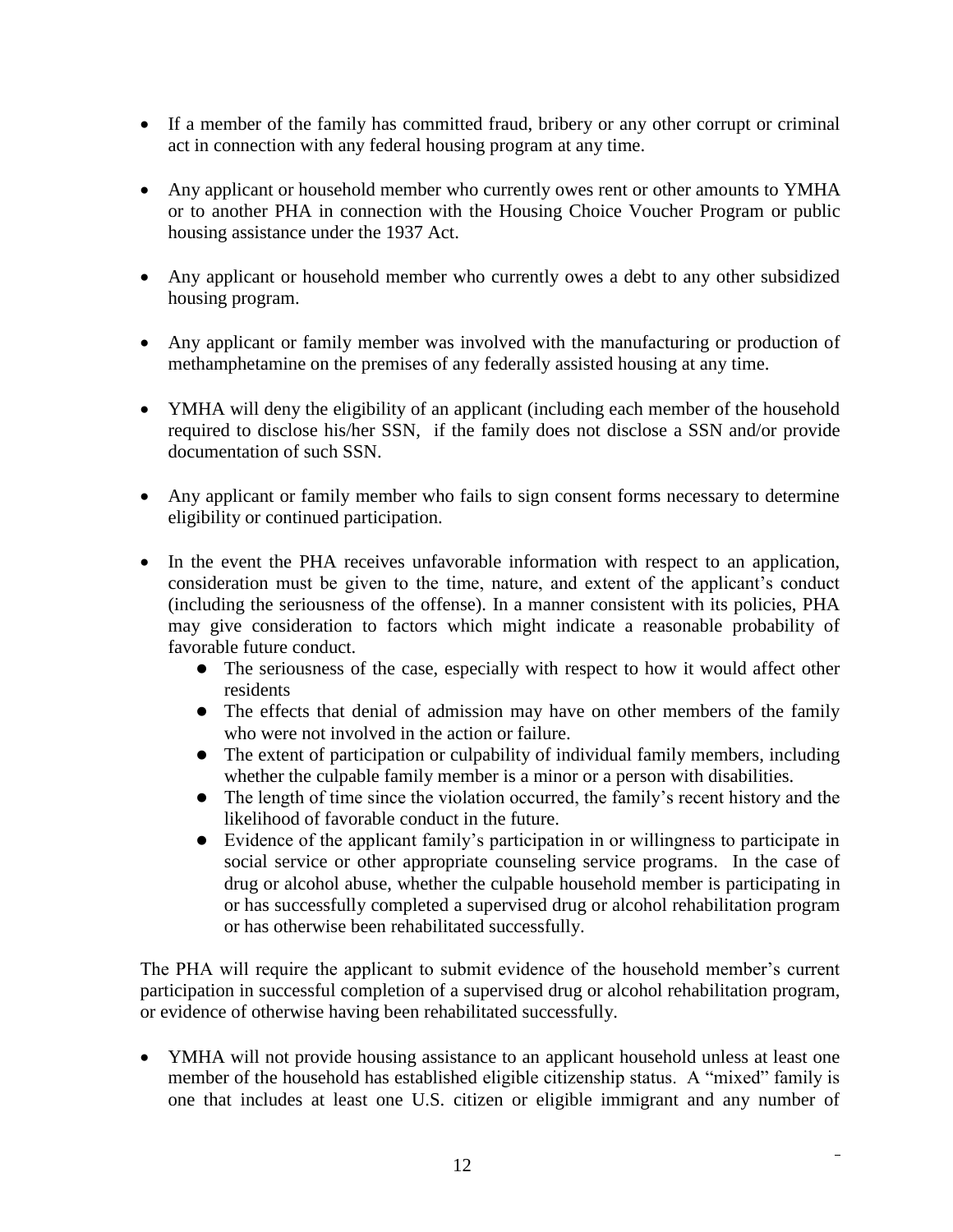- If a member of the family has committed fraud, bribery or any other corrupt or criminal act in connection with any federal housing program at any time.

- Any applicant or household member who currently owes rent or other amounts to YMHA or to another PHA in connection with the Housing Choice Voucher Program or public housing assistance under the 1937 Act.

- Any applicant or household member who currently owes a debt to any other subsidized housing program.

- Any applicant or family member was involved with the manufacturing or production of methamphetamine on the premises of any federally assisted housing at any time.

- YMHA will deny the eligibility of an applicant (including each member of the household required to disclose his/her SSN, if the family does not disclose a SSN and/or provide documentation of such SSN.

- Any applicant or family member who fails to sign consent forms necessary to determine eligibility or continued participation.

- In the event the PHA receives unfavorable information with respect to an application, consideration must be given to the time, nature, and extent of the applicant's conduct (including the seriousness of the offense). In a manner consistent with its policies, PHA may give consideration to factors which might indicate a reasonable probability of favorable future conduct.
  - The seriousness of the case, especially with respect to how it would affect other residents
  - The effects that denial of admission may have on other members of the family who were not involved in the action or failure.
  - The extent of participation or culpability of individual family members, including whether the culpable family member is a minor or a person with disabilities.
  - The length of time since the violation occurred, the family's recent history and the likelihood of favorable conduct in the future.
  - Evidence of the applicant family's participation in or willingness to participate in social service or other appropriate counseling service programs. In the case of drug or alcohol abuse, whether the culpable household member is participating in or has successfully completed a supervised drug or alcohol rehabilitation program or has otherwise been rehabilitated successfully.

The PHA will require the applicant to submit evidence of the household member's current participation in successful completion of a supervised drug or alcohol rehabilitation program, or evidence of otherwise having been rehabilitated successfully.

- YMHA will not provide housing assistance to an applicant household unless at least one member of the household has established eligible citizenship status. A "mixed" family is one that includes at least one U.S. citizen or eligible immigrant and any number of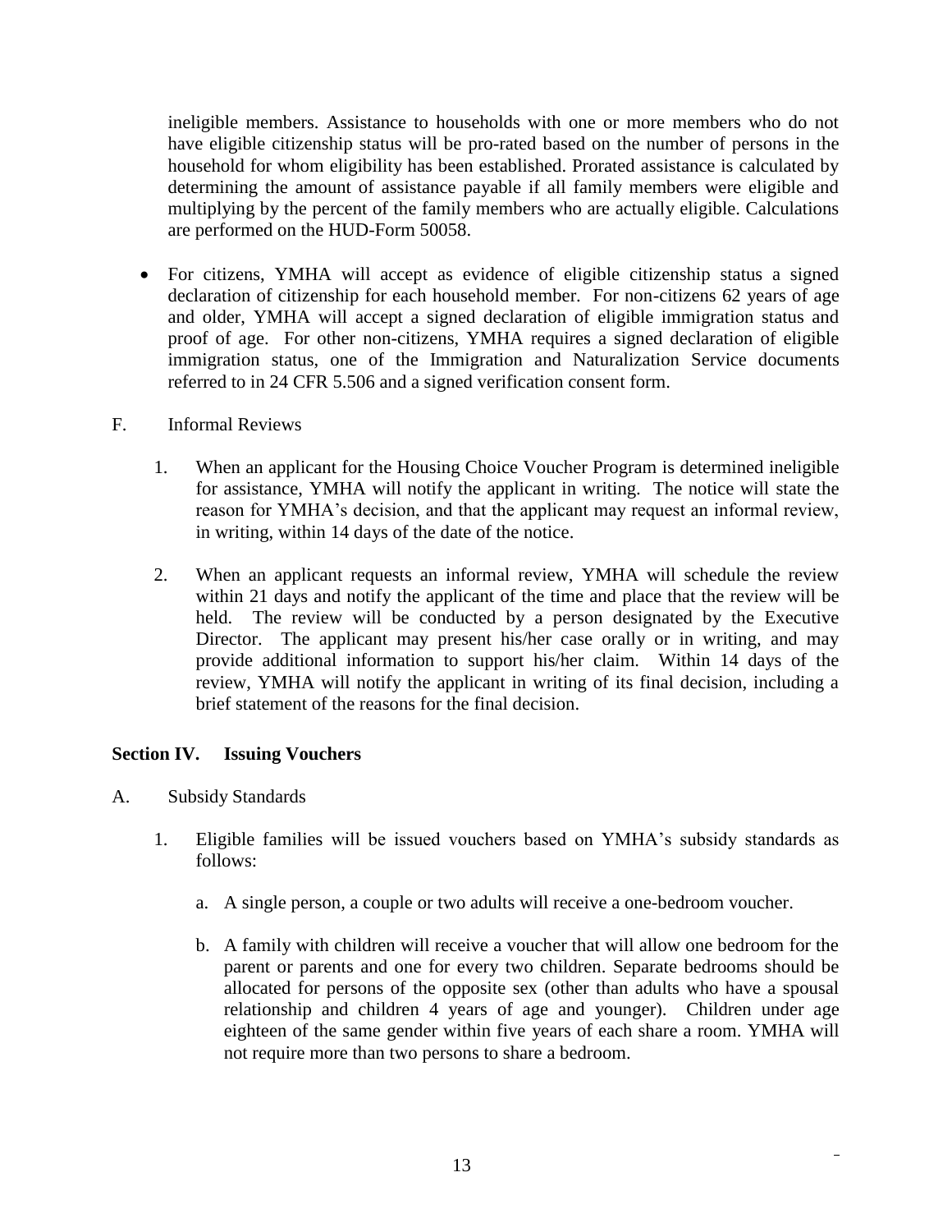ineligible members. Assistance to households with one or more members who do not have eligible citizenship status will be pro-rated based on the number of persons in the household for whom eligibility has been established. Prorated assistance is calculated by determining the amount of assistance payable if all family members were eligible and multiplying by the percent of the family members who are actually eligible. Calculations are performed on the HUD-Form 50058.

- For citizens, YMHA will accept as evidence of eligible citizenship status a signed declaration of citizenship for each household member. For non-citizens 62 years of age and older, YMHA will accept a signed declaration of eligible immigration status and proof of age. For other non-citizens, YMHA requires a signed declaration of eligible immigration status, one of the Immigration and Naturalization Service documents referred to in 24 CFR 5.506 and a signed verification consent form.

F. Informal Reviews

1. When an applicant for the Housing Choice Voucher Program is determined ineligible for assistance, YMHA will notify the applicant in writing. The notice will state the reason for YMHA's decision, and that the applicant may request an informal review, in writing, within 14 days of the date of the notice.

2. When an applicant requests an informal review, YMHA will schedule the review within 21 days and notify the applicant of the time and place that the review will be held. The review will be conducted by a person designated by the Executive Director. The applicant may present his/her case orally or in writing, and may provide additional information to support his/her claim. Within 14 days of the review, YMHA will notify the applicant in writing of its final decision, including a brief statement of the reasons for the final decision.

## Section IV. Issuing Vouchers

A. Subsidy Standards

1. Eligible families will be issued vouchers based on YMHA's subsidy standards as follows:

   a. A single person, a couple or two adults will receive a one-bedroom voucher.

   b. A family with children will receive a voucher that will allow one bedroom for the parent or parents and one for every two children. Separate bedrooms should be allocated for persons of the opposite sex (other than adults who have a spousal relationship and children 4 years of age and younger). Children under age eighteen of the same gender within five years of each share a room. YMHA will not require more than two persons to share a bedroom.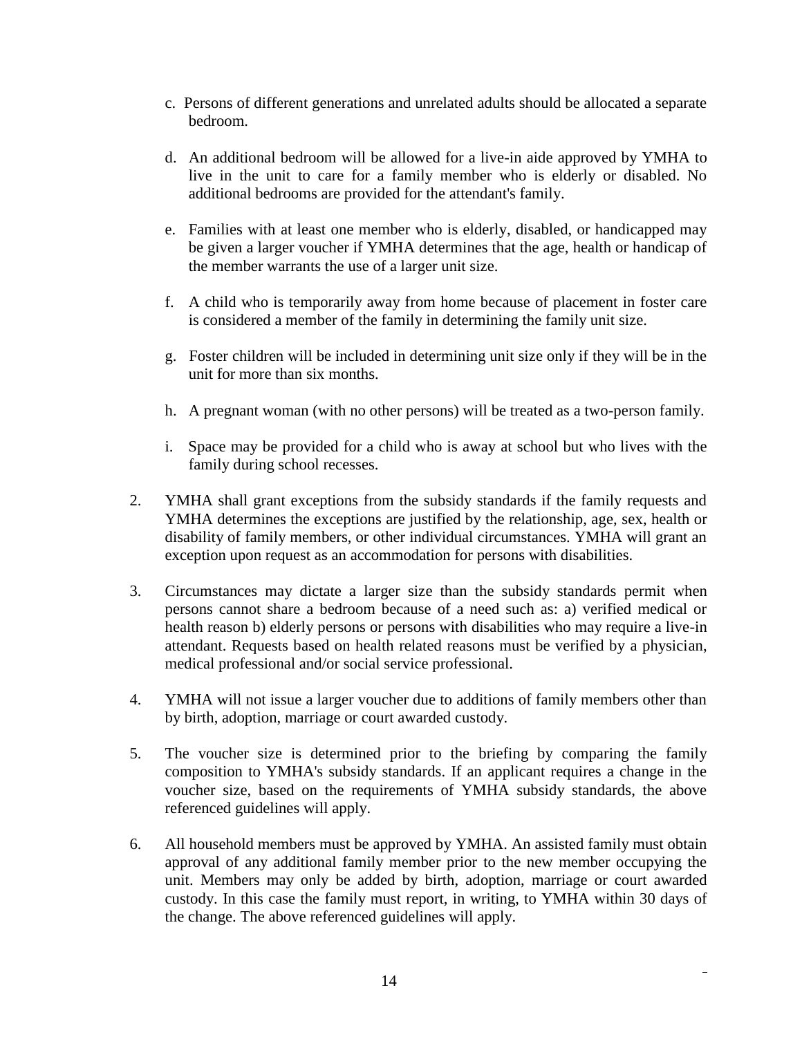c. Persons of different generations and unrelated adults should be allocated a separate bedroom.

d. An additional bedroom will be allowed for a live-in aide approved by YMHA to live in the unit to care for a family member who is elderly or disabled. No additional bedrooms are provided for the attendant's family.

e. Families with at least one member who is elderly, disabled, or handicapped may be given a larger voucher if YMHA determines that the age, health or handicap of the member warrants the use of a larger unit size.

f. A child who is temporarily away from home because of placement in foster care is considered a member of the family in determining the family unit size.

g. Foster children will be included in determining unit size only if they will be in the unit for more than six months.

h. A pregnant woman (with no other persons) will be treated as a two-person family.

i. Space may be provided for a child who is away at school but who lives with the family during school recesses.

2. YMHA shall grant exceptions from the subsidy standards if the family requests and YMHA determines the exceptions are justified by the relationship, age, sex, health or disability of family members, or other individual circumstances. YMHA will grant an exception upon request as an accommodation for persons with disabilities.

3. Circumstances may dictate a larger size than the subsidy standards permit when persons cannot share a bedroom because of a need such as: a) verified medical or health reason b) elderly persons or persons with disabilities who may require a live-in attendant. Requests based on health related reasons must be verified by a physician, medical professional and/or social service professional.

4. YMHA will not issue a larger voucher due to additions of family members other than by birth, adoption, marriage or court awarded custody.

5. The voucher size is determined prior to the briefing by comparing the family composition to YMHA's subsidy standards. If an applicant requires a change in the voucher size, based on the requirements of YMHA subsidy standards, the above referenced guidelines will apply.

6. All household members must be approved by YMHA. An assisted family must obtain approval of any additional family member prior to the new member occupying the unit. Members may only be added by birth, adoption, marriage or court awarded custody. In this case the family must report, in writing, to YMHA within 30 days of the change. The above referenced guidelines will apply.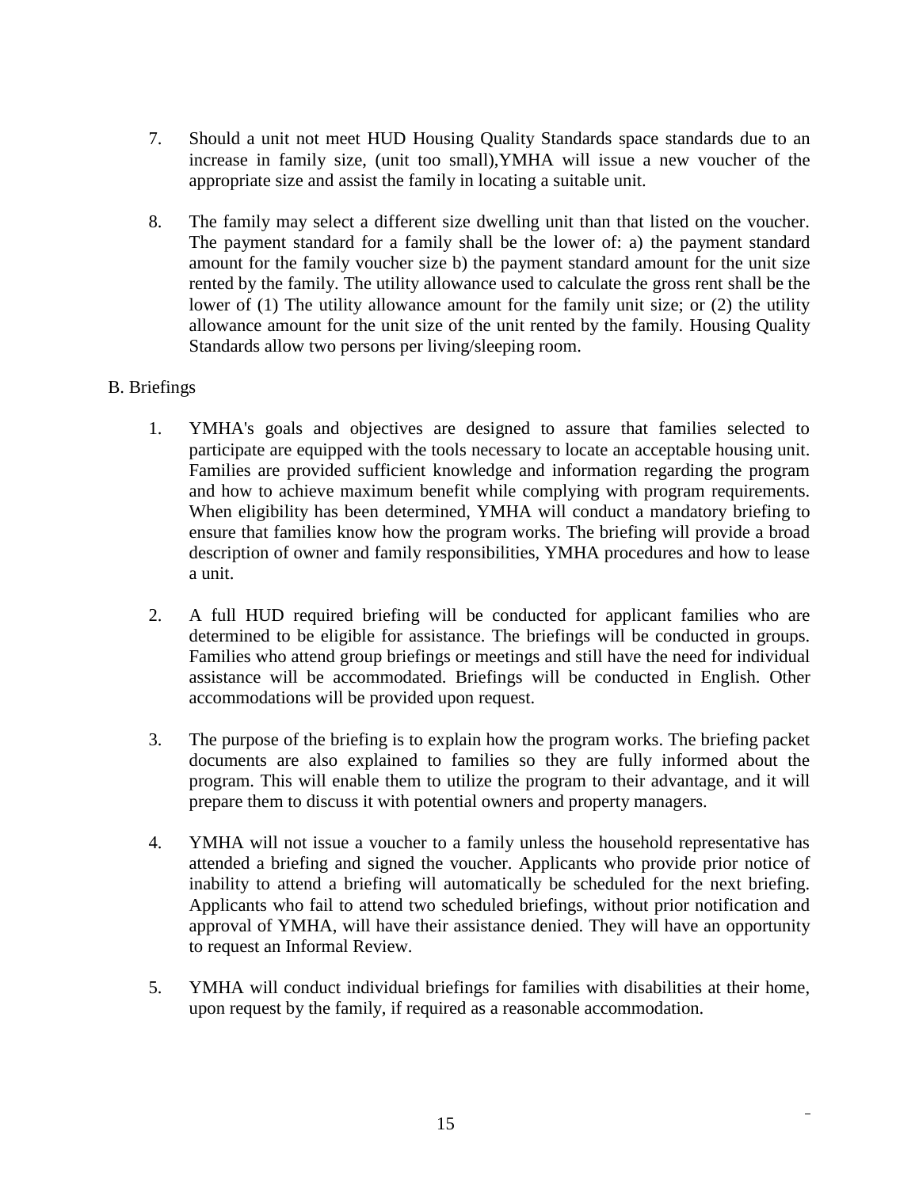7. Should a unit not meet HUD Housing Quality Standards space standards due to an increase in family size, (unit too small),YMHA will issue a new voucher of the appropriate size and assist the family in locating a suitable unit.

8. The family may select a different size dwelling unit than that listed on the voucher. The payment standard for a family shall be the lower of: a) the payment standard amount for the family voucher size b) the payment standard amount for the unit size rented by the family. The utility allowance used to calculate the gross rent shall be the lower of (1) The utility allowance amount for the family unit size; or (2) the utility allowance amount for the unit size of the unit rented by the family. Housing Quality Standards allow two persons per living/sleeping room.

B. Briefings

1. YMHA's goals and objectives are designed to assure that families selected to participate are equipped with the tools necessary to locate an acceptable housing unit. Families are provided sufficient knowledge and information regarding the program and how to achieve maximum benefit while complying with program requirements. When eligibility has been determined, YMHA will conduct a mandatory briefing to ensure that families know how the program works. The briefing will provide a broad description of owner and family responsibilities, YMHA procedures and how to lease a unit.

2. A full HUD required briefing will be conducted for applicant families who are determined to be eligible for assistance. The briefings will be conducted in groups. Families who attend group briefings or meetings and still have the need for individual assistance will be accommodated. Briefings will be conducted in English. Other accommodations will be provided upon request.

3. The purpose of the briefing is to explain how the program works. The briefing packet documents are also explained to families so they are fully informed about the program. This will enable them to utilize the program to their advantage, and it will prepare them to discuss it with potential owners and property managers.

4. YMHA will not issue a voucher to a family unless the household representative has attended a briefing and signed the voucher. Applicants who provide prior notice of inability to attend a briefing will automatically be scheduled for the next briefing. Applicants who fail to attend two scheduled briefings, without prior notification and approval of YMHA, will have their assistance denied. They will have an opportunity to request an Informal Review.

5. YMHA will conduct individual briefings for families with disabilities at their home, upon request by the family, if required as a reasonable accommodation.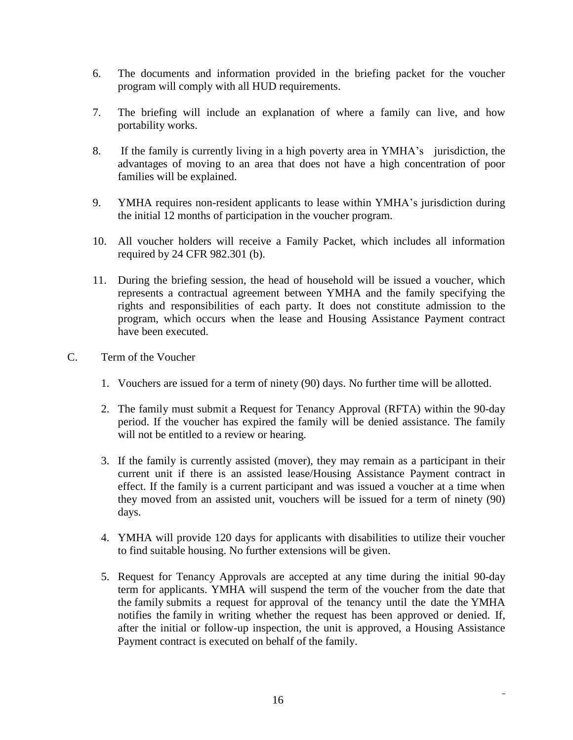6. The documents and information provided in the briefing packet for the voucher program will comply with all HUD requirements.

7. The briefing will include an explanation of where a family can live, and how portability works.

8. If the family is currently living in a high poverty area in YMHA's jurisdiction, the advantages of moving to an area that does not have a high concentration of poor families will be explained.

9. YMHA requires non-resident applicants to lease within YMHA's jurisdiction during the initial 12 months of participation in the voucher program.

10. All voucher holders will receive a Family Packet, which includes all information required by 24 CFR 982.301 (b).

11. During the briefing session, the head of household will be issued a voucher, which represents a contractual agreement between YMHA and the family specifying the rights and responsibilities of each party. It does not constitute admission to the program, which occurs when the lease and Housing Assistance Payment contract have been executed.

C. Term of the Voucher

1. Vouchers are issued for a term of ninety (90) days. No further time will be allotted.

2. The family must submit a Request for Tenancy Approval (RFTA) within the 90-day period. If the voucher has expired the family will be denied assistance. The family will not be entitled to a review or hearing.

3. If the family is currently assisted (mover), they may remain as a participant in their current unit if there is an assisted lease/Housing Assistance Payment contract in effect. If the family is a current participant and was issued a voucher at a time when they moved from an assisted unit, vouchers will be issued for a term of ninety (90) days.

4. YMHA will provide 120 days for applicants with disabilities to utilize their voucher to find suitable housing. No further extensions will be given.

5. Request for Tenancy Approvals are accepted at any time during the initial 90-day term for applicants. YMHA will suspend the term of the voucher from the date that the family submits a request for approval of the tenancy until the date the YMHA notifies the family in writing whether the request has been approved or denied. If, after the initial or follow-up inspection, the unit is approved, a Housing Assistance Payment contract is executed on behalf of the family.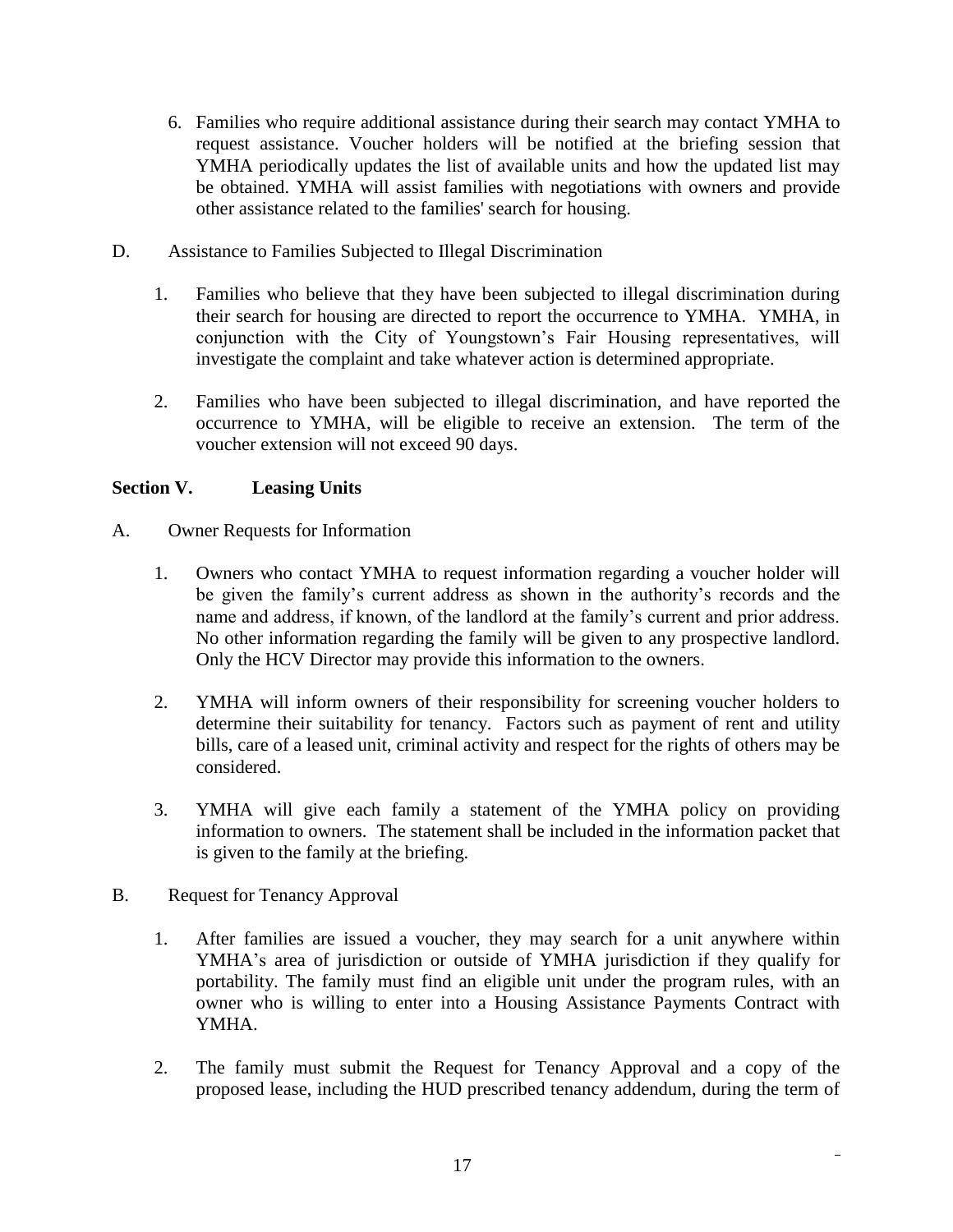6. Families who require additional assistance during their search may contact YMHA to request assistance. Voucher holders will be notified at the briefing session that YMHA periodically updates the list of available units and how the updated list may be obtained. YMHA will assist families with negotiations with owners and provide other assistance related to the families' search for housing.

D. Assistance to Families Subjected to Illegal Discrimination

1. Families who believe that they have been subjected to illegal discrimination during their search for housing are directed to report the occurrence to YMHA. YMHA, in conjunction with the City of Youngstown's Fair Housing representatives, will investigate the complaint and take whatever action is determined appropriate.

2. Families who have been subjected to illegal discrimination, and have reported the occurrence to YMHA, will be eligible to receive an extension. The term of the voucher extension will not exceed 90 days.

## Section V. Leasing Units

A. Owner Requests for Information

1. Owners who contact YMHA to request information regarding a voucher holder will be given the family's current address as shown in the authority's records and the name and address, if known, of the landlord at the family's current and prior address. No other information regarding the family will be given to any prospective landlord. Only the HCV Director may provide this information to the owners.

2. YMHA will inform owners of their responsibility for screening voucher holders to determine their suitability for tenancy. Factors such as payment of rent and utility bills, care of a leased unit, criminal activity and respect for the rights of others may be considered.

3. YMHA will give each family a statement of the YMHA policy on providing information to owners. The statement shall be included in the information packet that is given to the family at the briefing.

B. Request for Tenancy Approval

1. After families are issued a voucher, they may search for a unit anywhere within YMHA's area of jurisdiction or outside of YMHA jurisdiction if they qualify for portability. The family must find an eligible unit under the program rules, with an owner who is willing to enter into a Housing Assistance Payments Contract with YMHA.

2. The family must submit the Request for Tenancy Approval and a copy of the proposed lease, including the HUD prescribed tenancy addendum, during the term of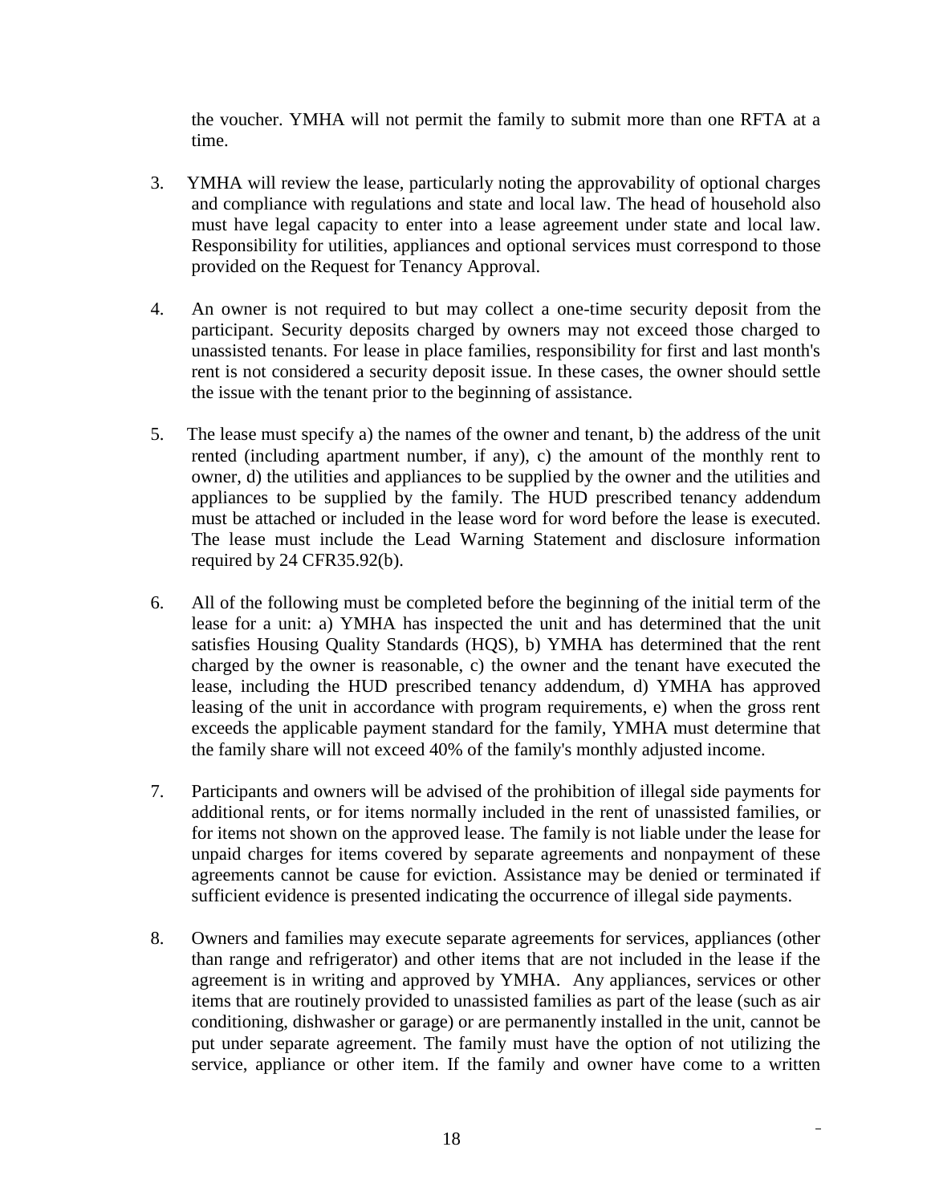the voucher. YMHA will not permit the family to submit more than one RFTA at a time.

3. YMHA will review the lease, particularly noting the approvability of optional charges and compliance with regulations and state and local law. The head of household also must have legal capacity to enter into a lease agreement under state and local law. Responsibility for utilities, appliances and optional services must correspond to those provided on the Request for Tenancy Approval.

4. An owner is not required to but may collect a one-time security deposit from the participant. Security deposits charged by owners may not exceed those charged to unassisted tenants. For lease in place families, responsibility for first and last month's rent is not considered a security deposit issue. In these cases, the owner should settle the issue with the tenant prior to the beginning of assistance.

5. The lease must specify a) the names of the owner and tenant, b) the address of the unit rented (including apartment number, if any), c) the amount of the monthly rent to owner, d) the utilities and appliances to be supplied by the owner and the utilities and appliances to be supplied by the family. The HUD prescribed tenancy addendum must be attached or included in the lease word for word before the lease is executed. The lease must include the Lead Warning Statement and disclosure information required by 24 CFR35.92(b).

6. All of the following must be completed before the beginning of the initial term of the lease for a unit: a) YMHA has inspected the unit and has determined that the unit satisfies Housing Quality Standards (HQS), b) YMHA has determined that the rent charged by the owner is reasonable, c) the owner and the tenant have executed the lease, including the HUD prescribed tenancy addendum, d) YMHA has approved leasing of the unit in accordance with program requirements, e) when the gross rent exceeds the applicable payment standard for the family, YMHA must determine that the family share will not exceed 40% of the family's monthly adjusted income.

7. Participants and owners will be advised of the prohibition of illegal side payments for additional rents, or for items normally included in the rent of unassisted families, or for items not shown on the approved lease. The family is not liable under the lease for unpaid charges for items covered by separate agreements and nonpayment of these agreements cannot be cause for eviction. Assistance may be denied or terminated if sufficient evidence is presented indicating the occurrence of illegal side payments.

8. Owners and families may execute separate agreements for services, appliances (other than range and refrigerator) and other items that are not included in the lease if the agreement is in writing and approved by YMHA. Any appliances, services or other items that are routinely provided to unassisted families as part of the lease (such as air conditioning, dishwasher or garage) or are permanently installed in the unit, cannot be put under separate agreement. The family must have the option of not utilizing the service, appliance or other item. If the family and owner have come to a written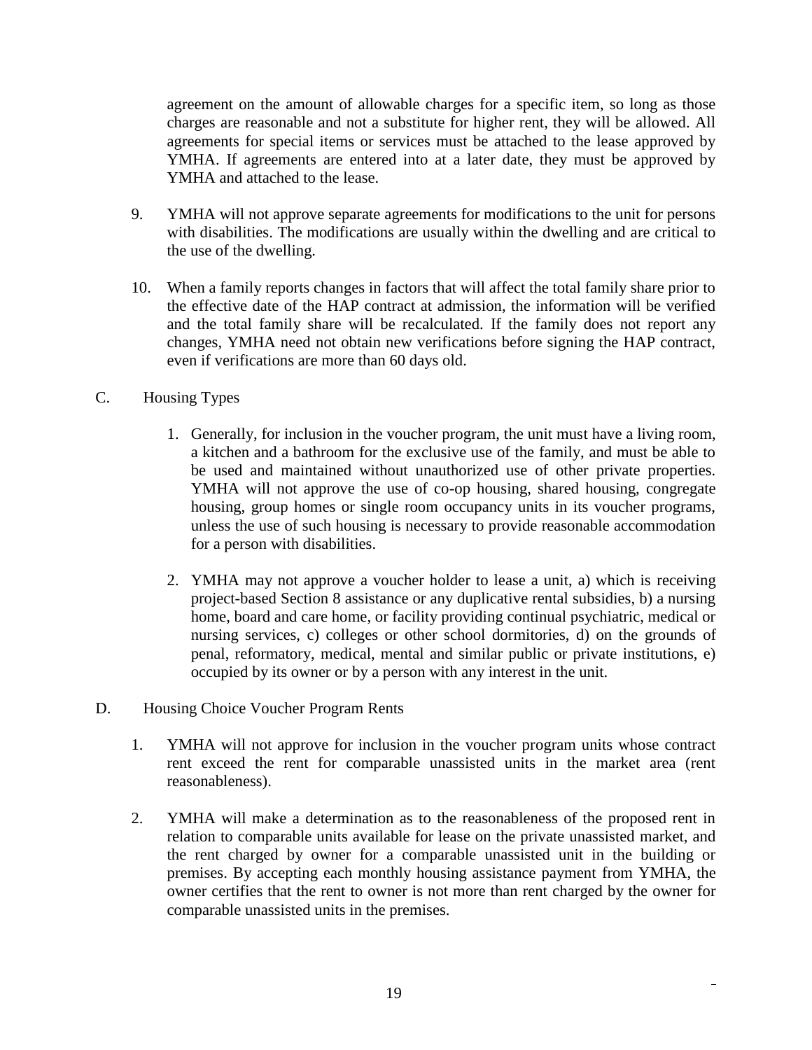agreement on the amount of allowable charges for a specific item, so long as those charges are reasonable and not a substitute for higher rent, they will be allowed. All agreements for special items or services must be attached to the lease approved by YMHA. If agreements are entered into at a later date, they must be approved by YMHA and attached to the lease.

9. YMHA will not approve separate agreements for modifications to the unit for persons with disabilities. The modifications are usually within the dwelling and are critical to the use of the dwelling.

10. When a family reports changes in factors that will affect the total family share prior to the effective date of the HAP contract at admission, the information will be verified and the total family share will be recalculated. If the family does not report any changes, YMHA need not obtain new verifications before signing the HAP contract, even if verifications are more than 60 days old.

C. Housing Types

1. Generally, for inclusion in the voucher program, the unit must have a living room, a kitchen and a bathroom for the exclusive use of the family, and must be able to be used and maintained without unauthorized use of other private properties. YMHA will not approve the use of co-op housing, shared housing, congregate housing, group homes or single room occupancy units in its voucher programs, unless the use of such housing is necessary to provide reasonable accommodation for a person with disabilities.

2. YMHA may not approve a voucher holder to lease a unit, a) which is receiving project-based Section 8 assistance or any duplicative rental subsidies, b) a nursing home, board and care home, or facility providing continual psychiatric, medical or nursing services, c) colleges or other school dormitories, d) on the grounds of penal, reformatory, medical, mental and similar public or private institutions, e) occupied by its owner or by a person with any interest in the unit.

D. Housing Choice Voucher Program Rents

1. YMHA will not approve for inclusion in the voucher program units whose contract rent exceed the rent for comparable unassisted units in the market area (rent reasonableness).

2. YMHA will make a determination as to the reasonableness of the proposed rent in relation to comparable units available for lease on the private unassisted market, and the rent charged by owner for a comparable unassisted unit in the building or premises. By accepting each monthly housing assistance payment from YMHA, the owner certifies that the rent to owner is not more than rent charged by the owner for comparable unassisted units in the premises.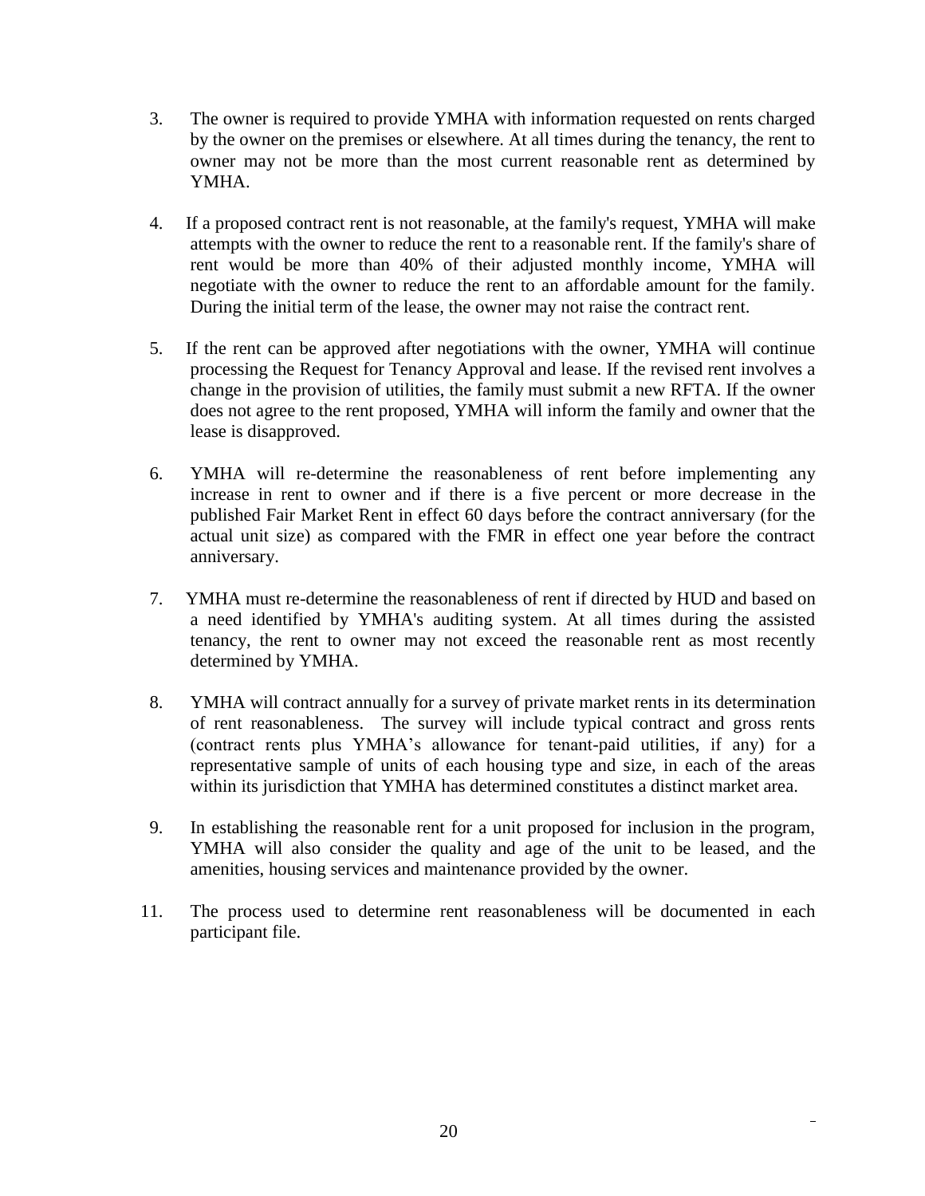3. The owner is required to provide YMHA with information requested on rents charged by the owner on the premises or elsewhere. At all times during the tenancy, the rent to owner may not be more than the most current reasonable rent as determined by YMHA.

4. If a proposed contract rent is not reasonable, at the family's request, YMHA will make attempts with the owner to reduce the rent to a reasonable rent. If the family's share of rent would be more than 40% of their adjusted monthly income, YMHA will negotiate with the owner to reduce the rent to an affordable amount for the family. During the initial term of the lease, the owner may not raise the contract rent.

5. If the rent can be approved after negotiations with the owner, YMHA will continue processing the Request for Tenancy Approval and lease. If the revised rent involves a change in the provision of utilities, the family must submit a new RFTA. If the owner does not agree to the rent proposed, YMHA will inform the family and owner that the lease is disapproved.

6. YMHA will re-determine the reasonableness of rent before implementing any increase in rent to owner and if there is a five percent or more decrease in the published Fair Market Rent in effect 60 days before the contract anniversary (for the actual unit size) as compared with the FMR in effect one year before the contract anniversary.

7. YMHA must re-determine the reasonableness of rent if directed by HUD and based on a need identified by YMHA's auditing system. At all times during the assisted tenancy, the rent to owner may not exceed the reasonable rent as most recently determined by YMHA.

8. YMHA will contract annually for a survey of private market rents in its determination of rent reasonableness. The survey will include typical contract and gross rents (contract rents plus YMHA's allowance for tenant-paid utilities, if any) for a representative sample of units of each housing type and size, in each of the areas within its jurisdiction that YMHA has determined constitutes a distinct market area.

9. In establishing the reasonable rent for a unit proposed for inclusion in the program, YMHA will also consider the quality and age of the unit to be leased, and the amenities, housing services and maintenance provided by the owner.

11. The process used to determine rent reasonableness will be documented in each participant file.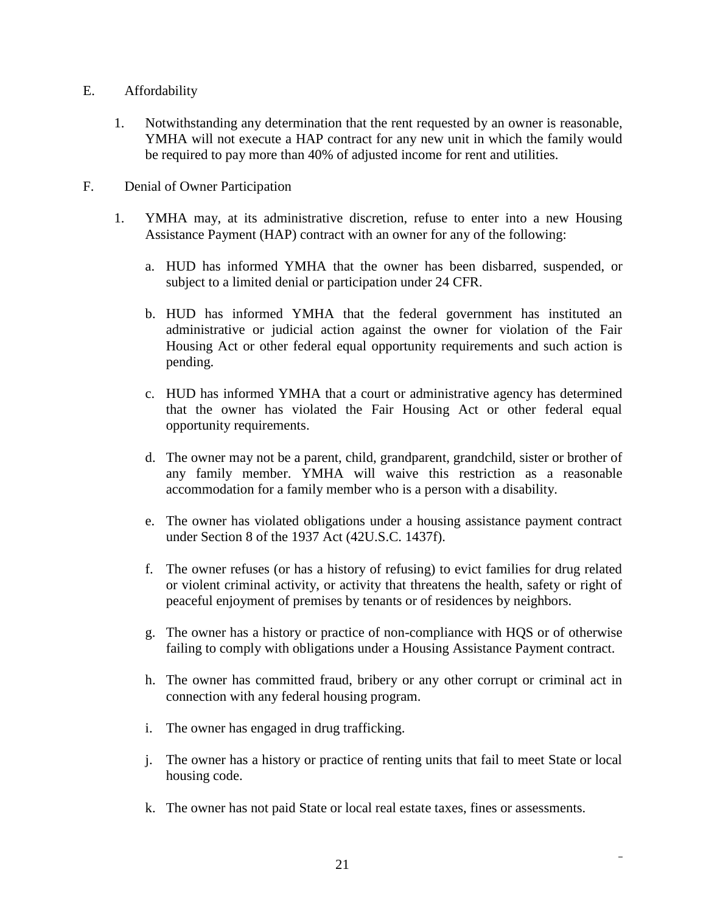E. Affordability

1. Notwithstanding any determination that the rent requested by an owner is reasonable, YMHA will not execute a HAP contract for any new unit in which the family would be required to pay more than 40% of adjusted income for rent and utilities.

F. Denial of Owner Participation

1. YMHA may, at its administrative discretion, refuse to enter into a new Housing Assistance Payment (HAP) contract with an owner for any of the following:

   a. HUD has informed YMHA that the owner has been disbarred, suspended, or subject to a limited denial or participation under 24 CFR.

   b. HUD has informed YMHA that the federal government has instituted an administrative or judicial action against the owner for violation of the Fair Housing Act or other federal equal opportunity requirements and such action is pending.

   c. HUD has informed YMHA that a court or administrative agency has determined that the owner has violated the Fair Housing Act or other federal equal opportunity requirements.

   d. The owner may not be a parent, child, grandparent, grandchild, sister or brother of any family member. YMHA will waive this restriction as a reasonable accommodation for a family member who is a person with a disability.

   e. The owner has violated obligations under a housing assistance payment contract under Section 8 of the 1937 Act (42U.S.C. 1437f).

   f. The owner refuses (or has a history of refusing) to evict families for drug related or violent criminal activity, or activity that threatens the health, safety or right of peaceful enjoyment of premises by tenants or of residences by neighbors.

   g. The owner has a history or practice of non-compliance with HQS or of otherwise failing to comply with obligations under a Housing Assistance Payment contract.

   h. The owner has committed fraud, bribery or any other corrupt or criminal act in connection with any federal housing program.

   i. The owner has engaged in drug trafficking.

   j. The owner has a history or practice of renting units that fail to meet State or local housing code.

   k. The owner has not paid State or local real estate taxes, fines or assessments.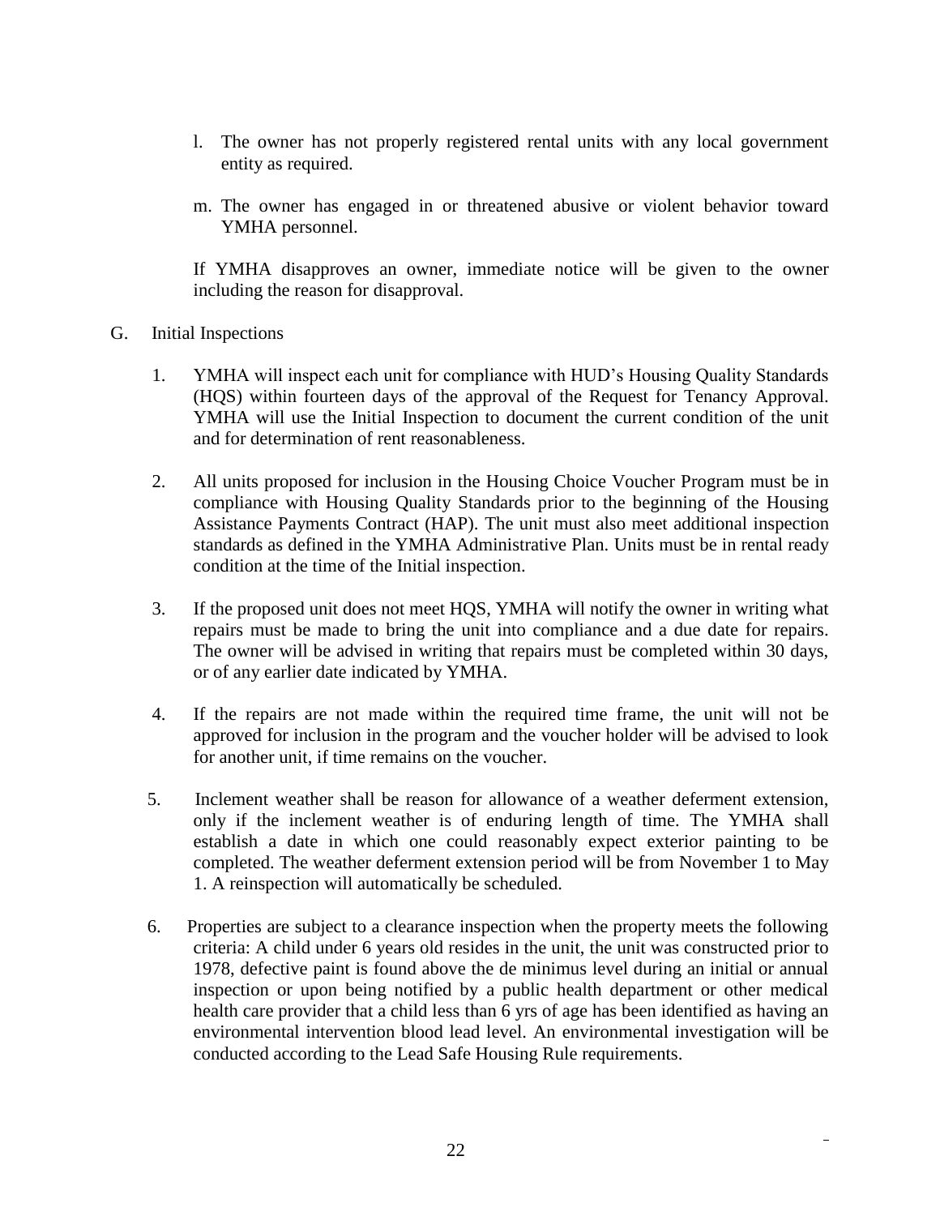l. The owner has not properly registered rental units with any local government entity as required.

m. The owner has engaged in or threatened abusive or violent behavior toward YMHA personnel.

If YMHA disapproves an owner, immediate notice will be given to the owner including the reason for disapproval.

G. Initial Inspections

1. YMHA will inspect each unit for compliance with HUD's Housing Quality Standards (HQS) within fourteen days of the approval of the Request for Tenancy Approval. YMHA will use the Initial Inspection to document the current condition of the unit and for determination of rent reasonableness.

2. All units proposed for inclusion in the Housing Choice Voucher Program must be in compliance with Housing Quality Standards prior to the beginning of the Housing Assistance Payments Contract (HAP). The unit must also meet additional inspection standards as defined in the YMHA Administrative Plan. Units must be in rental ready condition at the time of the Initial inspection.

3. If the proposed unit does not meet HQS, YMHA will notify the owner in writing what repairs must be made to bring the unit into compliance and a due date for repairs. The owner will be advised in writing that repairs must be completed within 30 days, or of any earlier date indicated by YMHA.

4. If the repairs are not made within the required time frame, the unit will not be approved for inclusion in the program and the voucher holder will be advised to look for another unit, if time remains on the voucher.

5. Inclement weather shall be reason for allowance of a weather deferment extension, only if the inclement weather is of enduring length of time. The YMHA shall establish a date in which one could reasonably expect exterior painting to be completed. The weather deferment extension period will be from November 1 to May 1. A reinspection will automatically be scheduled.

6. Properties are subject to a clearance inspection when the property meets the following criteria: A child under 6 years old resides in the unit, the unit was constructed prior to 1978, defective paint is found above the de minimus level during an initial or annual inspection or upon being notified by a public health department or other medical health care provider that a child less than 6 yrs of age has been identified as having an environmental intervention blood lead level. An environmental investigation will be conducted according to the Lead Safe Housing Rule requirements.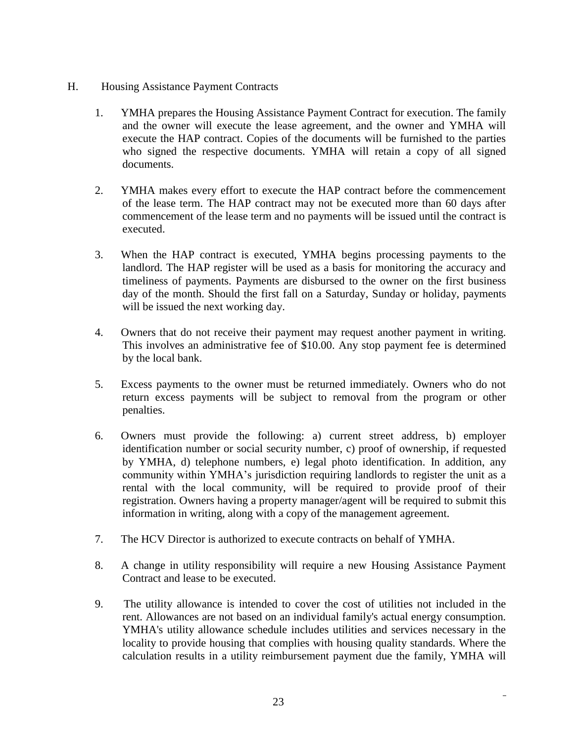## H. Housing Assistance Payment Contracts

1. YMHA prepares the Housing Assistance Payment Contract for execution. The family and the owner will execute the lease agreement, and the owner and YMHA will execute the HAP contract. Copies of the documents will be furnished to the parties who signed the respective documents. YMHA will retain a copy of all signed documents.

2. YMHA makes every effort to execute the HAP contract before the commencement of the lease term. The HAP contract may not be executed more than 60 days after commencement of the lease term and no payments will be issued until the contract is executed.

3. When the HAP contract is executed, YMHA begins processing payments to the landlord. The HAP register will be used as a basis for monitoring the accuracy and timeliness of payments. Payments are disbursed to the owner on the first business day of the month. Should the first fall on a Saturday, Sunday or holiday, payments will be issued the next working day.

4. Owners that do not receive their payment may request another payment in writing. This involves an administrative fee of $10.00. Any stop payment fee is determined by the local bank.

5. Excess payments to the owner must be returned immediately. Owners who do not return excess payments will be subject to removal from the program or other penalties.

6. Owners must provide the following: a) current street address, b) employer identification number or social security number, c) proof of ownership, if requested by YMHA, d) telephone numbers, e) legal photo identification. In addition, any community within YMHA's jurisdiction requiring landlords to register the unit as a rental with the local community, will be required to provide proof of their registration. Owners having a property manager/agent will be required to submit this information in writing, along with a copy of the management agreement.

7. The HCV Director is authorized to execute contracts on behalf of YMHA.

8. A change in utility responsibility will require a new Housing Assistance Payment Contract and lease to be executed.

9. The utility allowance is intended to cover the cost of utilities not included in the rent. Allowances are not based on an individual family's actual energy consumption. YMHA's utility allowance schedule includes utilities and services necessary in the locality to provide housing that complies with housing quality standards. Where the calculation results in a utility reimbursement payment due the family, YMHA will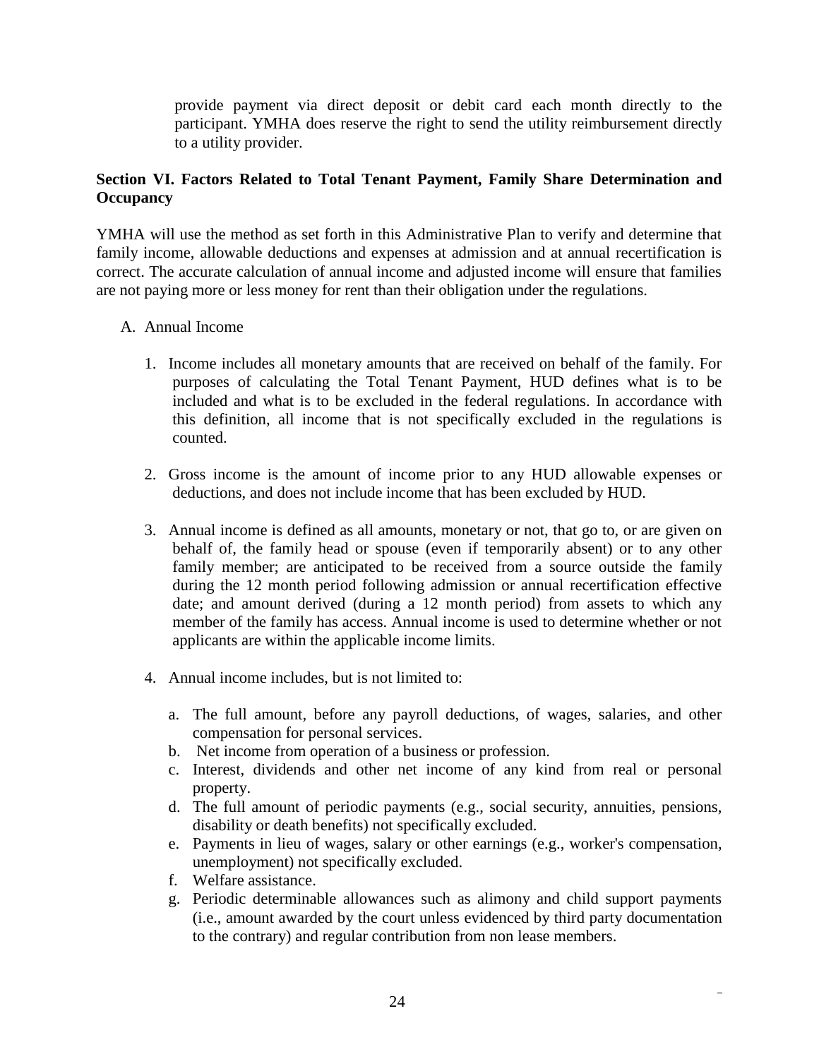provide payment via direct deposit or debit card each month directly to the participant. YMHA does reserve the right to send the utility reimbursement directly to a utility provider.

## Section VI. Factors Related to Total Tenant Payment, Family Share Determination and Occupancy

YMHA will use the method as set forth in this Administrative Plan to verify and determine that family income, allowable deductions and expenses at admission and at annual recertification is correct. The accurate calculation of annual income and adjusted income will ensure that families are not paying more or less money for rent than their obligation under the regulations.

A. Annual Income

1. Income includes all monetary amounts that are received on behalf of the family. For purposes of calculating the Total Tenant Payment, HUD defines what is to be included and what is to be excluded in the federal regulations. In accordance with this definition, all income that is not specifically excluded in the regulations is counted.

2. Gross income is the amount of income prior to any HUD allowable expenses or deductions, and does not include income that has been excluded by HUD.

3. Annual income is defined as all amounts, monetary or not, that go to, or are given on behalf of, the family head or spouse (even if temporarily absent) or to any other family member; are anticipated to be received from a source outside the family during the 12 month period following admission or annual recertification effective date; and amount derived (during a 12 month period) from assets to which any member of the family has access. Annual income is used to determine whether or not applicants are within the applicable income limits.

4. Annual income includes, but is not limited to:

   a. The full amount, before any payroll deductions, of wages, salaries, and other compensation for personal services.
   b. Net income from operation of a business or profession.
   c. Interest, dividends and other net income of any kind from real or personal property.
   d. The full amount of periodic payments (e.g., social security, annuities, pensions, disability or death benefits) not specifically excluded.
   e. Payments in lieu of wages, salary or other earnings (e.g., worker's compensation, unemployment) not specifically excluded.
   f. Welfare assistance.
   g. Periodic determinable allowances such as alimony and child support payments (i.e., amount awarded by the court unless evidenced by third party documentation to the contrary) and regular contribution from non lease members.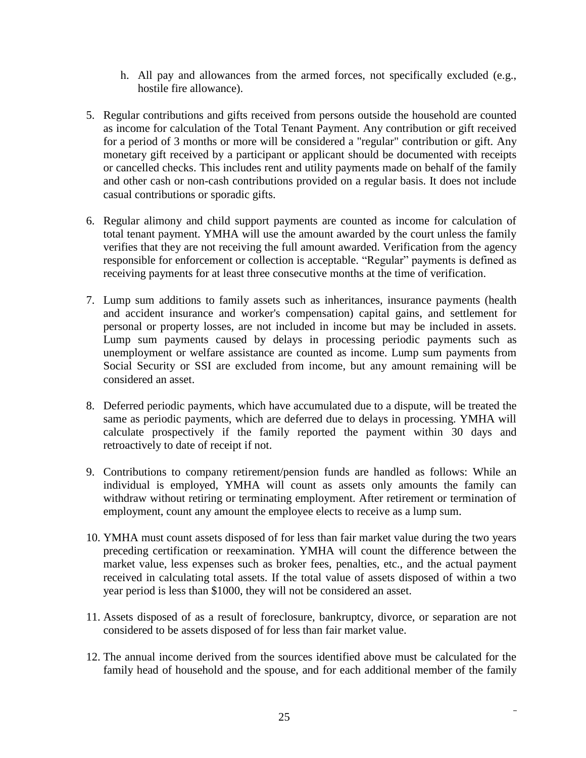h. All pay and allowances from the armed forces, not specifically excluded (e.g., hostile fire allowance).

5. Regular contributions and gifts received from persons outside the household are counted as income for calculation of the Total Tenant Payment. Any contribution or gift received for a period of 3 months or more will be considered a "regular" contribution or gift. Any monetary gift received by a participant or applicant should be documented with receipts or cancelled checks. This includes rent and utility payments made on behalf of the family and other cash or non-cash contributions provided on a regular basis. It does not include casual contributions or sporadic gifts.

6. Regular alimony and child support payments are counted as income for calculation of total tenant payment. YMHA will use the amount awarded by the court unless the family verifies that they are not receiving the full amount awarded. Verification from the agency responsible for enforcement or collection is acceptable. "Regular" payments is defined as receiving payments for at least three consecutive months at the time of verification.

7. Lump sum additions to family assets such as inheritances, insurance payments (health and accident insurance and worker's compensation) capital gains, and settlement for personal or property losses, are not included in income but may be included in assets. Lump sum payments caused by delays in processing periodic payments such as unemployment or welfare assistance are counted as income. Lump sum payments from Social Security or SSI are excluded from income, but any amount remaining will be considered an asset.

8. Deferred periodic payments, which have accumulated due to a dispute, will be treated the same as periodic payments, which are deferred due to delays in processing. YMHA will calculate prospectively if the family reported the payment within 30 days and retroactively to date of receipt if not.

9. Contributions to company retirement/pension funds are handled as follows: While an individual is employed, YMHA will count as assets only amounts the family can withdraw without retiring or terminating employment. After retirement or termination of employment, count any amount the employee elects to receive as a lump sum.

10. YMHA must count assets disposed of for less than fair market value during the two years preceding certification or reexamination. YMHA will count the difference between the market value, less expenses such as broker fees, penalties, etc., and the actual payment received in calculating total assets. If the total value of assets disposed of within a two year period is less than $1000, they will not be considered an asset.

11. Assets disposed of as a result of foreclosure, bankruptcy, divorce, or separation are not considered to be assets disposed of for less than fair market value.

12. The annual income derived from the sources identified above must be calculated for the family head of household and the spouse, and for each additional member of the family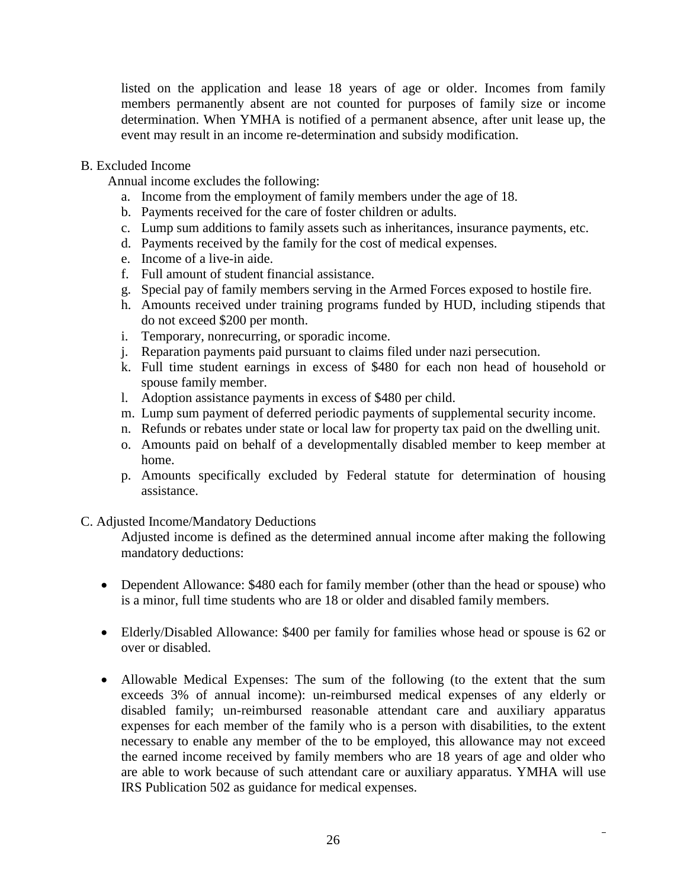listed on the application and lease 18 years of age or older. Incomes from family members permanently absent are not counted for purposes of family size or income determination. When YMHA is notified of a permanent absence, after unit lease up, the event may result in an income re-determination and subsidy modification.

B. Excluded Income

Annual income excludes the following:

a. Income from the employment of family members under the age of 18.
b. Payments received for the care of foster children or adults.
c. Lump sum additions to family assets such as inheritances, insurance payments, etc.
d. Payments received by the family for the cost of medical expenses.
e. Income of a live-in aide.
f. Full amount of student financial assistance.
g. Special pay of family members serving in the Armed Forces exposed to hostile fire.
h. Amounts received under training programs funded by HUD, including stipends that do not exceed $200 per month.
i. Temporary, nonrecurring, or sporadic income.
j. Reparation payments paid pursuant to claims filed under nazi persecution.
k. Full time student earnings in excess of $480 for each non head of household or spouse family member.
l. Adoption assistance payments in excess of $480 per child.
m. Lump sum payment of deferred periodic payments of supplemental security income.
n. Refunds or rebates under state or local law for property tax paid on the dwelling unit.
o. Amounts paid on behalf of a developmentally disabled member to keep member at home.
p. Amounts specifically excluded by Federal statute for determination of housing assistance.

C. Adjusted Income/Mandatory Deductions

Adjusted income is defined as the determined annual income after making the following mandatory deductions:

- Dependent Allowance: $480 each for family member (other than the head or spouse) who is a minor, full time students who are 18 or older and disabled family members.

- Elderly/Disabled Allowance: $400 per family for families whose head or spouse is 62 or over or disabled.

- Allowable Medical Expenses: The sum of the following (to the extent that the sum exceeds 3% of annual income): un-reimbursed medical expenses of any elderly or disabled family; un-reimbursed reasonable attendant care and auxiliary apparatus expenses for each member of the family who is a person with disabilities, to the extent necessary to enable any member of the to be employed, this allowance may not exceed the earned income received by family members who are 18 years of age and older who are able to work because of such attendant care or auxiliary apparatus. YMHA will use IRS Publication 502 as guidance for medical expenses.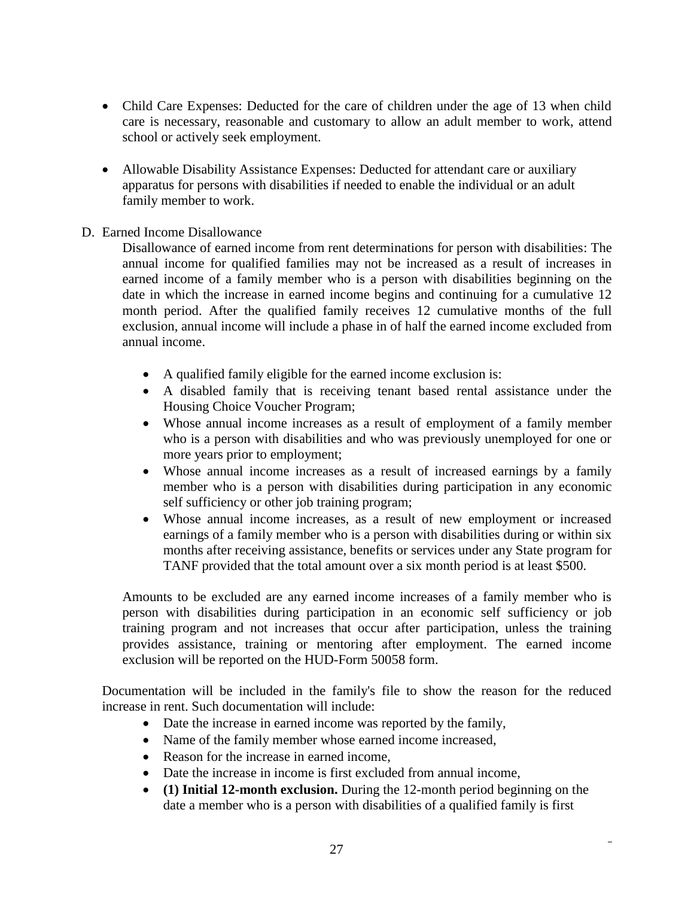- Child Care Expenses: Deducted for the care of children under the age of 13 when child care is necessary, reasonable and customary to allow an adult member to work, attend school or actively seek employment.

- Allowable Disability Assistance Expenses: Deducted for attendant care or auxiliary apparatus for persons with disabilities if needed to enable the individual or an adult family member to work.

D. Earned Income Disallowance

Disallowance of earned income from rent determinations for person with disabilities: The annual income for qualified families may not be increased as a result of increases in earned income of a family member who is a person with disabilities beginning on the date in which the increase in earned income begins and continuing for a cumulative 12 month period. After the qualified family receives 12 cumulative months of the full exclusion, annual income will include a phase in of half the earned income excluded from annual income.

- A qualified family eligible for the earned income exclusion is:
- A disabled family that is receiving tenant based rental assistance under the Housing Choice Voucher Program;
- Whose annual income increases as a result of employment of a family member who is a person with disabilities and who was previously unemployed for one or more years prior to employment;
- Whose annual income increases as a result of increased earnings by a family member who is a person with disabilities during participation in any economic self sufficiency or other job training program;
- Whose annual income increases, as a result of new employment or increased earnings of a family member who is a person with disabilities during or within six months after receiving assistance, benefits or services under any State program for TANF provided that the total amount over a six month period is at least $500.

Amounts to be excluded are any earned income increases of a family member who is person with disabilities during participation in an economic self sufficiency or job training program and not increases that occur after participation, unless the training provides assistance, training or mentoring after employment. The earned income exclusion will be reported on the HUD-Form 50058 form.

Documentation will be included in the family's file to show the reason for the reduced increase in rent. Such documentation will include:

- Date the increase in earned income was reported by the family,
- Name of the family member whose earned income increased,
- Reason for the increase in earned income,
- Date the increase in income is first excluded from annual income,
- **(1) Initial 12-month exclusion.** During the 12-month period beginning on the date a member who is a person with disabilities of a qualified family is first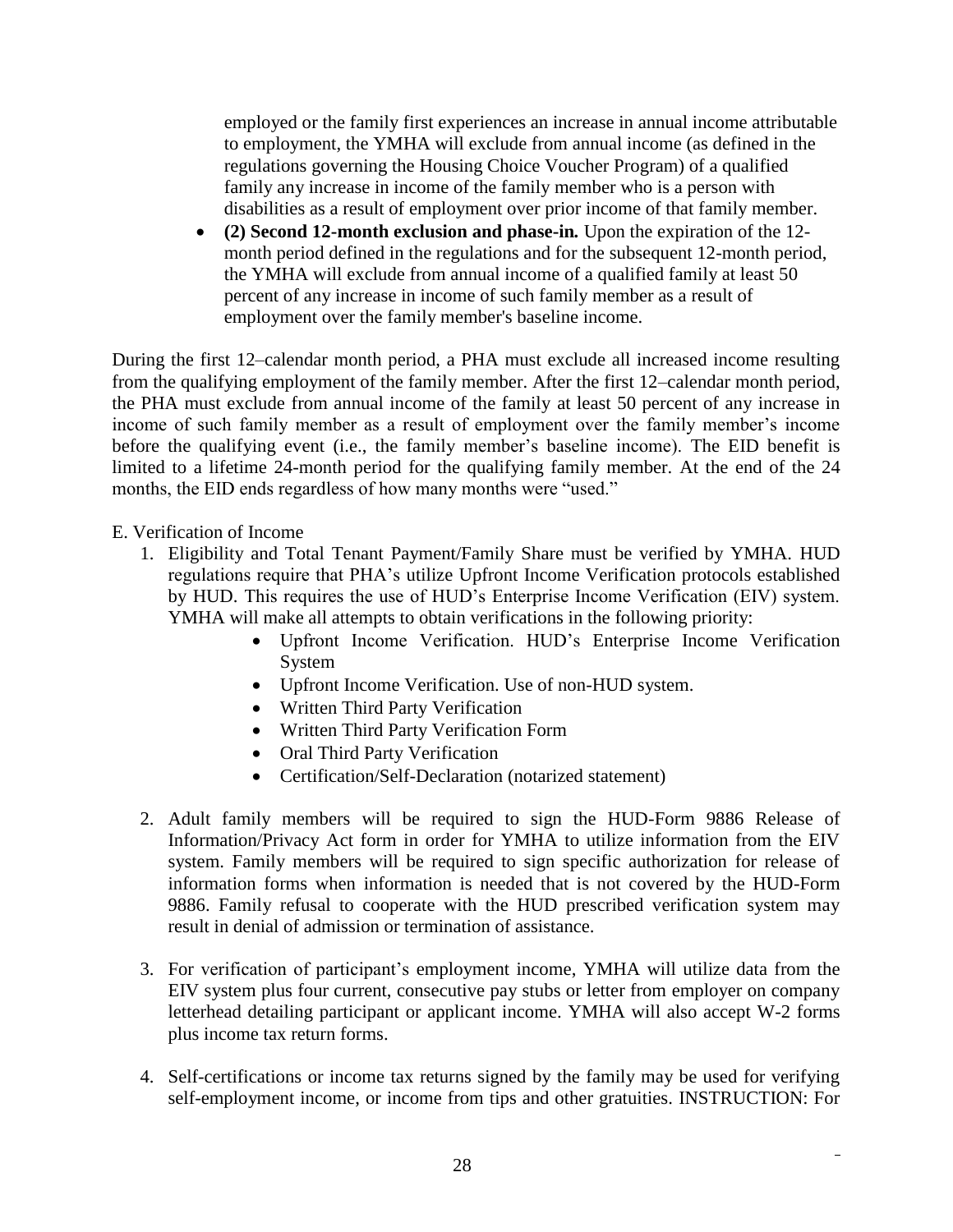employed or the family first experiences an increase in annual income attributable to employment, the YMHA will exclude from annual income (as defined in the regulations governing the Housing Choice Voucher Program) of a qualified family any increase in income of the family member who is a person with disabilities as a result of employment over prior income of that family member.

- **(2) Second 12-month exclusion and phase-in.** Upon the expiration of the 12-month period defined in the regulations and for the subsequent 12-month period, the YMHA will exclude from annual income of a qualified family at least 50 percent of any increase in income of such family member as a result of employment over the family member's baseline income.

During the first 12–calendar month period, a PHA must exclude all increased income resulting from the qualifying employment of the family member. After the first 12–calendar month period, the PHA must exclude from annual income of the family at least 50 percent of any increase in income of such family member as a result of employment over the family member's income before the qualifying event (i.e., the family member's baseline income). The EID benefit is limited to a lifetime 24-month period for the qualifying family member. At the end of the 24 months, the EID ends regardless of how many months were "used."

E. Verification of Income

1. Eligibility and Total Tenant Payment/Family Share must be verified by YMHA. HUD regulations require that PHA's utilize Upfront Income Verification protocols established by HUD. This requires the use of HUD's Enterprise Income Verification (EIV) system. YMHA will make all attempts to obtain verifications in the following priority:
   - Upfront Income Verification. HUD's Enterprise Income Verification System
   - Upfront Income Verification. Use of non-HUD system.
   - Written Third Party Verification
   - Written Third Party Verification Form
   - Oral Third Party Verification
   - Certification/Self-Declaration (notarized statement)

2. Adult family members will be required to sign the HUD-Form 9886 Release of Information/Privacy Act form in order for YMHA to utilize information from the EIV system. Family members will be required to sign specific authorization for release of information forms when information is needed that is not covered by the HUD-Form 9886. Family refusal to cooperate with the HUD prescribed verification system may result in denial of admission or termination of assistance.

3. For verification of participant's employment income, YMHA will utilize data from the EIV system plus four current, consecutive pay stubs or letter from employer on company letterhead detailing participant or applicant income. YMHA will also accept W-2 forms plus income tax return forms.

4. Self-certifications or income tax returns signed by the family may be used for verifying self-employment income, or income from tips and other gratuities. INSTRUCTION: For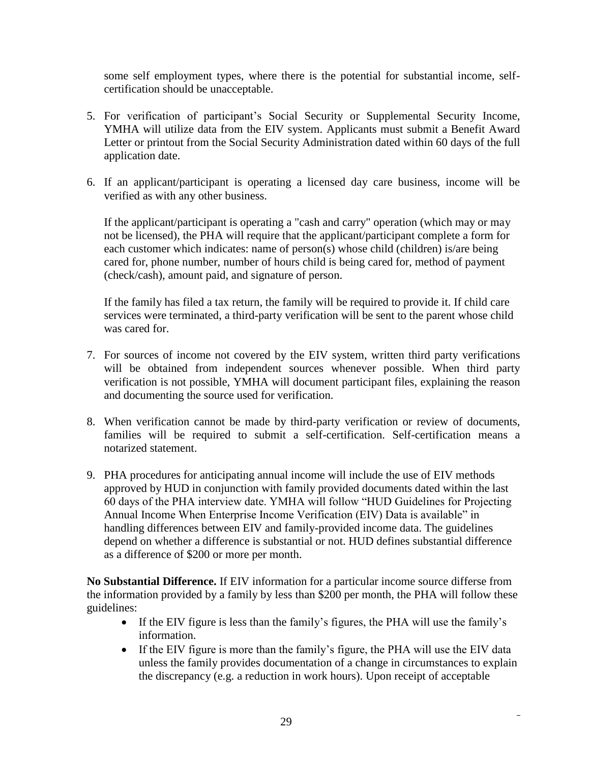some self employment types, where there is the potential for substantial income, self-certification should be unacceptable.

5. For verification of participant's Social Security or Supplemental Security Income, YMHA will utilize data from the EIV system. Applicants must submit a Benefit Award Letter or printout from the Social Security Administration dated within 60 days of the full application date.

6. If an applicant/participant is operating a licensed day care business, income will be verified as with any other business.

   If the applicant/participant is operating a "cash and carry" operation (which may or may not be licensed), the PHA will require that the applicant/participant complete a form for each customer which indicates: name of person(s) whose child (children) is/are being cared for, phone number, number of hours child is being cared for, method of payment (check/cash), amount paid, and signature of person.

   If the family has filed a tax return, the family will be required to provide it. If child care services were terminated, a third-party verification will be sent to the parent whose child was cared for.

7. For sources of income not covered by the EIV system, written third party verifications will be obtained from independent sources whenever possible. When third party verification is not possible, YMHA will document participant files, explaining the reason and documenting the source used for verification.

8. When verification cannot be made by third-party verification or review of documents, families will be required to submit a self-certification. Self-certification means a notarized statement.

9. PHA procedures for anticipating annual income will include the use of EIV methods approved by HUD in conjunction with family provided documents dated within the last 60 days of the PHA interview date. YMHA will follow "HUD Guidelines for Projecting Annual Income When Enterprise Income Verification (EIV) Data is available" in handling differences between EIV and family-provided income data. The guidelines depend on whether a difference is substantial or not. HUD defines substantial difference as a difference of $200 or more per month.

**No Substantial Difference.** If EIV information for a particular income source differse from the information provided by a family by less than $200 per month, the PHA will follow these guidelines:

- If the EIV figure is less than the family's figures, the PHA will use the family's information.
- If the EIV figure is more than the family's figure, the PHA will use the EIV data unless the family provides documentation of a change in circumstances to explain the discrepancy (e.g. a reduction in work hours). Upon receipt of acceptable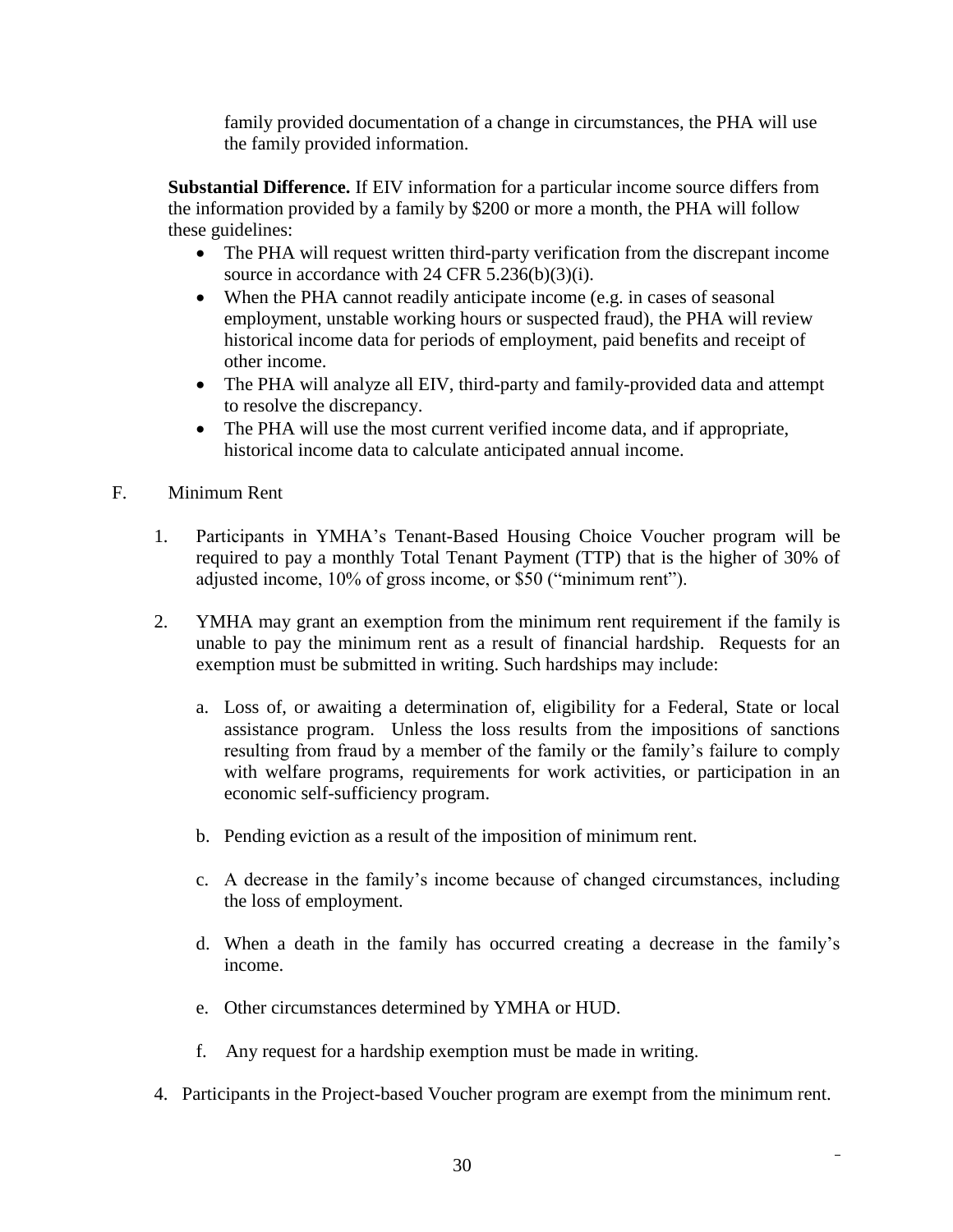family provided documentation of a change in circumstances, the PHA will use the family provided information.

**Substantial Difference.** If EIV information for a particular income source differs from the information provided by a family by $200 or more a month, the PHA will follow these guidelines:

- The PHA will request written third-party verification from the discrepant income source in accordance with 24 CFR 5.236(b)(3)(i).
- When the PHA cannot readily anticipate income (e.g. in cases of seasonal employment, unstable working hours or suspected fraud), the PHA will review historical income data for periods of employment, paid benefits and receipt of other income.
- The PHA will analyze all EIV, third-party and family-provided data and attempt to resolve the discrepancy.
- The PHA will use the most current verified income data, and if appropriate, historical income data to calculate anticipated annual income.

F. Minimum Rent

1. Participants in YMHA's Tenant-Based Housing Choice Voucher program will be required to pay a monthly Total Tenant Payment (TTP) that is the higher of 30% of adjusted income, 10% of gross income, or $50 ("minimum rent").

2. YMHA may grant an exemption from the minimum rent requirement if the family is unable to pay the minimum rent as a result of financial hardship. Requests for an exemption must be submitted in writing. Such hardships may include:

   a. Loss of, or awaiting a determination of, eligibility for a Federal, State or local assistance program. Unless the loss results from the impositions of sanctions resulting from fraud by a member of the family or the family's failure to comply with welfare programs, requirements for work activities, or participation in an economic self-sufficiency program.

   b. Pending eviction as a result of the imposition of minimum rent.

   c. A decrease in the family's income because of changed circumstances, including the loss of employment.

   d. When a death in the family has occurred creating a decrease in the family's income.

   e. Other circumstances determined by YMHA or HUD.

   f. Any request for a hardship exemption must be made in writing.

4. Participants in the Project-based Voucher program are exempt from the minimum rent.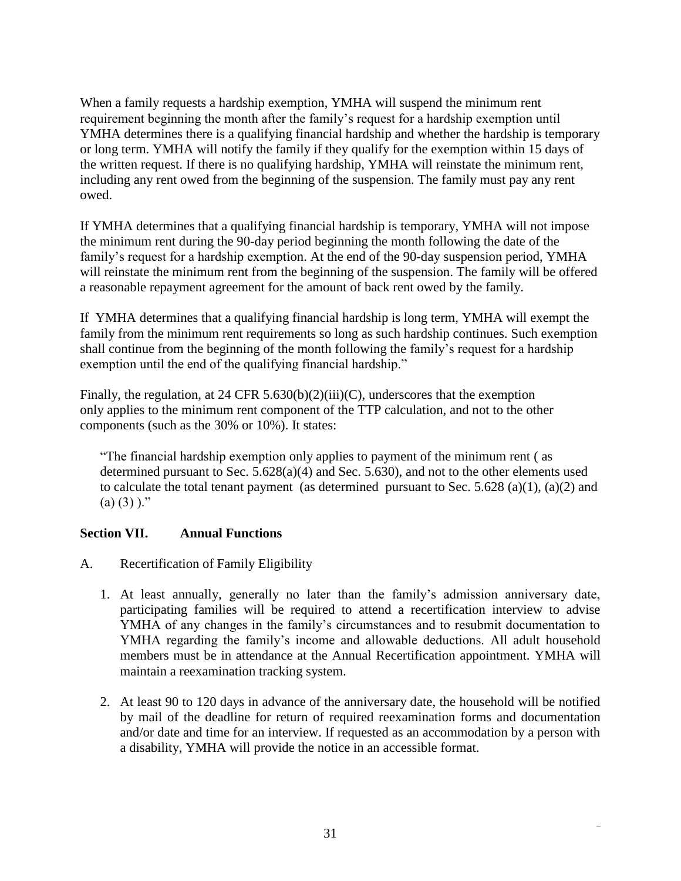When a family requests a hardship exemption, YMHA will suspend the minimum rent requirement beginning the month after the family's request for a hardship exemption until YMHA determines there is a qualifying financial hardship and whether the hardship is temporary or long term. YMHA will notify the family if they qualify for the exemption within 15 days of the written request. If there is no qualifying hardship, YMHA will reinstate the minimum rent, including any rent owed from the beginning of the suspension. The family must pay any rent owed.

If YMHA determines that a qualifying financial hardship is temporary, YMHA will not impose the minimum rent during the 90-day period beginning the month following the date of the family's request for a hardship exemption. At the end of the 90-day suspension period, YMHA will reinstate the minimum rent from the beginning of the suspension. The family will be offered a reasonable repayment agreement for the amount of back rent owed by the family.

If YMHA determines that a qualifying financial hardship is long term, YMHA will exempt the family from the minimum rent requirements so long as such hardship continues. Such exemption shall continue from the beginning of the month following the family's request for a hardship exemption until the end of the qualifying financial hardship."

Finally, the regulation, at 24 CFR 5.630(b)(2)(iii)(C), underscores that the exemption only applies to the minimum rent component of the TTP calculation, and not to the other components (such as the 30% or 10%). It states:

> "The financial hardship exemption only applies to payment of the minimum rent ( as determined pursuant to Sec. 5.628(a)(4) and Sec. 5.630), and not to the other elements used to calculate the total tenant payment (as determined pursuant to Sec. 5.628 (a)(1), (a)(2) and (a) (3) )."

## Section VII. Annual Functions

A. Recertification of Family Eligibility

1. At least annually, generally no later than the family's admission anniversary date, participating families will be required to attend a recertification interview to advise YMHA of any changes in the family's circumstances and to resubmit documentation to YMHA regarding the family's income and allowable deductions. All adult household members must be in attendance at the Annual Recertification appointment. YMHA will maintain a reexamination tracking system.

2. At least 90 to 120 days in advance of the anniversary date, the household will be notified by mail of the deadline for return of required reexamination forms and documentation and/or date and time for an interview. If requested as an accommodation by a person with a disability, YMHA will provide the notice in an accessible format.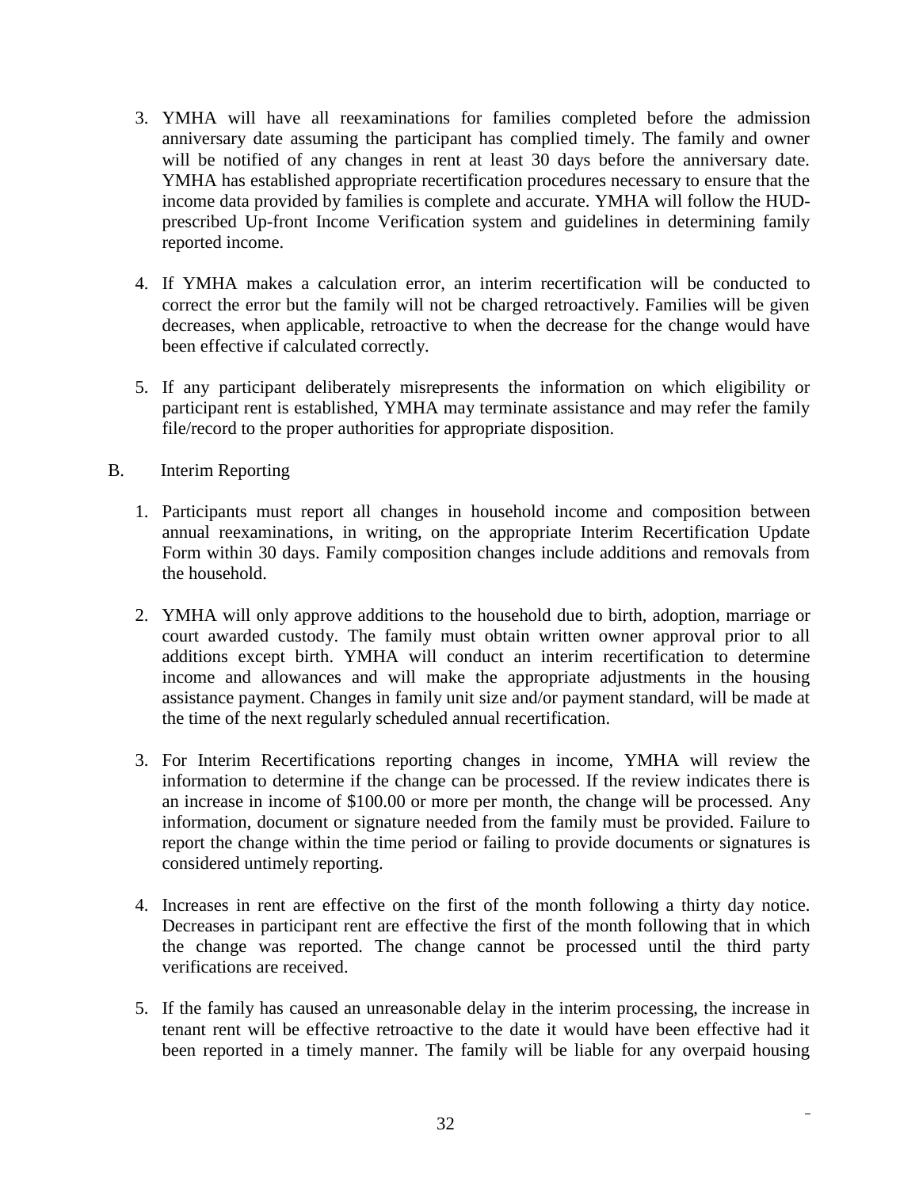3. YMHA will have all reexaminations for families completed before the admission anniversary date assuming the participant has complied timely. The family and owner will be notified of any changes in rent at least 30 days before the anniversary date. YMHA has established appropriate recertification procedures necessary to ensure that the income data provided by families is complete and accurate. YMHA will follow the HUD-prescribed Up-front Income Verification system and guidelines in determining family reported income.

4. If YMHA makes a calculation error, an interim recertification will be conducted to correct the error but the family will not be charged retroactively. Families will be given decreases, when applicable, retroactive to when the decrease for the change would have been effective if calculated correctly.

5. If any participant deliberately misrepresents the information on which eligibility or participant rent is established, YMHA may terminate assistance and may refer the family file/record to the proper authorities for appropriate disposition.

B. Interim Reporting

1. Participants must report all changes in household income and composition between annual reexaminations, in writing, on the appropriate Interim Recertification Update Form within 30 days. Family composition changes include additions and removals from the household.

2. YMHA will only approve additions to the household due to birth, adoption, marriage or court awarded custody. The family must obtain written owner approval prior to all additions except birth. YMHA will conduct an interim recertification to determine income and allowances and will make the appropriate adjustments in the housing assistance payment. Changes in family unit size and/or payment standard, will be made at the time of the next regularly scheduled annual recertification.

3. For Interim Recertifications reporting changes in income, YMHA will review the information to determine if the change can be processed. If the review indicates there is an increase in income of $100.00 or more per month, the change will be processed. Any information, document or signature needed from the family must be provided. Failure to report the change within the time period or failing to provide documents or signatures is considered untimely reporting.

4. Increases in rent are effective on the first of the month following a thirty day notice. Decreases in participant rent are effective the first of the month following that in which the change was reported. The change cannot be processed until the third party verifications are received.

5. If the family has caused an unreasonable delay in the interim processing, the increase in tenant rent will be effective retroactive to the date it would have been effective had it been reported in a timely manner. The family will be liable for any overpaid housing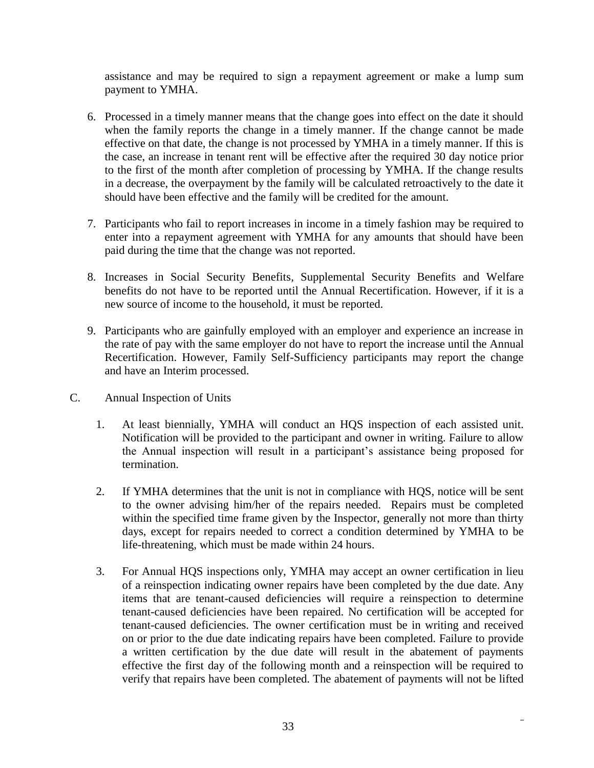assistance and may be required to sign a repayment agreement or make a lump sum payment to YMHA.

6. Processed in a timely manner means that the change goes into effect on the date it should when the family reports the change in a timely manner. If the change cannot be made effective on that date, the change is not processed by YMHA in a timely manner. If this is the case, an increase in tenant rent will be effective after the required 30 day notice prior to the first of the month after completion of processing by YMHA. If the change results in a decrease, the overpayment by the family will be calculated retroactively to the date it should have been effective and the family will be credited for the amount.

7. Participants who fail to report increases in income in a timely fashion may be required to enter into a repayment agreement with YMHA for any amounts that should have been paid during the time that the change was not reported.

8. Increases in Social Security Benefits, Supplemental Security Benefits and Welfare benefits do not have to be reported until the Annual Recertification. However, if it is a new source of income to the household, it must be reported.

9. Participants who are gainfully employed with an employer and experience an increase in the rate of pay with the same employer do not have to report the increase until the Annual Recertification. However, Family Self-Sufficiency participants may report the change and have an Interim processed.

C. Annual Inspection of Units

1. At least biennially, YMHA will conduct an HQS inspection of each assisted unit. Notification will be provided to the participant and owner in writing. Failure to allow the Annual inspection will result in a participant's assistance being proposed for termination.

2. If YMHA determines that the unit is not in compliance with HQS, notice will be sent to the owner advising him/her of the repairs needed. Repairs must be completed within the specified time frame given by the Inspector, generally not more than thirty days, except for repairs needed to correct a condition determined by YMHA to be life-threatening, which must be made within 24 hours.

3. For Annual HQS inspections only, YMHA may accept an owner certification in lieu of a reinspection indicating owner repairs have been completed by the due date. Any items that are tenant-caused deficiencies will require a reinspection to determine tenant-caused deficiencies have been repaired. No certification will be accepted for tenant-caused deficiencies. The owner certification must be in writing and received on or prior to the due date indicating repairs have been completed. Failure to provide a written certification by the due date will result in the abatement of payments effective the first day of the following month and a reinspection will be required to verify that repairs have been completed. The abatement of payments will not be lifted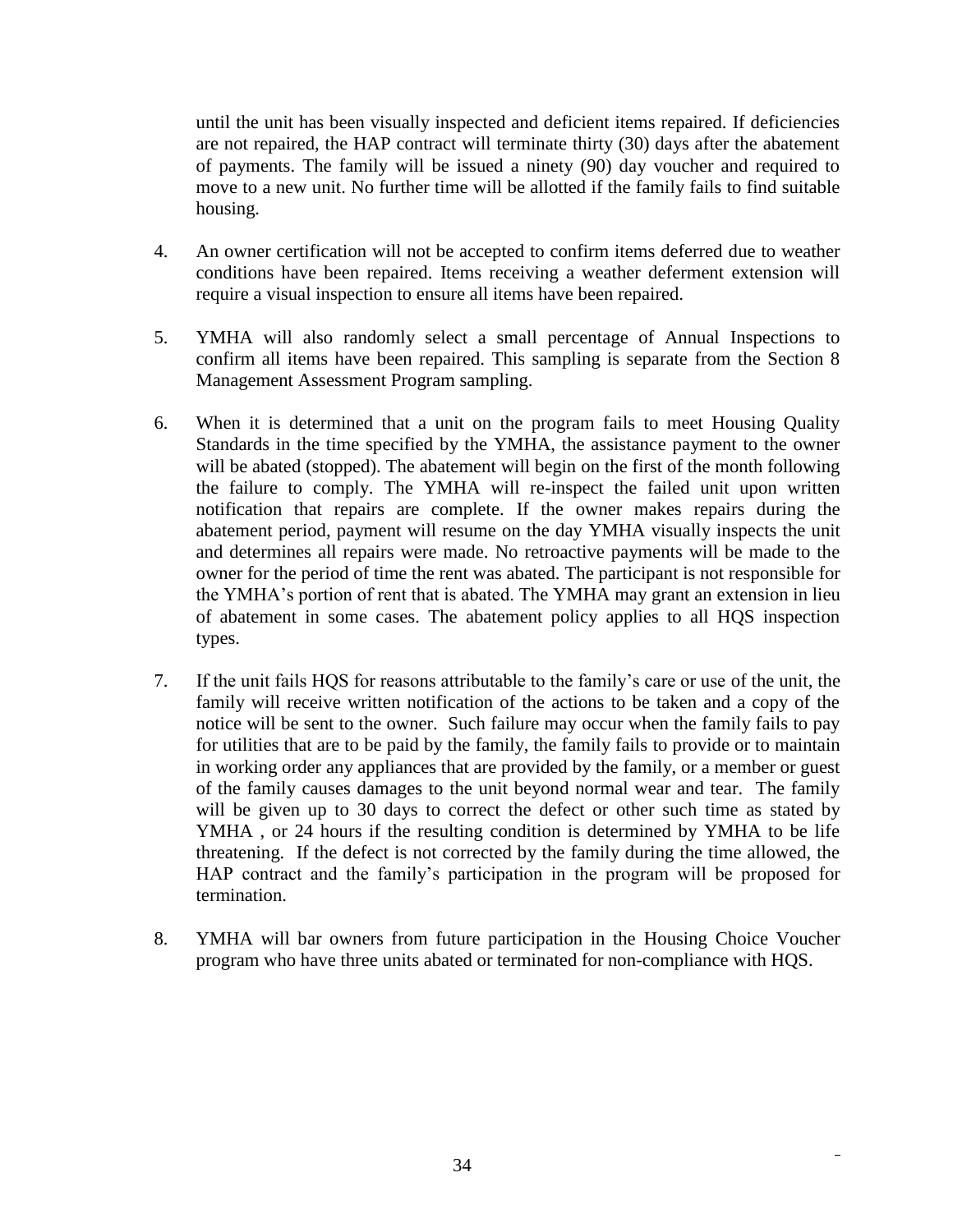until the unit has been visually inspected and deficient items repaired. If deficiencies are not repaired, the HAP contract will terminate thirty (30) days after the abatement of payments. The family will be issued a ninety (90) day voucher and required to move to a new unit. No further time will be allotted if the family fails to find suitable housing.

4. An owner certification will not be accepted to confirm items deferred due to weather conditions have been repaired. Items receiving a weather deferment extension will require a visual inspection to ensure all items have been repaired.

5. YMHA will also randomly select a small percentage of Annual Inspections to confirm all items have been repaired. This sampling is separate from the Section 8 Management Assessment Program sampling.

6. When it is determined that a unit on the program fails to meet Housing Quality Standards in the time specified by the YMHA, the assistance payment to the owner will be abated (stopped). The abatement will begin on the first of the month following the failure to comply. The YMHA will re-inspect the failed unit upon written notification that repairs are complete. If the owner makes repairs during the abatement period, payment will resume on the day YMHA visually inspects the unit and determines all repairs were made. No retroactive payments will be made to the owner for the period of time the rent was abated. The participant is not responsible for the YMHA's portion of rent that is abated. The YMHA may grant an extension in lieu of abatement in some cases. The abatement policy applies to all HQS inspection types.

7. If the unit fails HQS for reasons attributable to the family's care or use of the unit, the family will receive written notification of the actions to be taken and a copy of the notice will be sent to the owner. Such failure may occur when the family fails to pay for utilities that are to be paid by the family, the family fails to provide or to maintain in working order any appliances that are provided by the family, or a member or guest of the family causes damages to the unit beyond normal wear and tear. The family will be given up to 30 days to correct the defect or other such time as stated by YMHA , or 24 hours if the resulting condition is determined by YMHA to be life threatening. If the defect is not corrected by the family during the time allowed, the HAP contract and the family's participation in the program will be proposed for termination.

8. YMHA will bar owners from future participation in the Housing Choice Voucher program who have three units abated or terminated for non-compliance with HQS.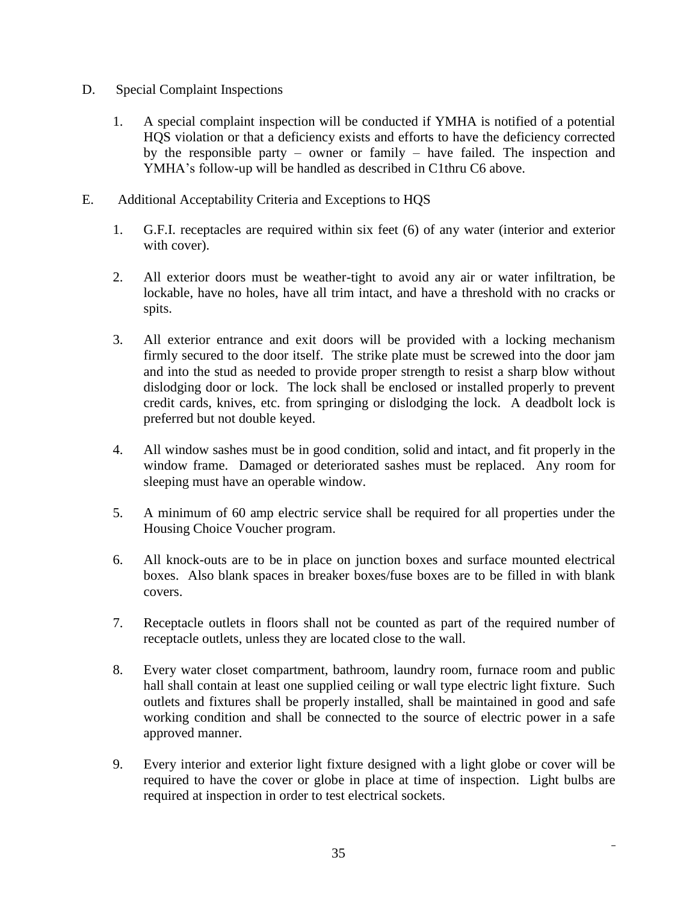D. Special Complaint Inspections

1. A special complaint inspection will be conducted if YMHA is notified of a potential HQS violation or that a deficiency exists and efforts to have the deficiency corrected by the responsible party – owner or family – have failed. The inspection and YMHA's follow-up will be handled as described in C1thru C6 above.

E. Additional Acceptability Criteria and Exceptions to HQS

1. G.F.I. receptacles are required within six feet (6) of any water (interior and exterior with cover).

2. All exterior doors must be weather-tight to avoid any air or water infiltration, be lockable, have no holes, have all trim intact, and have a threshold with no cracks or spits.

3. All exterior entrance and exit doors will be provided with a locking mechanism firmly secured to the door itself. The strike plate must be screwed into the door jam and into the stud as needed to provide proper strength to resist a sharp blow without dislodging door or lock. The lock shall be enclosed or installed properly to prevent credit cards, knives, etc. from springing or dislodging the lock. A deadbolt lock is preferred but not double keyed.

4. All window sashes must be in good condition, solid and intact, and fit properly in the window frame. Damaged or deteriorated sashes must be replaced. Any room for sleeping must have an operable window.

5. A minimum of 60 amp electric service shall be required for all properties under the Housing Choice Voucher program.

6. All knock-outs are to be in place on junction boxes and surface mounted electrical boxes. Also blank spaces in breaker boxes/fuse boxes are to be filled in with blank covers.

7. Receptacle outlets in floors shall not be counted as part of the required number of receptacle outlets, unless they are located close to the wall.

8. Every water closet compartment, bathroom, laundry room, furnace room and public hall shall contain at least one supplied ceiling or wall type electric light fixture. Such outlets and fixtures shall be properly installed, shall be maintained in good and safe working condition and shall be connected to the source of electric power in a safe approved manner.

9. Every interior and exterior light fixture designed with a light globe or cover will be required to have the cover or globe in place at time of inspection. Light bulbs are required at inspection in order to test electrical sockets.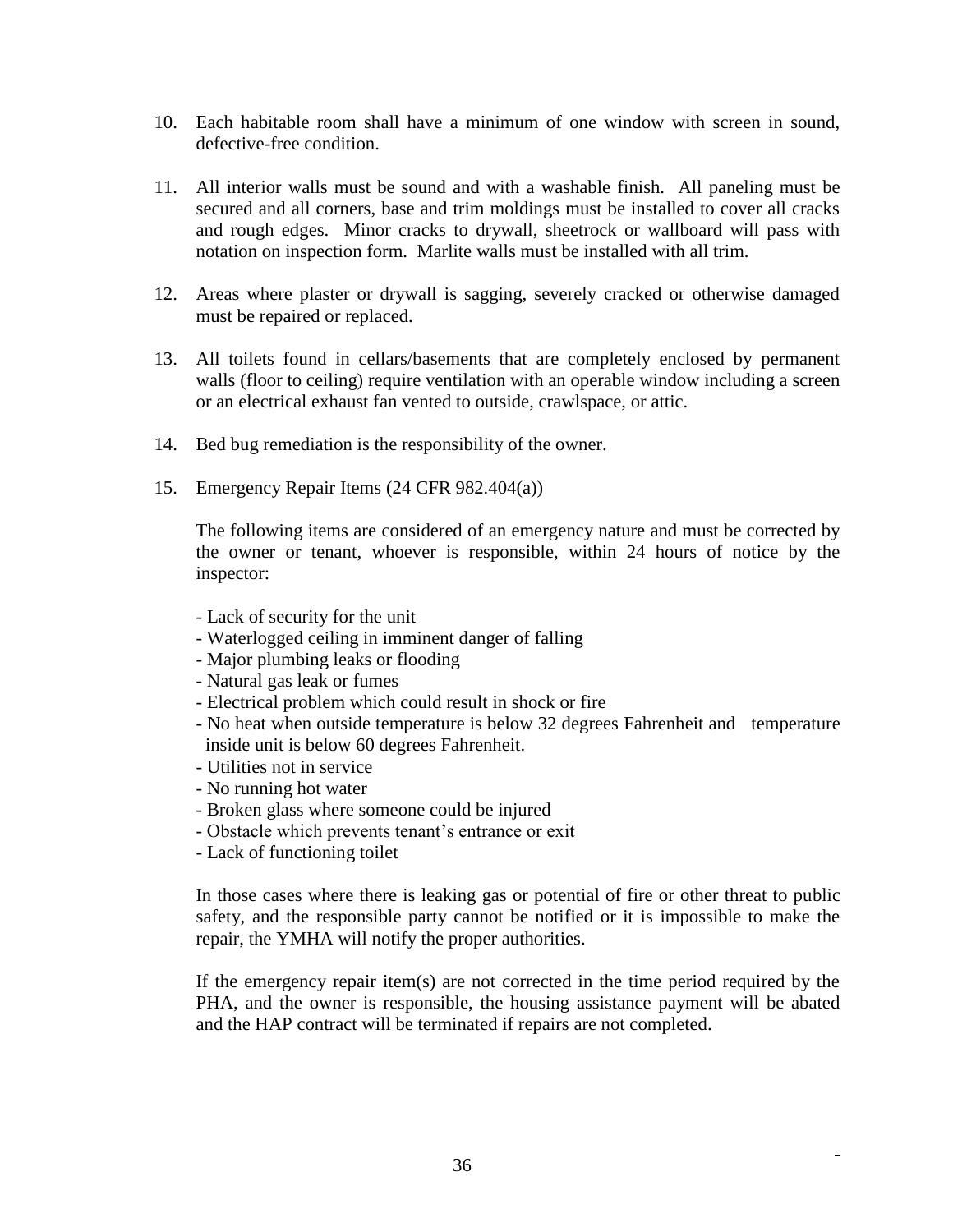10. Each habitable room shall have a minimum of one window with screen in sound, defective-free condition.

11. All interior walls must be sound and with a washable finish. All paneling must be secured and all corners, base and trim moldings must be installed to cover all cracks and rough edges. Minor cracks to drywall, sheetrock or wallboard will pass with notation on inspection form. Marlite walls must be installed with all trim.

12. Areas where plaster or drywall is sagging, severely cracked or otherwise damaged must be repaired or replaced.

13. All toilets found in cellars/basements that are completely enclosed by permanent walls (floor to ceiling) require ventilation with an operable window including a screen or an electrical exhaust fan vented to outside, crawlspace, or attic.

14. Bed bug remediation is the responsibility of the owner.

15. Emergency Repair Items (24 CFR 982.404(a))

    The following items are considered of an emergency nature and must be corrected by the owner or tenant, whoever is responsible, within 24 hours of notice by the inspector:

    - Lack of security for the unit
    - Waterlogged ceiling in imminent danger of falling
    - Major plumbing leaks or flooding
    - Natural gas leak or fumes
    - Electrical problem which could result in shock or fire
    - No heat when outside temperature is below 32 degrees Fahrenheit and temperature inside unit is below 60 degrees Fahrenheit.
    - Utilities not in service
    - No running hot water
    - Broken glass where someone could be injured
    - Obstacle which prevents tenant's entrance or exit
    - Lack of functioning toilet

    In those cases where there is leaking gas or potential of fire or other threat to public safety, and the responsible party cannot be notified or it is impossible to make the repair, the YMHA will notify the proper authorities.

    If the emergency repair item(s) are not corrected in the time period required by the PHA, and the owner is responsible, the housing assistance payment will be abated and the HAP contract will be terminated if repairs are not completed.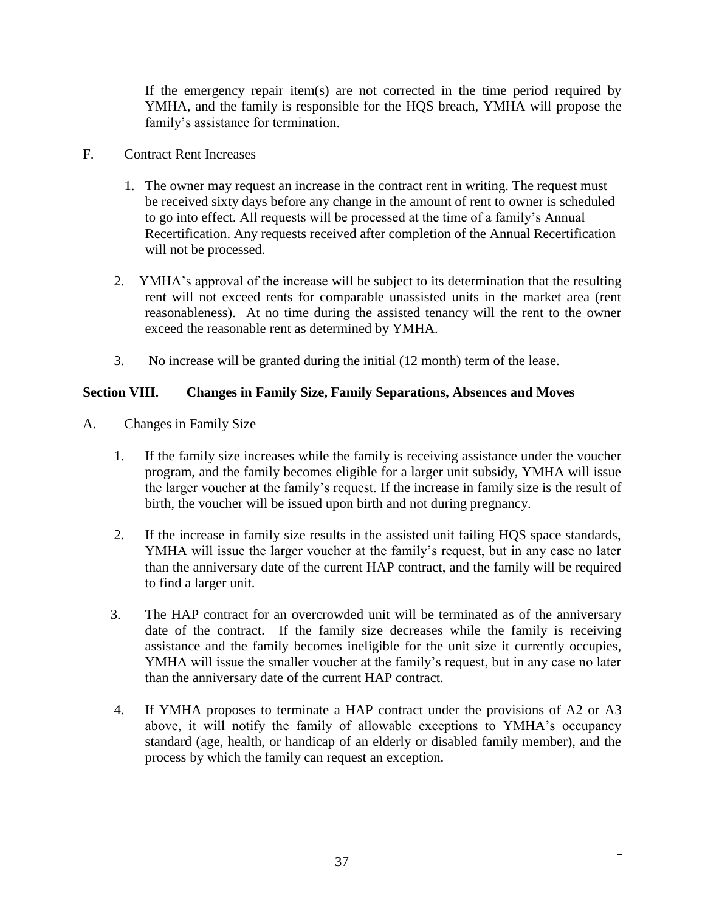If the emergency repair item(s) are not corrected in the time period required by YMHA, and the family is responsible for the HQS breach, YMHA will propose the family's assistance for termination.

F. Contract Rent Increases

1. The owner may request an increase in the contract rent in writing. The request must be received sixty days before any change in the amount of rent to owner is scheduled to go into effect. All requests will be processed at the time of a family's Annual Recertification. Any requests received after completion of the Annual Recertification will not be processed.

2. YMHA's approval of the increase will be subject to its determination that the resulting rent will not exceed rents for comparable unassisted units in the market area (rent reasonableness). At no time during the assisted tenancy will the rent to the owner exceed the reasonable rent as determined by YMHA.

3. No increase will be granted during the initial (12 month) term of the lease.

## Section VIII. Changes in Family Size, Family Separations, Absences and Moves

A. Changes in Family Size

1. If the family size increases while the family is receiving assistance under the voucher program, and the family becomes eligible for a larger unit subsidy, YMHA will issue the larger voucher at the family's request. If the increase in family size is the result of birth, the voucher will be issued upon birth and not during pregnancy.

2. If the increase in family size results in the assisted unit failing HQS space standards, YMHA will issue the larger voucher at the family's request, but in any case no later than the anniversary date of the current HAP contract, and the family will be required to find a larger unit.

3. The HAP contract for an overcrowded unit will be terminated as of the anniversary date of the contract. If the family size decreases while the family is receiving assistance and the family becomes ineligible for the unit size it currently occupies, YMHA will issue the smaller voucher at the family's request, but in any case no later than the anniversary date of the current HAP contract.

4. If YMHA proposes to terminate a HAP contract under the provisions of A2 or A3 above, it will notify the family of allowable exceptions to YMHA's occupancy standard (age, health, or handicap of an elderly or disabled family member), and the process by which the family can request an exception.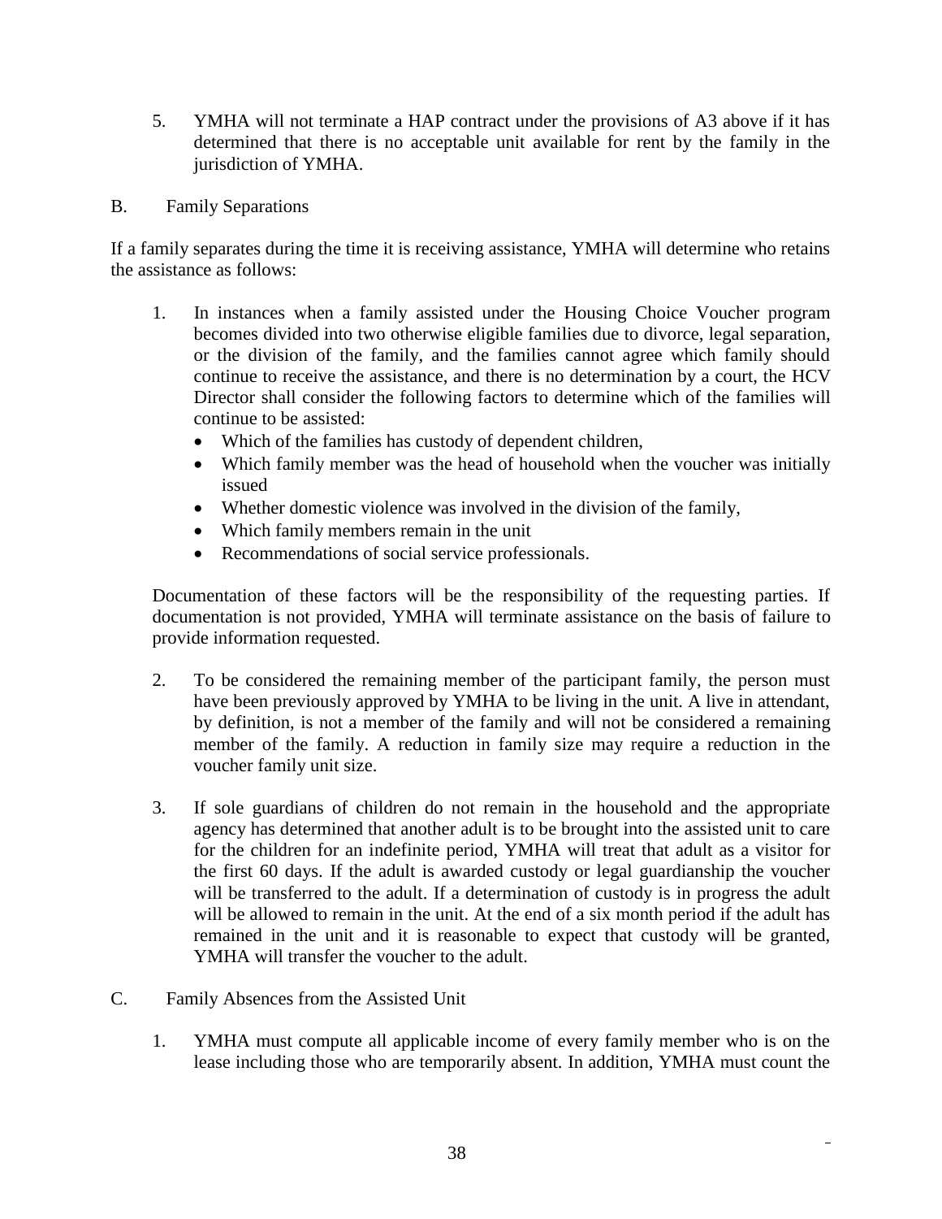5. YMHA will not terminate a HAP contract under the provisions of A3 above if it has determined that there is no acceptable unit available for rent by the family in the jurisdiction of YMHA.

B. Family Separations

If a family separates during the time it is receiving assistance, YMHA will determine who retains the assistance as follows:

1. In instances when a family assisted under the Housing Choice Voucher program becomes divided into two otherwise eligible families due to divorce, legal separation, or the division of the family, and the families cannot agree which family should continue to receive the assistance, and there is no determination by a court, the HCV Director shall consider the following factors to determine which of the families will continue to be assisted:
   - Which of the families has custody of dependent children,
   - Which family member was the head of household when the voucher was initially issued
   - Whether domestic violence was involved in the division of the family,
   - Which family members remain in the unit
   - Recommendations of social service professionals.

   Documentation of these factors will be the responsibility of the requesting parties. If documentation is not provided, YMHA will terminate assistance on the basis of failure to provide information requested.

2. To be considered the remaining member of the participant family, the person must have been previously approved by YMHA to be living in the unit. A live in attendant, by definition, is not a member of the family and will not be considered a remaining member of the family. A reduction in family size may require a reduction in the voucher family unit size.

3. If sole guardians of children do not remain in the household and the appropriate agency has determined that another adult is to be brought into the assisted unit to care for the children for an indefinite period, YMHA will treat that adult as a visitor for the first 60 days. If the adult is awarded custody or legal guardianship the voucher will be transferred to the adult. If a determination of custody is in progress the adult will be allowed to remain in the unit. At the end of a six month period if the adult has remained in the unit and it is reasonable to expect that custody will be granted, YMHA will transfer the voucher to the adult.

C. Family Absences from the Assisted Unit

1. YMHA must compute all applicable income of every family member who is on the lease including those who are temporarily absent. In addition, YMHA must count the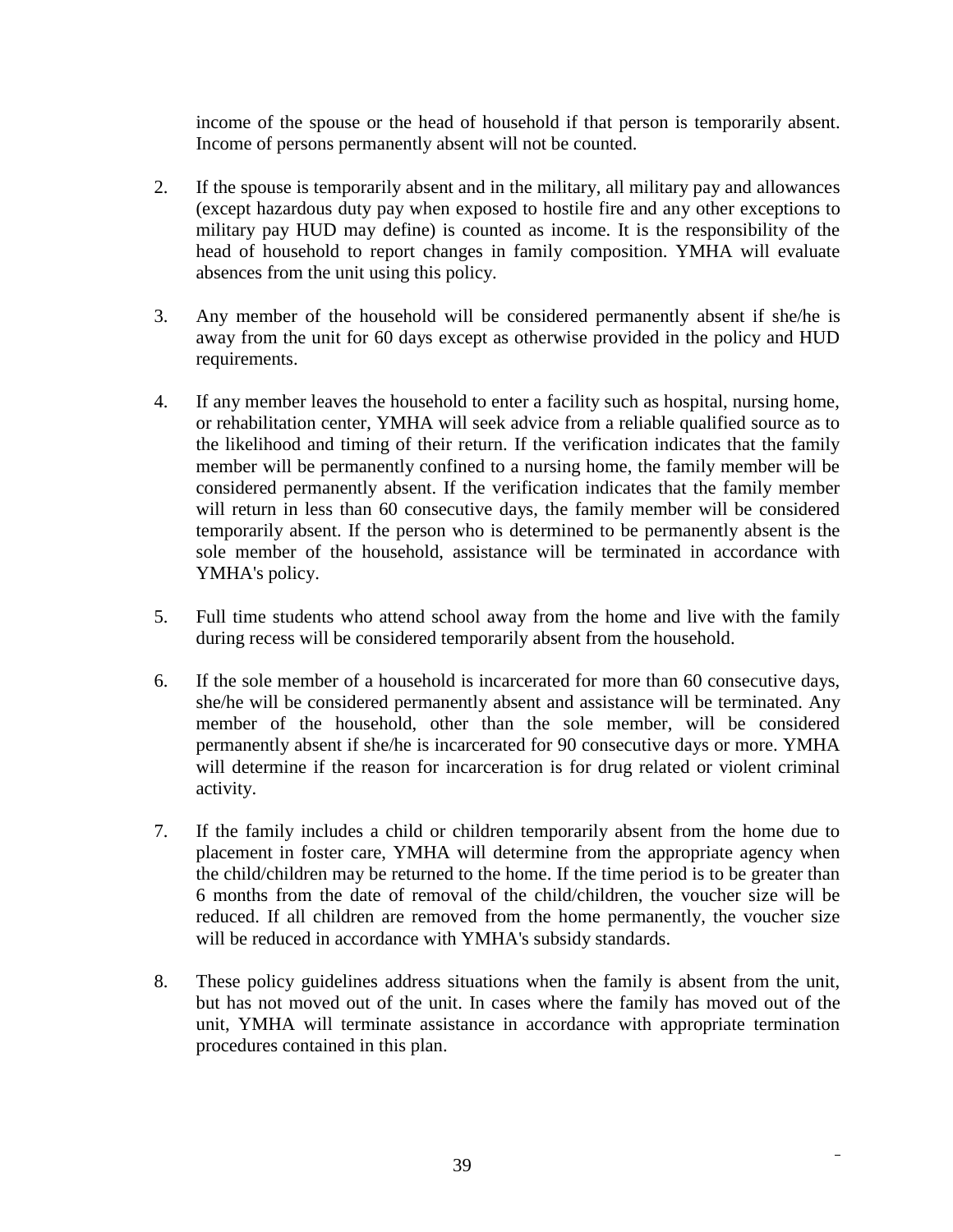income of the spouse or the head of household if that person is temporarily absent. Income of persons permanently absent will not be counted.

2. If the spouse is temporarily absent and in the military, all military pay and allowances (except hazardous duty pay when exposed to hostile fire and any other exceptions to military pay HUD may define) is counted as income. It is the responsibility of the head of household to report changes in family composition. YMHA will evaluate absences from the unit using this policy.

3. Any member of the household will be considered permanently absent if she/he is away from the unit for 60 days except as otherwise provided in the policy and HUD requirements.

4. If any member leaves the household to enter a facility such as hospital, nursing home, or rehabilitation center, YMHA will seek advice from a reliable qualified source as to the likelihood and timing of their return. If the verification indicates that the family member will be permanently confined to a nursing home, the family member will be considered permanently absent. If the verification indicates that the family member will return in less than 60 consecutive days, the family member will be considered temporarily absent. If the person who is determined to be permanently absent is the sole member of the household, assistance will be terminated in accordance with YMHA's policy.

5. Full time students who attend school away from the home and live with the family during recess will be considered temporarily absent from the household.

6. If the sole member of a household is incarcerated for more than 60 consecutive days, she/he will be considered permanently absent and assistance will be terminated. Any member of the household, other than the sole member, will be considered permanently absent if she/he is incarcerated for 90 consecutive days or more. YMHA will determine if the reason for incarceration is for drug related or violent criminal activity.

7. If the family includes a child or children temporarily absent from the home due to placement in foster care, YMHA will determine from the appropriate agency when the child/children may be returned to the home. If the time period is to be greater than 6 months from the date of removal of the child/children, the voucher size will be reduced. If all children are removed from the home permanently, the voucher size will be reduced in accordance with YMHA's subsidy standards.

8. These policy guidelines address situations when the family is absent from the unit, but has not moved out of the unit. In cases where the family has moved out of the unit, YMHA will terminate assistance in accordance with appropriate termination procedures contained in this plan.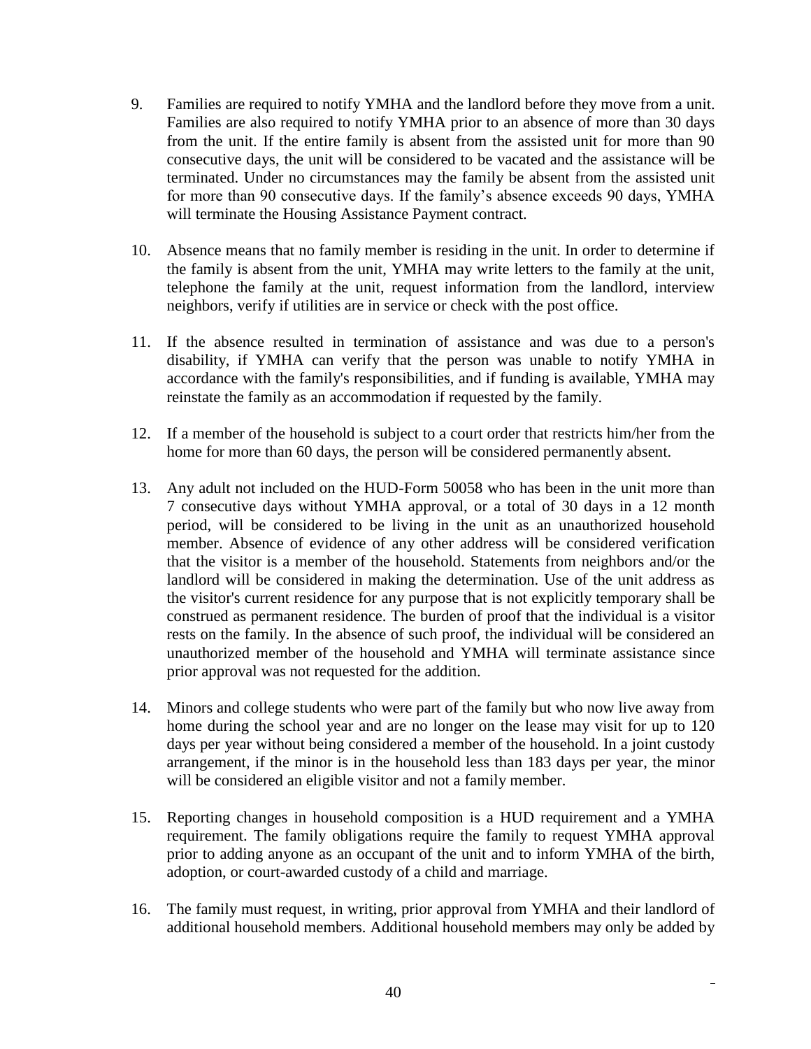9. Families are required to notify YMHA and the landlord before they move from a unit. Families are also required to notify YMHA prior to an absence of more than 30 days from the unit. If the entire family is absent from the assisted unit for more than 90 consecutive days, the unit will be considered to be vacated and the assistance will be terminated. Under no circumstances may the family be absent from the assisted unit for more than 90 consecutive days. If the family's absence exceeds 90 days, YMHA will terminate the Housing Assistance Payment contract.

10. Absence means that no family member is residing in the unit. In order to determine if the family is absent from the unit, YMHA may write letters to the family at the unit, telephone the family at the unit, request information from the landlord, interview neighbors, verify if utilities are in service or check with the post office.

11. If the absence resulted in termination of assistance and was due to a person's disability, if YMHA can verify that the person was unable to notify YMHA in accordance with the family's responsibilities, and if funding is available, YMHA may reinstate the family as an accommodation if requested by the family.

12. If a member of the household is subject to a court order that restricts him/her from the home for more than 60 days, the person will be considered permanently absent.

13. Any adult not included on the HUD-Form 50058 who has been in the unit more than 7 consecutive days without YMHA approval, or a total of 30 days in a 12 month period, will be considered to be living in the unit as an unauthorized household member. Absence of evidence of any other address will be considered verification that the visitor is a member of the household. Statements from neighbors and/or the landlord will be considered in making the determination. Use of the unit address as the visitor's current residence for any purpose that is not explicitly temporary shall be construed as permanent residence. The burden of proof that the individual is a visitor rests on the family. In the absence of such proof, the individual will be considered an unauthorized member of the household and YMHA will terminate assistance since prior approval was not requested for the addition.

14. Minors and college students who were part of the family but who now live away from home during the school year and are no longer on the lease may visit for up to 120 days per year without being considered a member of the household. In a joint custody arrangement, if the minor is in the household less than 183 days per year, the minor will be considered an eligible visitor and not a family member.

15. Reporting changes in household composition is a HUD requirement and a YMHA requirement. The family obligations require the family to request YMHA approval prior to adding anyone as an occupant of the unit and to inform YMHA of the birth, adoption, or court-awarded custody of a child and marriage.

16. The family must request, in writing, prior approval from YMHA and their landlord of additional household members. Additional household members may only be added by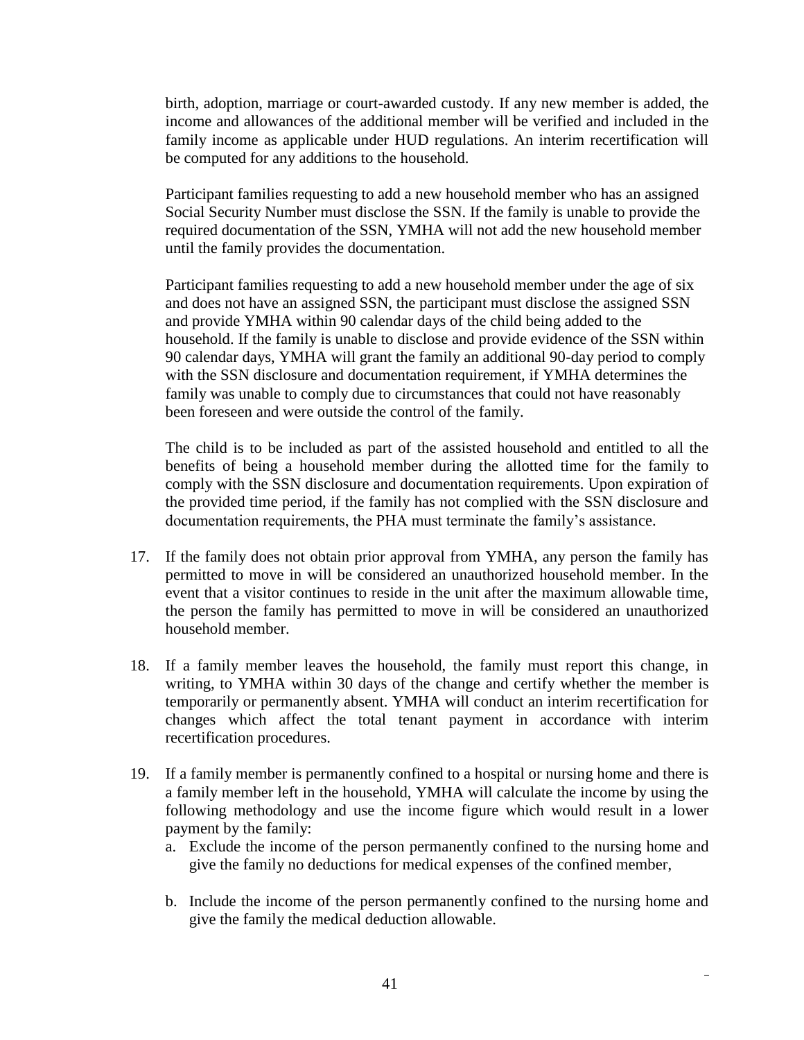birth, adoption, marriage or court-awarded custody. If any new member is added, the income and allowances of the additional member will be verified and included in the family income as applicable under HUD regulations. An interim recertification will be computed for any additions to the household.

Participant families requesting to add a new household member who has an assigned Social Security Number must disclose the SSN. If the family is unable to provide the required documentation of the SSN, YMHA will not add the new household member until the family provides the documentation.

Participant families requesting to add a new household member under the age of six and does not have an assigned SSN, the participant must disclose the assigned SSN and provide YMHA within 90 calendar days of the child being added to the household. If the family is unable to disclose and provide evidence of the SSN within 90 calendar days, YMHA will grant the family an additional 90-day period to comply with the SSN disclosure and documentation requirement, if YMHA determines the family was unable to comply due to circumstances that could not have reasonably been foreseen and were outside the control of the family.

The child is to be included as part of the assisted household and entitled to all the benefits of being a household member during the allotted time for the family to comply with the SSN disclosure and documentation requirements. Upon expiration of the provided time period, if the family has not complied with the SSN disclosure and documentation requirements, the PHA must terminate the family's assistance.

17. If the family does not obtain prior approval from YMHA, any person the family has permitted to move in will be considered an unauthorized household member. In the event that a visitor continues to reside in the unit after the maximum allowable time, the person the family has permitted to move in will be considered an unauthorized household member.

18. If a family member leaves the household, the family must report this change, in writing, to YMHA within 30 days of the change and certify whether the member is temporarily or permanently absent. YMHA will conduct an interim recertification for changes which affect the total tenant payment in accordance with interim recertification procedures.

19. If a family member is permanently confined to a hospital or nursing home and there is a family member left in the household, YMHA will calculate the income by using the following methodology and use the income figure which would result in a lower payment by the family:
    a. Exclude the income of the person permanently confined to the nursing home and give the family no deductions for medical expenses of the confined member,

    b. Include the income of the person permanently confined to the nursing home and give the family the medical deduction allowable.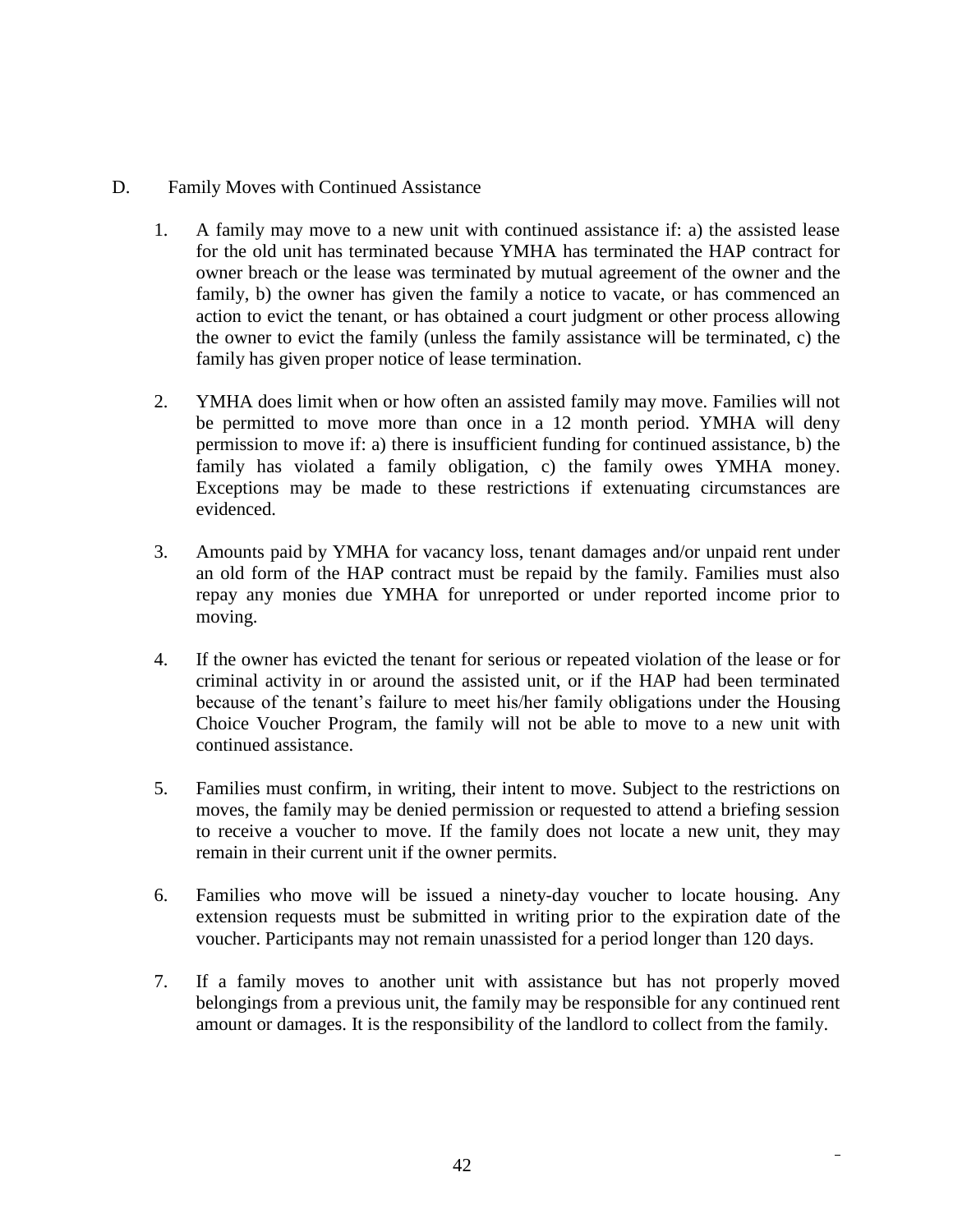D. Family Moves with Continued Assistance

1. A family may move to a new unit with continued assistance if: a) the assisted lease for the old unit has terminated because YMHA has terminated the HAP contract for owner breach or the lease was terminated by mutual agreement of the owner and the family, b) the owner has given the family a notice to vacate, or has commenced an action to evict the tenant, or has obtained a court judgment or other process allowing the owner to evict the family (unless the family assistance will be terminated, c) the family has given proper notice of lease termination.

2. YMHA does limit when or how often an assisted family may move. Families will not be permitted to move more than once in a 12 month period. YMHA will deny permission to move if: a) there is insufficient funding for continued assistance, b) the family has violated a family obligation, c) the family owes YMHA money. Exceptions may be made to these restrictions if extenuating circumstances are evidenced.

3. Amounts paid by YMHA for vacancy loss, tenant damages and/or unpaid rent under an old form of the HAP contract must be repaid by the family. Families must also repay any monies due YMHA for unreported or under reported income prior to moving.

4. If the owner has evicted the tenant for serious or repeated violation of the lease or for criminal activity in or around the assisted unit, or if the HAP had been terminated because of the tenant's failure to meet his/her family obligations under the Housing Choice Voucher Program, the family will not be able to move to a new unit with continued assistance.

5. Families must confirm, in writing, their intent to move. Subject to the restrictions on moves, the family may be denied permission or requested to attend a briefing session to receive a voucher to move. If the family does not locate a new unit, they may remain in their current unit if the owner permits.

6. Families who move will be issued a ninety-day voucher to locate housing. Any extension requests must be submitted in writing prior to the expiration date of the voucher. Participants may not remain unassisted for a period longer than 120 days.

7. If a family moves to another unit with assistance but has not properly moved belongings from a previous unit, the family may be responsible for any continued rent amount or damages. It is the responsibility of the landlord to collect from the family.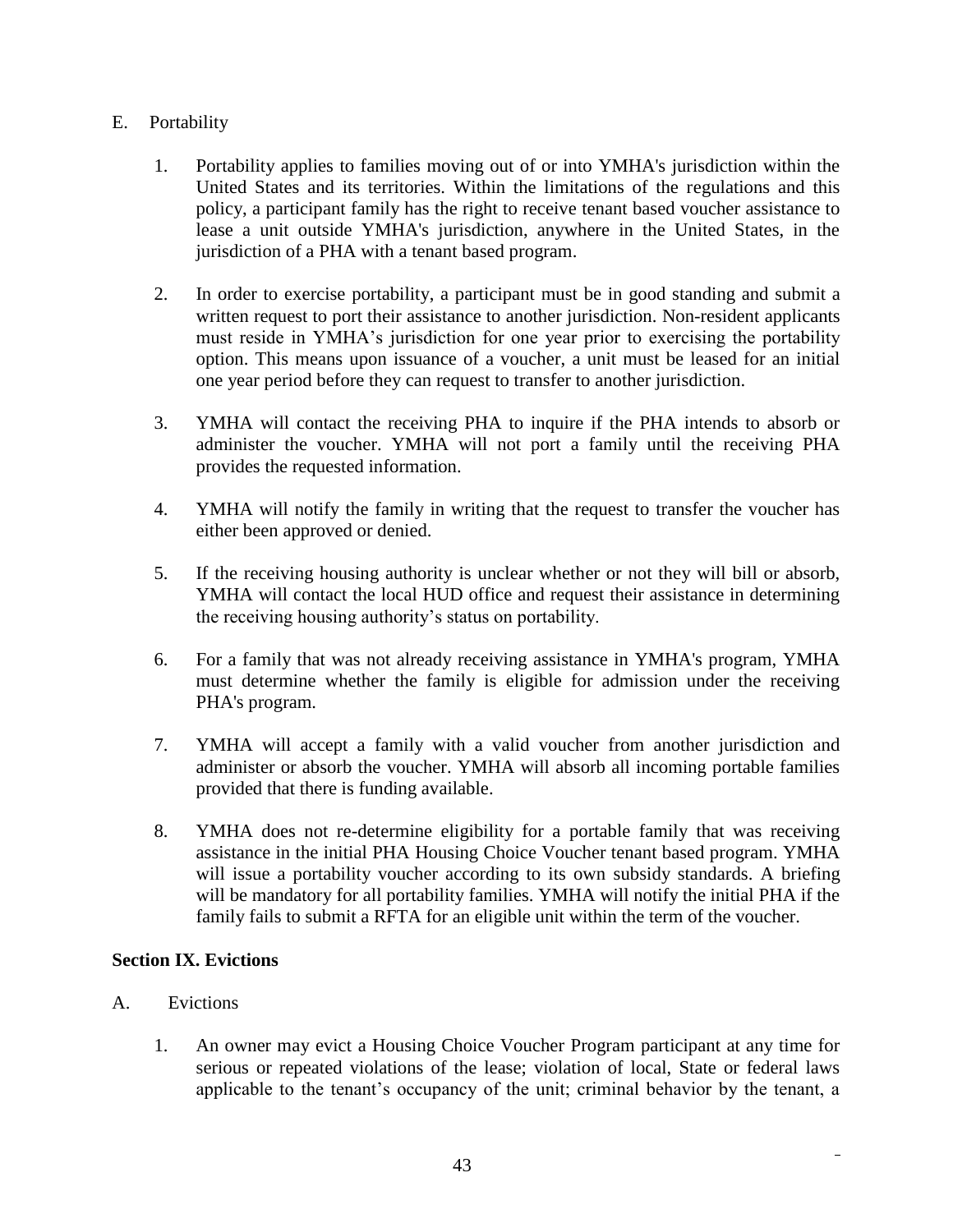E. Portability

1. Portability applies to families moving out of or into YMHA's jurisdiction within the United States and its territories. Within the limitations of the regulations and this policy, a participant family has the right to receive tenant based voucher assistance to lease a unit outside YMHA's jurisdiction, anywhere in the United States, in the jurisdiction of a PHA with a tenant based program.

2. In order to exercise portability, a participant must be in good standing and submit a written request to port their assistance to another jurisdiction. Non-resident applicants must reside in YMHA's jurisdiction for one year prior to exercising the portability option. This means upon issuance of a voucher, a unit must be leased for an initial one year period before they can request to transfer to another jurisdiction.

3. YMHA will contact the receiving PHA to inquire if the PHA intends to absorb or administer the voucher. YMHA will not port a family until the receiving PHA provides the requested information.

4. YMHA will notify the family in writing that the request to transfer the voucher has either been approved or denied.

5. If the receiving housing authority is unclear whether or not they will bill or absorb, YMHA will contact the local HUD office and request their assistance in determining the receiving housing authority's status on portability.

6. For a family that was not already receiving assistance in YMHA's program, YMHA must determine whether the family is eligible for admission under the receiving PHA's program.

7. YMHA will accept a family with a valid voucher from another jurisdiction and administer or absorb the voucher. YMHA will absorb all incoming portable families provided that there is funding available.

8. YMHA does not re-determine eligibility for a portable family that was receiving assistance in the initial PHA Housing Choice Voucher tenant based program. YMHA will issue a portability voucher according to its own subsidy standards. A briefing will be mandatory for all portability families. YMHA will notify the initial PHA if the family fails to submit a RFTA for an eligible unit within the term of the voucher.

**Section IX. Evictions**

A. Evictions

1. An owner may evict a Housing Choice Voucher Program participant at any time for serious or repeated violations of the lease; violation of local, State or federal laws applicable to the tenant's occupancy of the unit; criminal behavior by the tenant, a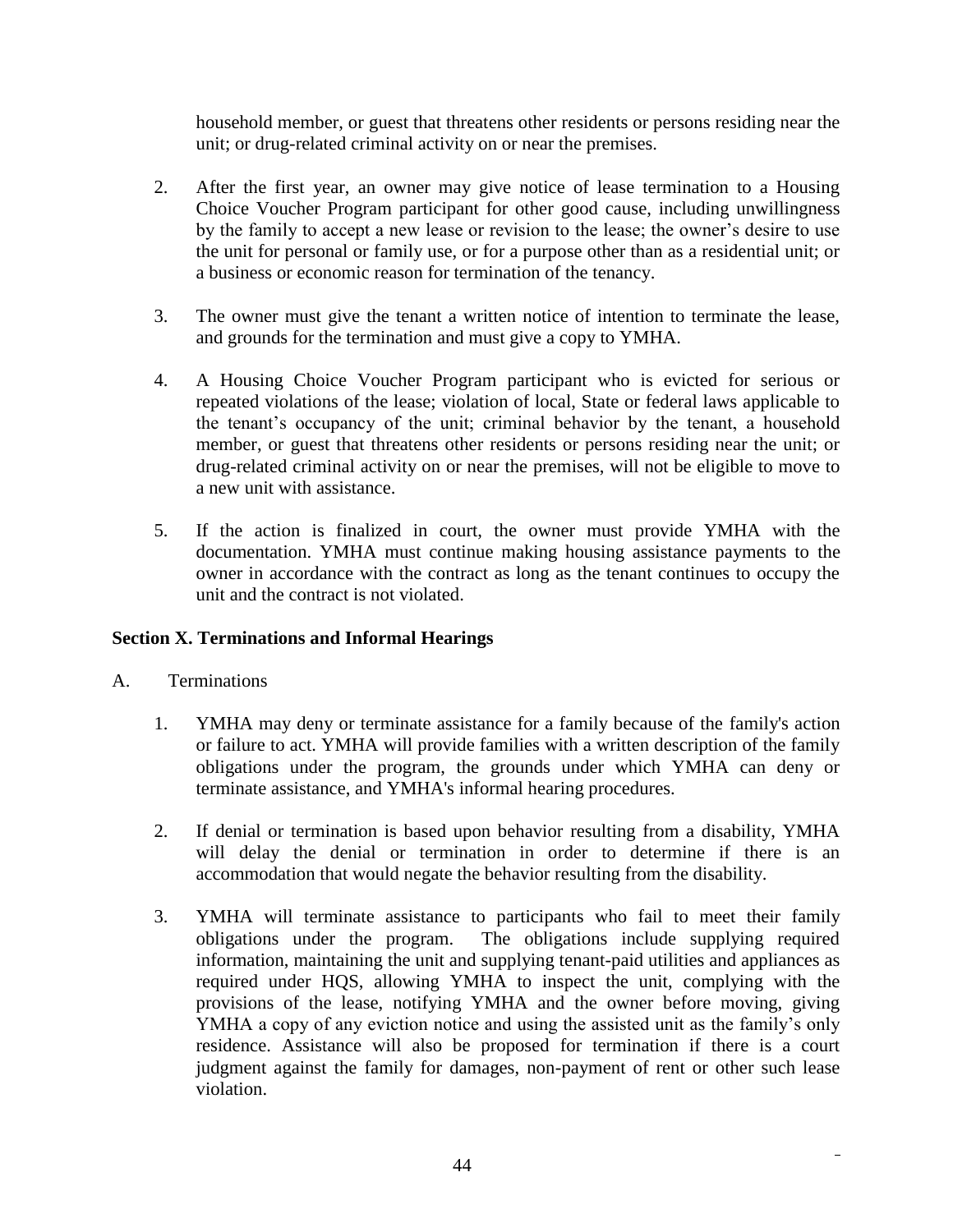household member, or guest that threatens other residents or persons residing near the unit; or drug-related criminal activity on or near the premises.

2. After the first year, an owner may give notice of lease termination to a Housing Choice Voucher Program participant for other good cause, including unwillingness by the family to accept a new lease or revision to the lease; the owner's desire to use the unit for personal or family use, or for a purpose other than as a residential unit; or a business or economic reason for termination of the tenancy.

3. The owner must give the tenant a written notice of intention to terminate the lease, and grounds for the termination and must give a copy to YMHA.

4. A Housing Choice Voucher Program participant who is evicted for serious or repeated violations of the lease; violation of local, State or federal laws applicable to the tenant's occupancy of the unit; criminal behavior by the tenant, a household member, or guest that threatens other residents or persons residing near the unit; or drug-related criminal activity on or near the premises, will not be eligible to move to a new unit with assistance.

5. If the action is finalized in court, the owner must provide YMHA with the documentation. YMHA must continue making housing assistance payments to the owner in accordance with the contract as long as the tenant continues to occupy the unit and the contract is not violated.

**Section X. Terminations and Informal Hearings**

A. Terminations

1. YMHA may deny or terminate assistance for a family because of the family's action or failure to act. YMHA will provide families with a written description of the family obligations under the program, the grounds under which YMHA can deny or terminate assistance, and YMHA's informal hearing procedures.

2. If denial or termination is based upon behavior resulting from a disability, YMHA will delay the denial or termination in order to determine if there is an accommodation that would negate the behavior resulting from the disability.

3. YMHA will terminate assistance to participants who fail to meet their family obligations under the program. The obligations include supplying required information, maintaining the unit and supplying tenant-paid utilities and appliances as required under HQS, allowing YMHA to inspect the unit, complying with the provisions of the lease, notifying YMHA and the owner before moving, giving YMHA a copy of any eviction notice and using the assisted unit as the family's only residence. Assistance will also be proposed for termination if there is a court judgment against the family for damages, non-payment of rent or other such lease violation.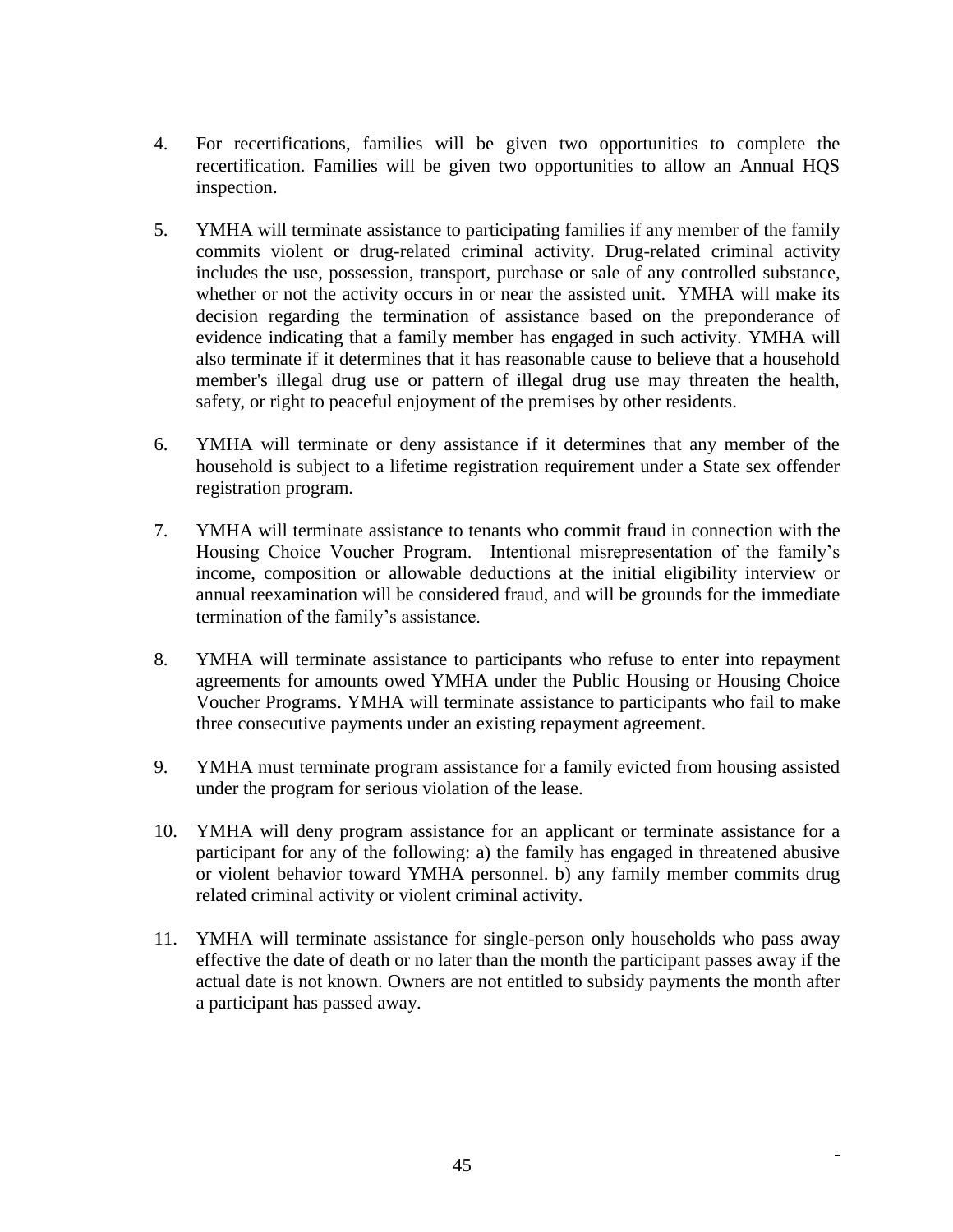4. For recertifications, families will be given two opportunities to complete the recertification. Families will be given two opportunities to allow an Annual HQS inspection.

5. YMHA will terminate assistance to participating families if any member of the family commits violent or drug-related criminal activity. Drug-related criminal activity includes the use, possession, transport, purchase or sale of any controlled substance, whether or not the activity occurs in or near the assisted unit. YMHA will make its decision regarding the termination of assistance based on the preponderance of evidence indicating that a family member has engaged in such activity. YMHA will also terminate if it determines that it has reasonable cause to believe that a household member's illegal drug use or pattern of illegal drug use may threaten the health, safety, or right to peaceful enjoyment of the premises by other residents.

6. YMHA will terminate or deny assistance if it determines that any member of the household is subject to a lifetime registration requirement under a State sex offender registration program.

7. YMHA will terminate assistance to tenants who commit fraud in connection with the Housing Choice Voucher Program. Intentional misrepresentation of the family's income, composition or allowable deductions at the initial eligibility interview or annual reexamination will be considered fraud, and will be grounds for the immediate termination of the family's assistance.

8. YMHA will terminate assistance to participants who refuse to enter into repayment agreements for amounts owed YMHA under the Public Housing or Housing Choice Voucher Programs. YMHA will terminate assistance to participants who fail to make three consecutive payments under an existing repayment agreement.

9. YMHA must terminate program assistance for a family evicted from housing assisted under the program for serious violation of the lease.

10. YMHA will deny program assistance for an applicant or terminate assistance for a participant for any of the following: a) the family has engaged in threatened abusive or violent behavior toward YMHA personnel. b) any family member commits drug related criminal activity or violent criminal activity.

11. YMHA will terminate assistance for single-person only households who pass away effective the date of death or no later than the month the participant passes away if the actual date is not known. Owners are not entitled to subsidy payments the month after a participant has passed away.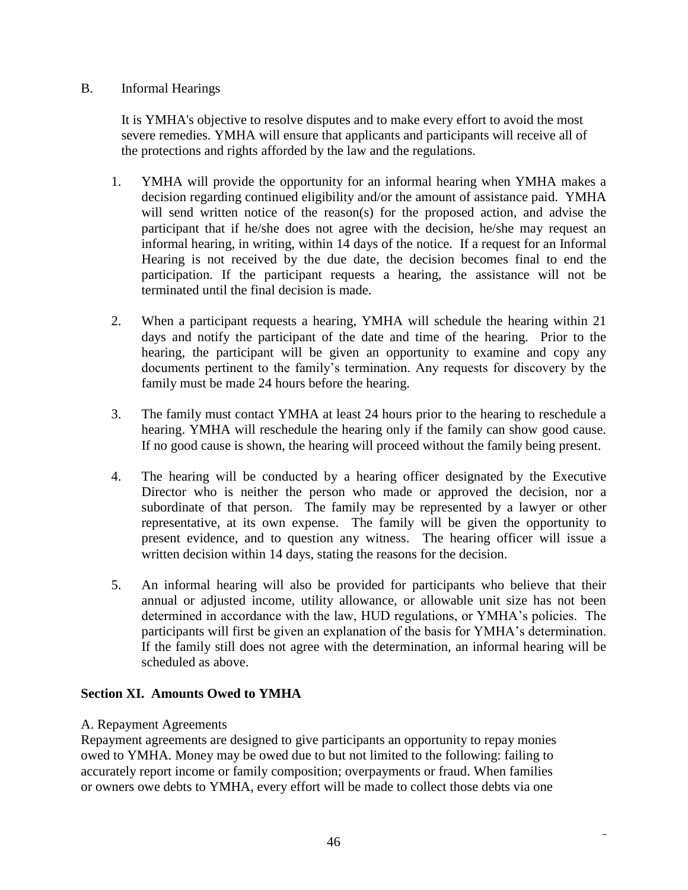B. Informal Hearings

It is YMHA's objective to resolve disputes and to make every effort to avoid the most severe remedies. YMHA will ensure that applicants and participants will receive all of the protections and rights afforded by the law and the regulations.

1. YMHA will provide the opportunity for an informal hearing when YMHA makes a decision regarding continued eligibility and/or the amount of assistance paid. YMHA will send written notice of the reason(s) for the proposed action, and advise the participant that if he/she does not agree with the decision, he/she may request an informal hearing, in writing, within 14 days of the notice. If a request for an Informal Hearing is not received by the due date, the decision becomes final to end the participation. If the participant requests a hearing, the assistance will not be terminated until the final decision is made.

2. When a participant requests a hearing, YMHA will schedule the hearing within 21 days and notify the participant of the date and time of the hearing. Prior to the hearing, the participant will be given an opportunity to examine and copy any documents pertinent to the family's termination. Any requests for discovery by the family must be made 24 hours before the hearing.

3. The family must contact YMHA at least 24 hours prior to the hearing to reschedule a hearing. YMHA will reschedule the hearing only if the family can show good cause. If no good cause is shown, the hearing will proceed without the family being present.

4. The hearing will be conducted by a hearing officer designated by the Executive Director who is neither the person who made or approved the decision, nor a subordinate of that person. The family may be represented by a lawyer or other representative, at its own expense. The family will be given the opportunity to present evidence, and to question any witness. The hearing officer will issue a written decision within 14 days, stating the reasons for the decision.

5. An informal hearing will also be provided for participants who believe that their annual or adjusted income, utility allowance, or allowable unit size has not been determined in accordance with the law, HUD regulations, or YMHA's policies. The participants will first be given an explanation of the basis for YMHA's determination. If the family still does not agree with the determination, an informal hearing will be scheduled as above.

## Section XI. Amounts Owed to YMHA

A. Repayment Agreements

Repayment agreements are designed to give participants an opportunity to repay monies owed to YMHA. Money may be owed due to but not limited to the following: failing to accurately report income or family composition; overpayments or fraud. When families or owners owe debts to YMHA, every effort will be made to collect those debts via one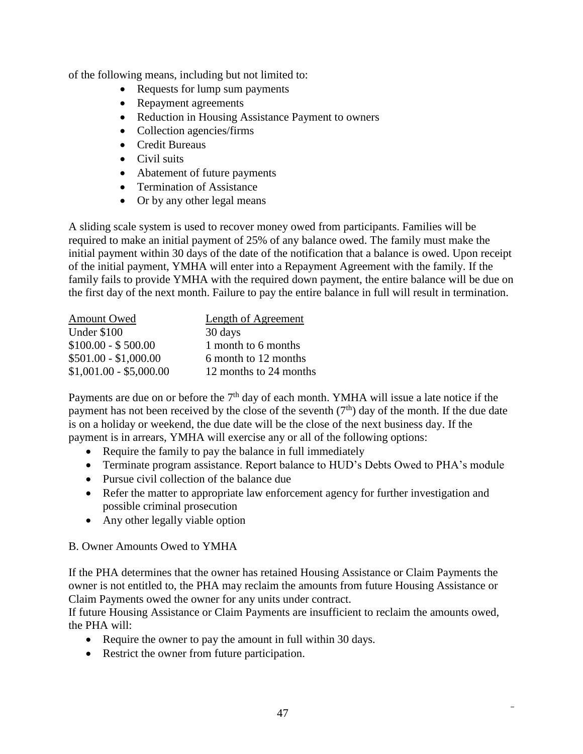of the following means, including but not limited to:

- Requests for lump sum payments
- Repayment agreements
- Reduction in Housing Assistance Payment to owners
- Collection agencies/firms
- Credit Bureaus
- Civil suits
- Abatement of future payments
- Termination of Assistance
- Or by any other legal means

A sliding scale system is used to recover money owed from participants. Families will be required to make an initial payment of 25% of any balance owed. The family must make the initial payment within 30 days of the date of the notification that a balance is owed. Upon receipt of the initial payment, YMHA will enter into a Repayment Agreement with the family. If the family fails to provide YMHA with the required down payment, the entire balance will be due on the first day of the next month. Failure to pay the entire balance in full will result in termination.

| Amount Owed | Length of Agreement |
|---|---|
| Under $100 | 30 days |
| $100.00 - $ 500.00 | 1 month to 6 months |
| $501.00 - $1,000.00 | 6 month to 12 months |
| $1,001.00 - $5,000.00 | 12 months to 24 months |

Payments are due on or before the 7th day of each month. YMHA will issue a late notice if the payment has not been received by the close of the seventh (7th) day of the month. If the due date is on a holiday or weekend, the due date will be the close of the next business day. If the payment is in arrears, YMHA will exercise any or all of the following options:

- Require the family to pay the balance in full immediately
- Terminate program assistance. Report balance to HUD's Debts Owed to PHA's module
- Pursue civil collection of the balance due
- Refer the matter to appropriate law enforcement agency for further investigation and possible criminal prosecution
- Any other legally viable option

B. Owner Amounts Owed to YMHA

If the PHA determines that the owner has retained Housing Assistance or Claim Payments the owner is not entitled to, the PHA may reclaim the amounts from future Housing Assistance or Claim Payments owed the owner for any units under contract.
If future Housing Assistance or Claim Payments are insufficient to reclaim the amounts owed, the PHA will:

- Require the owner to pay the amount in full within 30 days.
- Restrict the owner from future participation.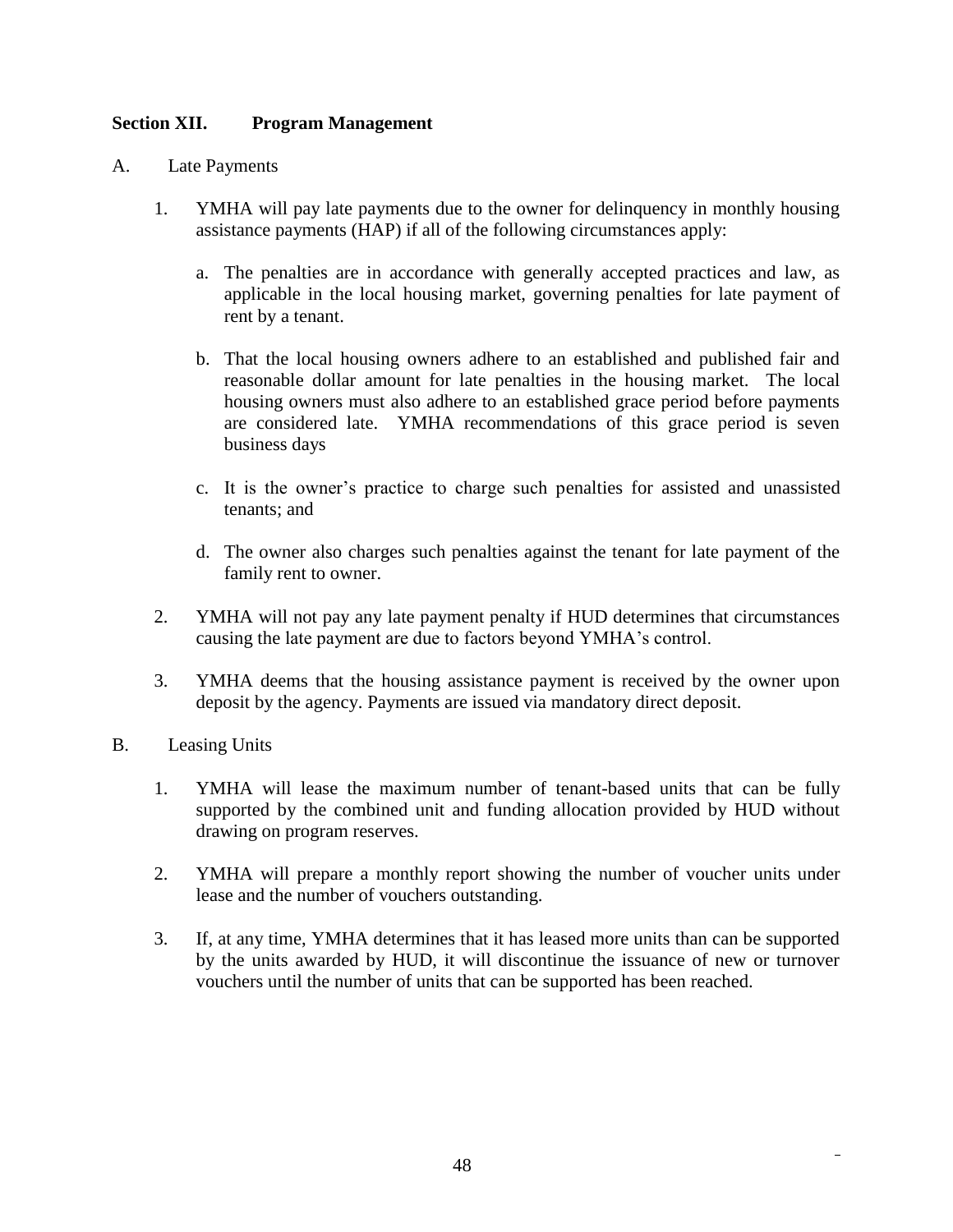## Section XII. Program Management

A. Late Payments

1. YMHA will pay late payments due to the owner for delinquency in monthly housing assistance payments (HAP) if all of the following circumstances apply:

   a. The penalties are in accordance with generally accepted practices and law, as applicable in the local housing market, governing penalties for late payment of rent by a tenant.

   b. That the local housing owners adhere to an established and published fair and reasonable dollar amount for late penalties in the housing market. The local housing owners must also adhere to an established grace period before payments are considered late. YMHA recommendations of this grace period is seven business days

   c. It is the owner's practice to charge such penalties for assisted and unassisted tenants; and

   d. The owner also charges such penalties against the tenant for late payment of the family rent to owner.

2. YMHA will not pay any late payment penalty if HUD determines that circumstances causing the late payment are due to factors beyond YMHA's control.

3. YMHA deems that the housing assistance payment is received by the owner upon deposit by the agency. Payments are issued via mandatory direct deposit.

B. Leasing Units

1. YMHA will lease the maximum number of tenant-based units that can be fully supported by the combined unit and funding allocation provided by HUD without drawing on program reserves.

2. YMHA will prepare a monthly report showing the number of voucher units under lease and the number of vouchers outstanding.

3. If, at any time, YMHA determines that it has leased more units than can be supported by the units awarded by HUD, it will discontinue the issuance of new or turnover vouchers until the number of units that can be supported has been reached.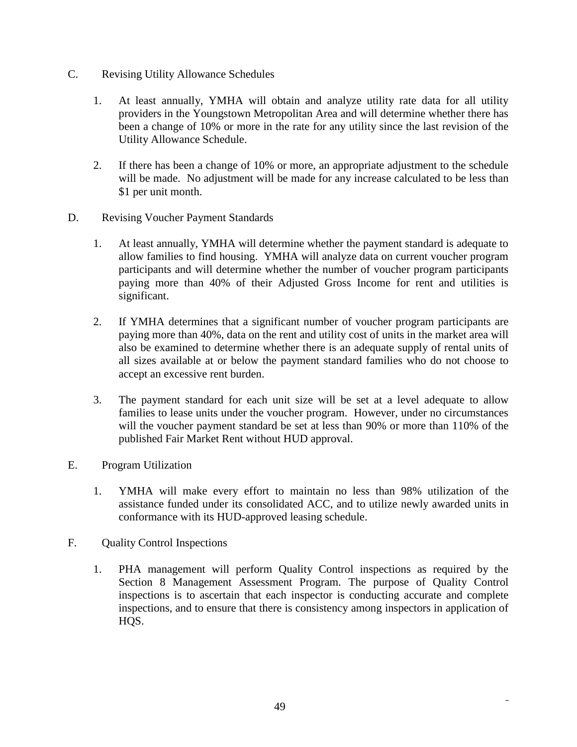C. Revising Utility Allowance Schedules

1. At least annually, YMHA will obtain and analyze utility rate data for all utility providers in the Youngstown Metropolitan Area and will determine whether there has been a change of 10% or more in the rate for any utility since the last revision of the Utility Allowance Schedule.

2. If there has been a change of 10% or more, an appropriate adjustment to the schedule will be made. No adjustment will be made for any increase calculated to be less than $1 per unit month.

D. Revising Voucher Payment Standards

1. At least annually, YMHA will determine whether the payment standard is adequate to allow families to find housing. YMHA will analyze data on current voucher program participants and will determine whether the number of voucher program participants paying more than 40% of their Adjusted Gross Income for rent and utilities is significant.

2. If YMHA determines that a significant number of voucher program participants are paying more than 40%, data on the rent and utility cost of units in the market area will also be examined to determine whether there is an adequate supply of rental units of all sizes available at or below the payment standard families who do not choose to accept an excessive rent burden.

3. The payment standard for each unit size will be set at a level adequate to allow families to lease units under the voucher program. However, under no circumstances will the voucher payment standard be set at less than 90% or more than 110% of the published Fair Market Rent without HUD approval.

E. Program Utilization

1. YMHA will make every effort to maintain no less than 98% utilization of the assistance funded under its consolidated ACC, and to utilize newly awarded units in conformance with its HUD-approved leasing schedule.

F. Quality Control Inspections

1. PHA management will perform Quality Control inspections as required by the Section 8 Management Assessment Program. The purpose of Quality Control inspections is to ascertain that each inspector is conducting accurate and complete inspections, and to ensure that there is consistency among inspectors in application of HQS.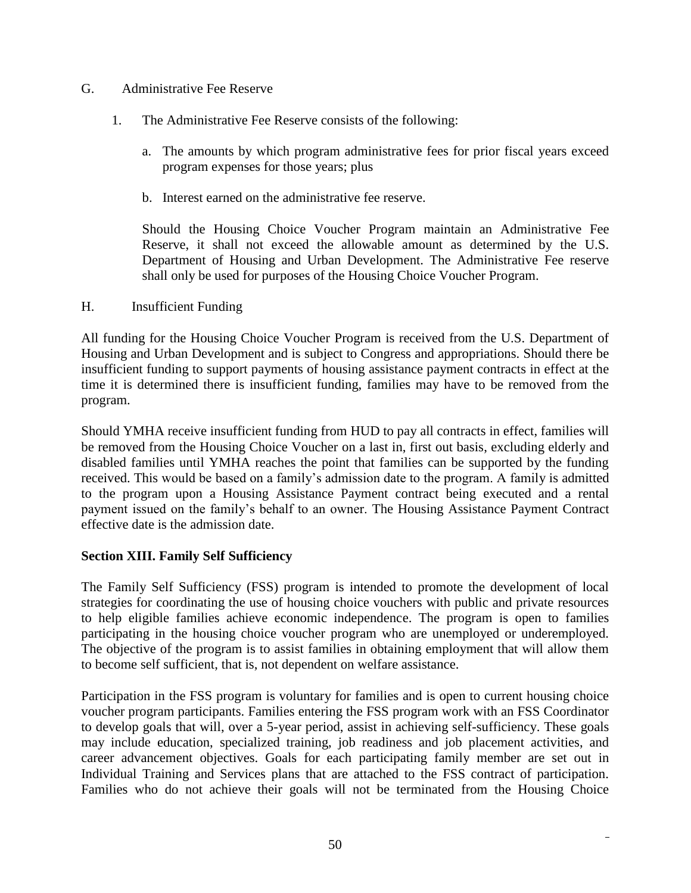G. Administrative Fee Reserve

1. The Administrative Fee Reserve consists of the following:

   a. The amounts by which program administrative fees for prior fiscal years exceed program expenses for those years; plus

   b. Interest earned on the administrative fee reserve.

   Should the Housing Choice Voucher Program maintain an Administrative Fee Reserve, it shall not exceed the allowable amount as determined by the U.S. Department of Housing and Urban Development. The Administrative Fee reserve shall only be used for purposes of the Housing Choice Voucher Program.

H. Insufficient Funding

All funding for the Housing Choice Voucher Program is received from the U.S. Department of Housing and Urban Development and is subject to Congress and appropriations. Should there be insufficient funding to support payments of housing assistance payment contracts in effect at the time it is determined there is insufficient funding, families may have to be removed from the program.

Should YMHA receive insufficient funding from HUD to pay all contracts in effect, families will be removed from the Housing Choice Voucher on a last in, first out basis, excluding elderly and disabled families until YMHA reaches the point that families can be supported by the funding received. This would be based on a family's admission date to the program. A family is admitted to the program upon a Housing Assistance Payment contract being executed and a rental payment issued on the family's behalf to an owner. The Housing Assistance Payment Contract effective date is the admission date.

## Section XIII. Family Self Sufficiency

The Family Self Sufficiency (FSS) program is intended to promote the development of local strategies for coordinating the use of housing choice vouchers with public and private resources to help eligible families achieve economic independence. The program is open to families participating in the housing choice voucher program who are unemployed or underemployed. The objective of the program is to assist families in obtaining employment that will allow them to become self sufficient, that is, not dependent on welfare assistance.

Participation in the FSS program is voluntary for families and is open to current housing choice voucher program participants. Families entering the FSS program work with an FSS Coordinator to develop goals that will, over a 5-year period, assist in achieving self-sufficiency. These goals may include education, specialized training, job readiness and job placement activities, and career advancement objectives. Goals for each participating family member are set out in Individual Training and Services plans that are attached to the FSS contract of participation. Families who do not achieve their goals will not be terminated from the Housing Choice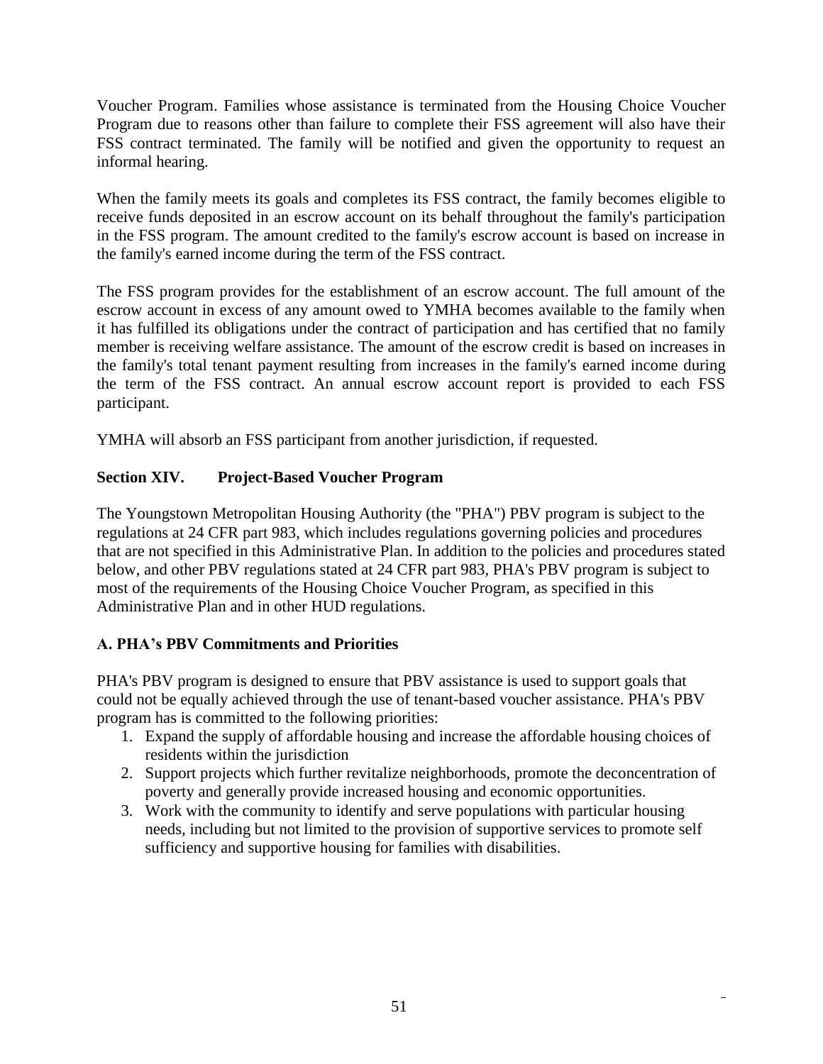Voucher Program. Families whose assistance is terminated from the Housing Choice Voucher Program due to reasons other than failure to complete their FSS agreement will also have their FSS contract terminated. The family will be notified and given the opportunity to request an informal hearing.

When the family meets its goals and completes its FSS contract, the family becomes eligible to receive funds deposited in an escrow account on its behalf throughout the family's participation in the FSS program. The amount credited to the family's escrow account is based on increase in the family's earned income during the term of the FSS contract.

The FSS program provides for the establishment of an escrow account. The full amount of the escrow account in excess of any amount owed to YMHA becomes available to the family when it has fulfilled its obligations under the contract of participation and has certified that no family member is receiving welfare assistance. The amount of the escrow credit is based on increases in the family's total tenant payment resulting from increases in the family's earned income during the term of the FSS contract. An annual escrow account report is provided to each FSS participant.

YMHA will absorb an FSS participant from another jurisdiction, if requested.

## Section XIV. Project-Based Voucher Program

The Youngstown Metropolitan Housing Authority (the "PHA") PBV program is subject to the regulations at 24 CFR part 983, which includes regulations governing policies and procedures that are not specified in this Administrative Plan. In addition to the policies and procedures stated below, and other PBV regulations stated at 24 CFR part 983, PHA's PBV program is subject to most of the requirements of the Housing Choice Voucher Program, as specified in this Administrative Plan and in other HUD regulations.

### A. PHA's PBV Commitments and Priorities

PHA's PBV program is designed to ensure that PBV assistance is used to support goals that could not be equally achieved through the use of tenant-based voucher assistance. PHA's PBV program has is committed to the following priorities:

1. Expand the supply of affordable housing and increase the affordable housing choices of residents within the jurisdiction
2. Support projects which further revitalize neighborhoods, promote the deconcentration of poverty and generally provide increased housing and economic opportunities.
3. Work with the community to identify and serve populations with particular housing needs, including but not limited to the provision of supportive services to promote self sufficiency and supportive housing for families with disabilities.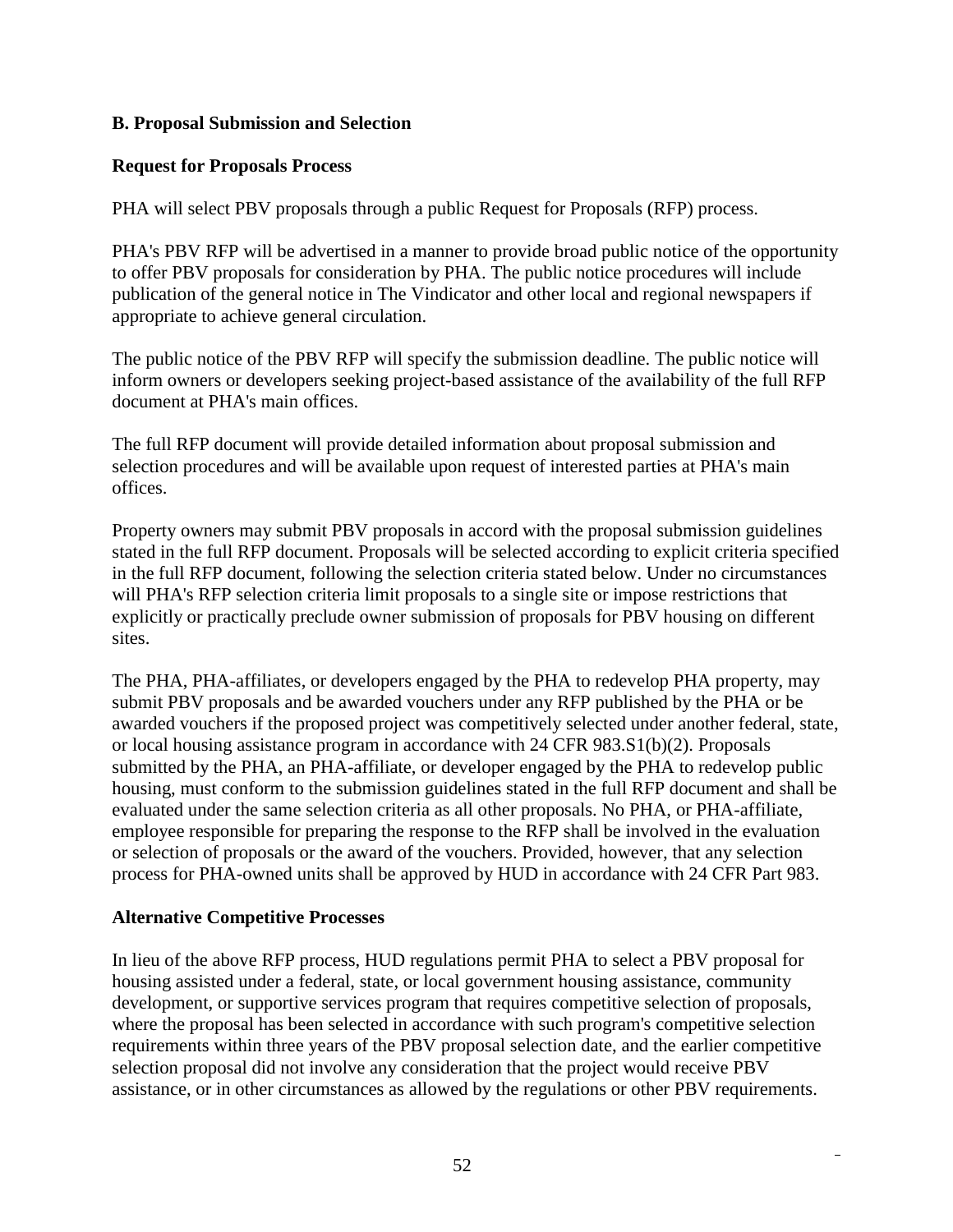**B. Proposal Submission and Selection**

**Request for Proposals Process**

PHA will select PBV proposals through a public Request for Proposals (RFP) process.

PHA's PBV RFP will be advertised in a manner to provide broad public notice of the opportunity to offer PBV proposals for consideration by PHA. The public notice procedures will include publication of the general notice in The Vindicator and other local and regional newspapers if appropriate to achieve general circulation.

The public notice of the PBV RFP will specify the submission deadline. The public notice will inform owners or developers seeking project-based assistance of the availability of the full RFP document at PHA's main offices.

The full RFP document will provide detailed information about proposal submission and selection procedures and will be available upon request of interested parties at PHA's main offices.

Property owners may submit PBV proposals in accord with the proposal submission guidelines stated in the full RFP document. Proposals will be selected according to explicit criteria specified in the full RFP document, following the selection criteria stated below. Under no circumstances will PHA's RFP selection criteria limit proposals to a single site or impose restrictions that explicitly or practically preclude owner submission of proposals for PBV housing on different sites.

The PHA, PHA-affiliates, or developers engaged by the PHA to redevelop PHA property, may submit PBV proposals and be awarded vouchers under any RFP published by the PHA or be awarded vouchers if the proposed project was competitively selected under another federal, state, or local housing assistance program in accordance with 24 CFR 983.S1(b)(2). Proposals submitted by the PHA, an PHA-affiliate, or developer engaged by the PHA to redevelop public housing, must conform to the submission guidelines stated in the full RFP document and shall be evaluated under the same selection criteria as all other proposals. No PHA, or PHA-affiliate, employee responsible for preparing the response to the RFP shall be involved in the evaluation or selection of proposals or the award of the vouchers. Provided, however, that any selection process for PHA-owned units shall be approved by HUD in accordance with 24 CFR Part 983.

**Alternative Competitive Processes**

In lieu of the above RFP process, HUD regulations permit PHA to select a PBV proposal for housing assisted under a federal, state, or local government housing assistance, community development, or supportive services program that requires competitive selection of proposals, where the proposal has been selected in accordance with such program's competitive selection requirements within three years of the PBV proposal selection date, and the earlier competitive selection proposal did not involve any consideration that the project would receive PBV assistance, or in other circumstances as allowed by the regulations or other PBV requirements.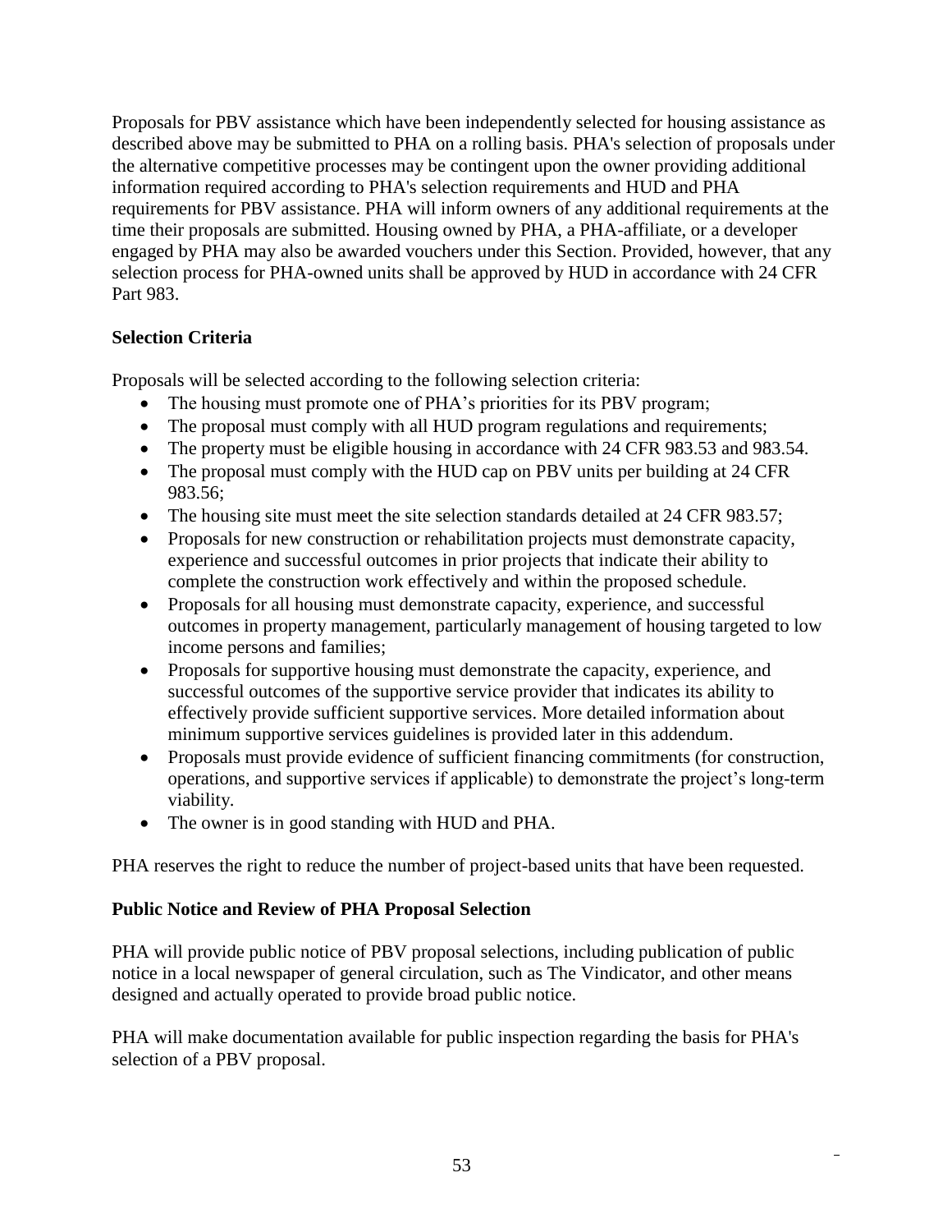Proposals for PBV assistance which have been independently selected for housing assistance as described above may be submitted to PHA on a rolling basis. PHA's selection of proposals under the alternative competitive processes may be contingent upon the owner providing additional information required according to PHA's selection requirements and HUD and PHA requirements for PBV assistance. PHA will inform owners of any additional requirements at the time their proposals are submitted. Housing owned by PHA, a PHA-affiliate, or a developer engaged by PHA may also be awarded vouchers under this Section. Provided, however, that any selection process for PHA-owned units shall be approved by HUD in accordance with 24 CFR Part 983.

**Selection Criteria**

Proposals will be selected according to the following selection criteria:

- The housing must promote one of PHA's priorities for its PBV program;
- The proposal must comply with all HUD program regulations and requirements;
- The property must be eligible housing in accordance with 24 CFR 983.53 and 983.54.
- The proposal must comply with the HUD cap on PBV units per building at 24 CFR 983.56;
- The housing site must meet the site selection standards detailed at 24 CFR 983.57;
- Proposals for new construction or rehabilitation projects must demonstrate capacity, experience and successful outcomes in prior projects that indicate their ability to complete the construction work effectively and within the proposed schedule.
- Proposals for all housing must demonstrate capacity, experience, and successful outcomes in property management, particularly management of housing targeted to low income persons and families;
- Proposals for supportive housing must demonstrate the capacity, experience, and successful outcomes of the supportive service provider that indicates its ability to effectively provide sufficient supportive services. More detailed information about minimum supportive services guidelines is provided later in this addendum.
- Proposals must provide evidence of sufficient financing commitments (for construction, operations, and supportive services if applicable) to demonstrate the project's long-term viability.
- The owner is in good standing with HUD and PHA.

PHA reserves the right to reduce the number of project-based units that have been requested.

**Public Notice and Review of PHA Proposal Selection**

PHA will provide public notice of PBV proposal selections, including publication of public notice in a local newspaper of general circulation, such as The Vindicator, and other means designed and actually operated to provide broad public notice.

PHA will make documentation available for public inspection regarding the basis for PHA's selection of a PBV proposal.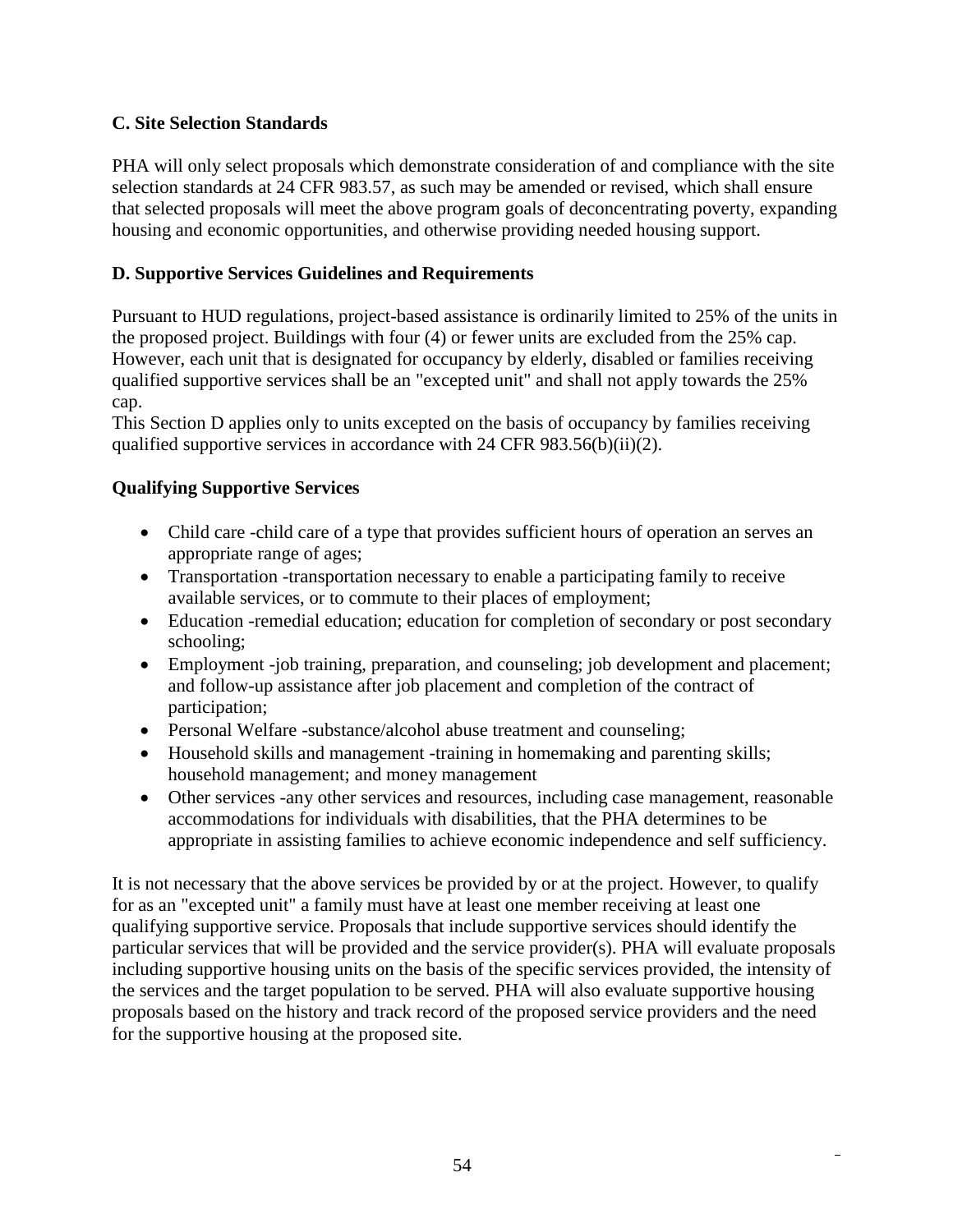### C. Site Selection Standards

PHA will only select proposals which demonstrate consideration of and compliance with the site selection standards at 24 CFR 983.57, as such may be amended or revised, which shall ensure that selected proposals will meet the above program goals of deconcentrating poverty, expanding housing and economic opportunities, and otherwise providing needed housing support.

### D. Supportive Services Guidelines and Requirements

Pursuant to HUD regulations, project-based assistance is ordinarily limited to 25% of the units in the proposed project. Buildings with four (4) or fewer units are excluded from the 25% cap. However, each unit that is designated for occupancy by elderly, disabled or families receiving qualified supportive services shall be an "excepted unit" and shall not apply towards the 25% cap.

This Section D applies only to units excepted on the basis of occupancy by families receiving qualified supportive services in accordance with 24 CFR 983.56(b)(ii)(2).

### Qualifying Supportive Services

- Child care -child care of a type that provides sufficient hours of operation an serves an appropriate range of ages;
- Transportation -transportation necessary to enable a participating family to receive available services, or to commute to their places of employment;
- Education -remedial education; education for completion of secondary or post secondary schooling;
- Employment -job training, preparation, and counseling; job development and placement; and follow-up assistance after job placement and completion of the contract of participation;
- Personal Welfare -substance/alcohol abuse treatment and counseling;
- Household skills and management -training in homemaking and parenting skills; household management; and money management
- Other services -any other services and resources, including case management, reasonable accommodations for individuals with disabilities, that the PHA determines to be appropriate in assisting families to achieve economic independence and self sufficiency.

It is not necessary that the above services be provided by or at the project. However, to qualify for as an "excepted unit" a family must have at least one member receiving at least one qualifying supportive service. Proposals that include supportive services should identify the particular services that will be provided and the service provider(s). PHA will evaluate proposals including supportive housing units on the basis of the specific services provided, the intensity of the services and the target population to be served. PHA will also evaluate supportive housing proposals based on the history and track record of the proposed service providers and the need for the supportive housing at the proposed site.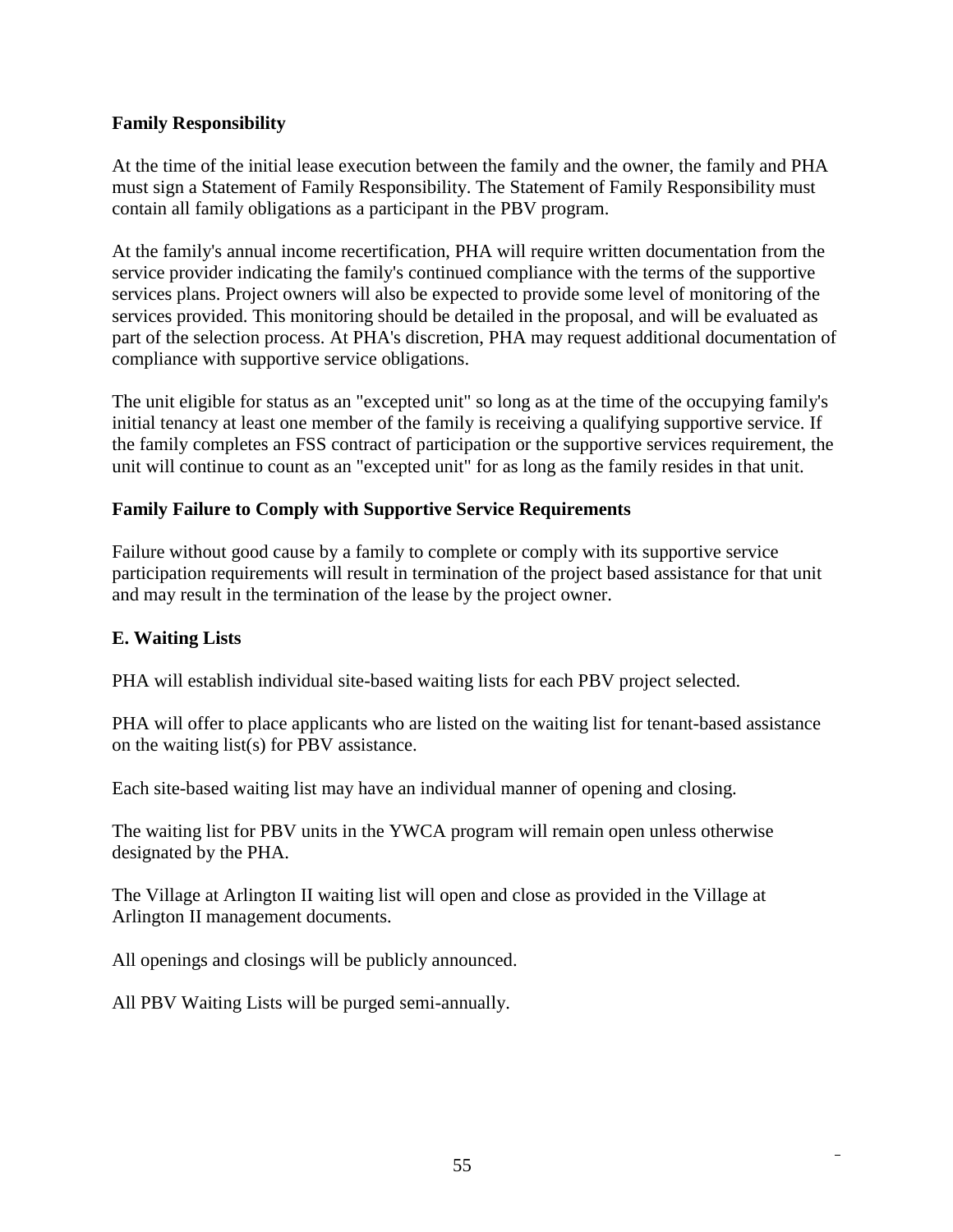**Family Responsibility**

At the time of the initial lease execution between the family and the owner, the family and PHA must sign a Statement of Family Responsibility. The Statement of Family Responsibility must contain all family obligations as a participant in the PBV program.

At the family's annual income recertification, PHA will require written documentation from the service provider indicating the family's continued compliance with the terms of the supportive services plans. Project owners will also be expected to provide some level of monitoring of the services provided. This monitoring should be detailed in the proposal, and will be evaluated as part of the selection process. At PHA's discretion, PHA may request additional documentation of compliance with supportive service obligations.

The unit eligible for status as an "excepted unit" so long as at the time of the occupying family's initial tenancy at least one member of the family is receiving a qualifying supportive service. If the family completes an FSS contract of participation or the supportive services requirement, the unit will continue to count as an "excepted unit" for as long as the family resides in that unit.

**Family Failure to Comply with Supportive Service Requirements**

Failure without good cause by a family to complete or comply with its supportive service participation requirements will result in termination of the project based assistance for that unit and may result in the termination of the lease by the project owner.

**E. Waiting Lists**

PHA will establish individual site-based waiting lists for each PBV project selected.

PHA will offer to place applicants who are listed on the waiting list for tenant-based assistance on the waiting list(s) for PBV assistance.

Each site-based waiting list may have an individual manner of opening and closing.

The waiting list for PBV units in the YWCA program will remain open unless otherwise designated by the PHA.

The Village at Arlington II waiting list will open and close as provided in the Village at Arlington II management documents.

All openings and closings will be publicly announced.

All PBV Waiting Lists will be purged semi-annually.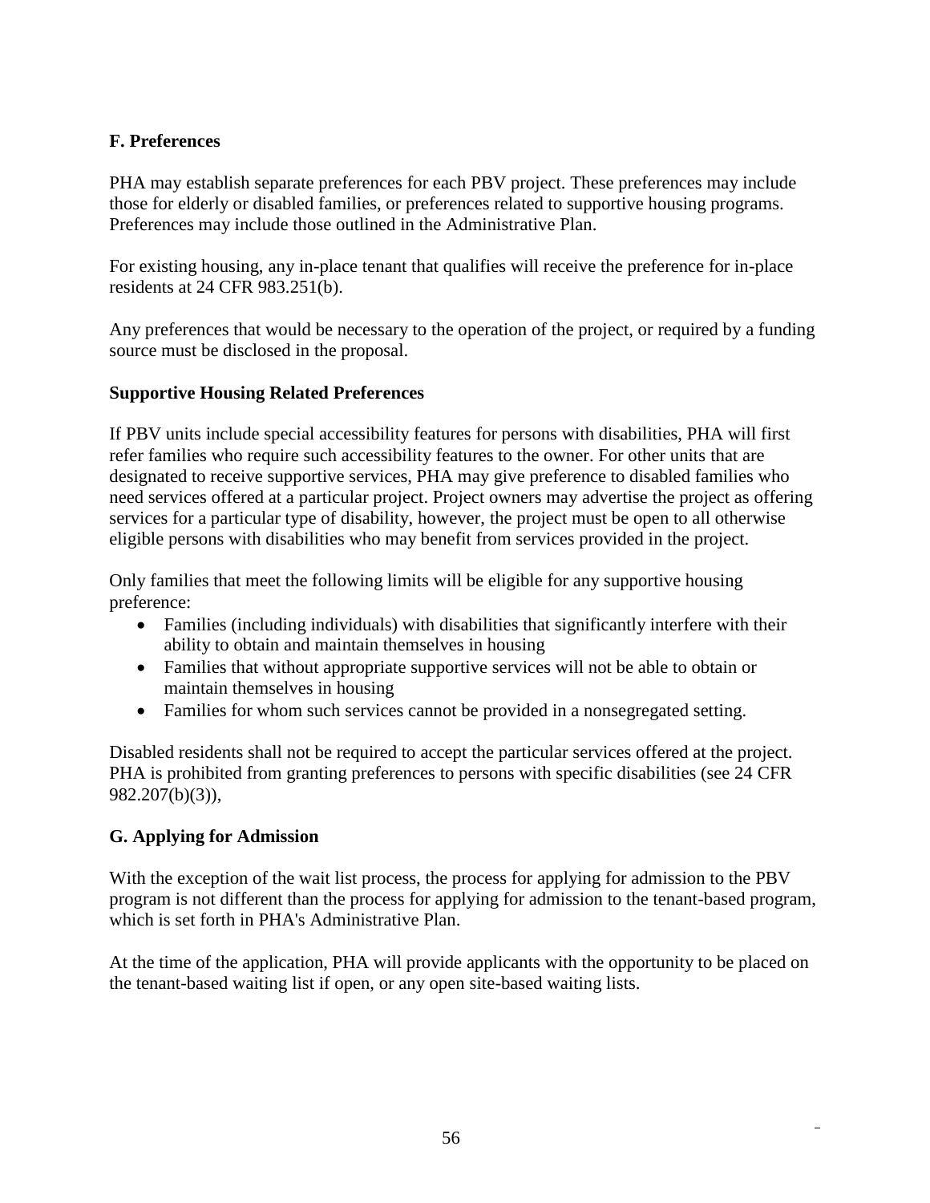**F. Preferences**

PHA may establish separate preferences for each PBV project. These preferences may include those for elderly or disabled families, or preferences related to supportive housing programs. Preferences may include those outlined in the Administrative Plan.

For existing housing, any in-place tenant that qualifies will receive the preference for in-place residents at 24 CFR 983.251(b).

Any preferences that would be necessary to the operation of the project, or required by a funding source must be disclosed in the proposal.

**Supportive Housing Related Preferences**

If PBV units include special accessibility features for persons with disabilities, PHA will first refer families who require such accessibility features to the owner. For other units that are designated to receive supportive services, PHA may give preference to disabled families who need services offered at a particular project. Project owners may advertise the project as offering services for a particular type of disability, however, the project must be open to all otherwise eligible persons with disabilities who may benefit from services provided in the project.

Only families that meet the following limits will be eligible for any supportive housing preference:

- Families (including individuals) with disabilities that significantly interfere with their ability to obtain and maintain themselves in housing
- Families that without appropriate supportive services will not be able to obtain or maintain themselves in housing
- Families for whom such services cannot be provided in a nonsegregated setting.

Disabled residents shall not be required to accept the particular services offered at the project. PHA is prohibited from granting preferences to persons with specific disabilities (see 24 CFR 982.207(b)(3)),

**G. Applying for Admission**

With the exception of the wait list process, the process for applying for admission to the PBV program is not different than the process for applying for admission to the tenant-based program, which is set forth in PHA's Administrative Plan.

At the time of the application, PHA will provide applicants with the opportunity to be placed on the tenant-based waiting list if open, or any open site-based waiting lists.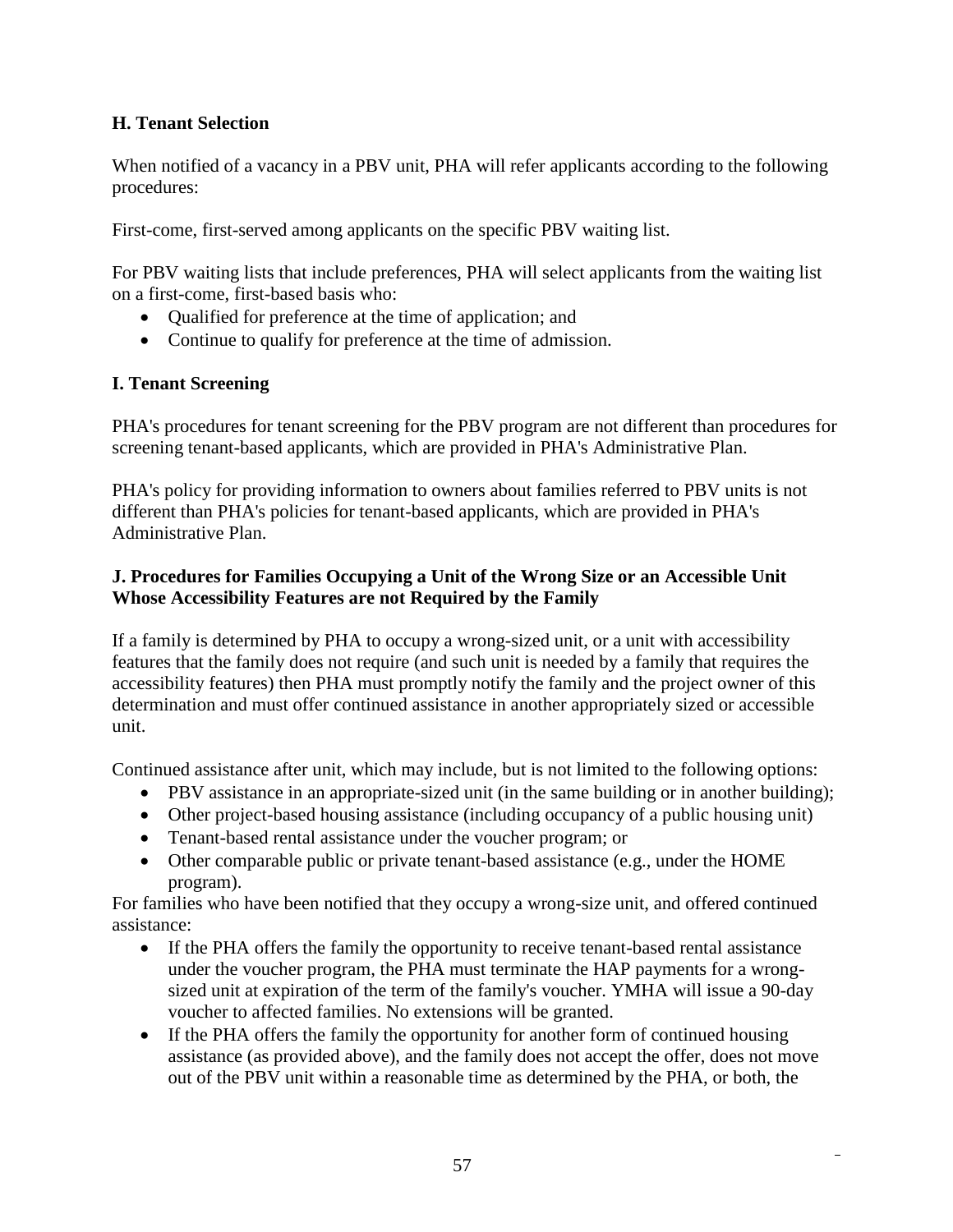### H. Tenant Selection

When notified of a vacancy in a PBV unit, PHA will refer applicants according to the following procedures:

First-come, first-served among applicants on the specific PBV waiting list.

For PBV waiting lists that include preferences, PHA will select applicants from the waiting list on a first-come, first-based basis who:

- Qualified for preference at the time of application; and
- Continue to qualify for preference at the time of admission.

### I. Tenant Screening

PHA's procedures for tenant screening for the PBV program are not different than procedures for screening tenant-based applicants, which are provided in PHA's Administrative Plan.

PHA's policy for providing information to owners about families referred to PBV units is not different than PHA's policies for tenant-based applicants, which are provided in PHA's Administrative Plan.

### J. Procedures for Families Occupying a Unit of the Wrong Size or an Accessible Unit Whose Accessibility Features are not Required by the Family

If a family is determined by PHA to occupy a wrong-sized unit, or a unit with accessibility features that the family does not require (and such unit is needed by a family that requires the accessibility features) then PHA must promptly notify the family and the project owner of this determination and must offer continued assistance in another appropriately sized or accessible unit.

Continued assistance after unit, which may include, but is not limited to the following options:

- PBV assistance in an appropriate-sized unit (in the same building or in another building);
- Other project-based housing assistance (including occupancy of a public housing unit)
- Tenant-based rental assistance under the voucher program; or
- Other comparable public or private tenant-based assistance (e.g., under the HOME program).

For families who have been notified that they occupy a wrong-size unit, and offered continued assistance:

- If the PHA offers the family the opportunity to receive tenant-based rental assistance under the voucher program, the PHA must terminate the HAP payments for a wrong-sized unit at expiration of the term of the family's voucher. YMHA will issue a 90-day voucher to affected families. No extensions will be granted.
- If the PHA offers the family the opportunity for another form of continued housing assistance (as provided above), and the family does not accept the offer, does not move out of the PBV unit within a reasonable time as determined by the PHA, or both, the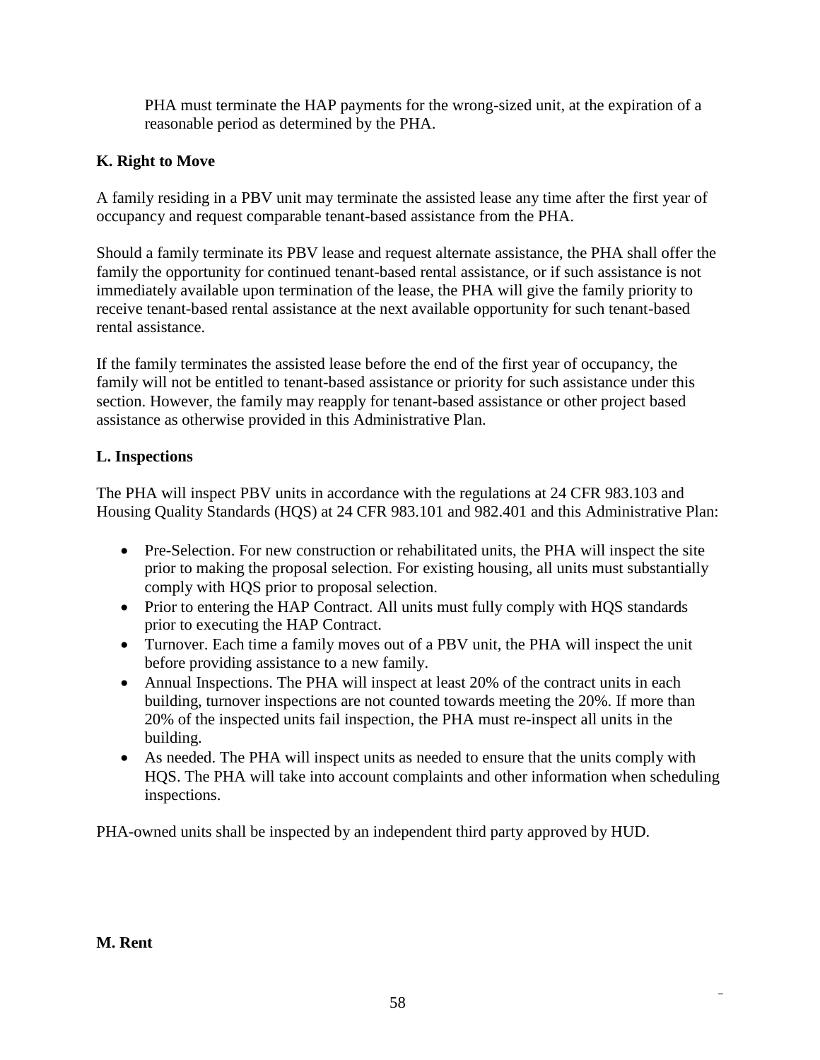PHA must terminate the HAP payments for the wrong-sized unit, at the expiration of a reasonable period as determined by the PHA.

**K. Right to Move**

A family residing in a PBV unit may terminate the assisted lease any time after the first year of occupancy and request comparable tenant-based assistance from the PHA.

Should a family terminate its PBV lease and request alternate assistance, the PHA shall offer the family the opportunity for continued tenant-based rental assistance, or if such assistance is not immediately available upon termination of the lease, the PHA will give the family priority to receive tenant-based rental assistance at the next available opportunity for such tenant-based rental assistance.

If the family terminates the assisted lease before the end of the first year of occupancy, the family will not be entitled to tenant-based assistance or priority for such assistance under this section. However, the family may reapply for tenant-based assistance or other project based assistance as otherwise provided in this Administrative Plan.

**L. Inspections**

The PHA will inspect PBV units in accordance with the regulations at 24 CFR 983.103 and Housing Quality Standards (HQS) at 24 CFR 983.101 and 982.401 and this Administrative Plan:

- Pre-Selection. For new construction or rehabilitated units, the PHA will inspect the site prior to making the proposal selection. For existing housing, all units must substantially comply with HQS prior to proposal selection.
- Prior to entering the HAP Contract. All units must fully comply with HQS standards prior to executing the HAP Contract.
- Turnover. Each time a family moves out of a PBV unit, the PHA will inspect the unit before providing assistance to a new family.
- Annual Inspections. The PHA will inspect at least 20% of the contract units in each building, turnover inspections are not counted towards meeting the 20%. If more than 20% of the inspected units fail inspection, the PHA must re-inspect all units in the building.
- As needed. The PHA will inspect units as needed to ensure that the units comply with HQS. The PHA will take into account complaints and other information when scheduling inspections.

PHA-owned units shall be inspected by an independent third party approved by HUD.

**M. Rent**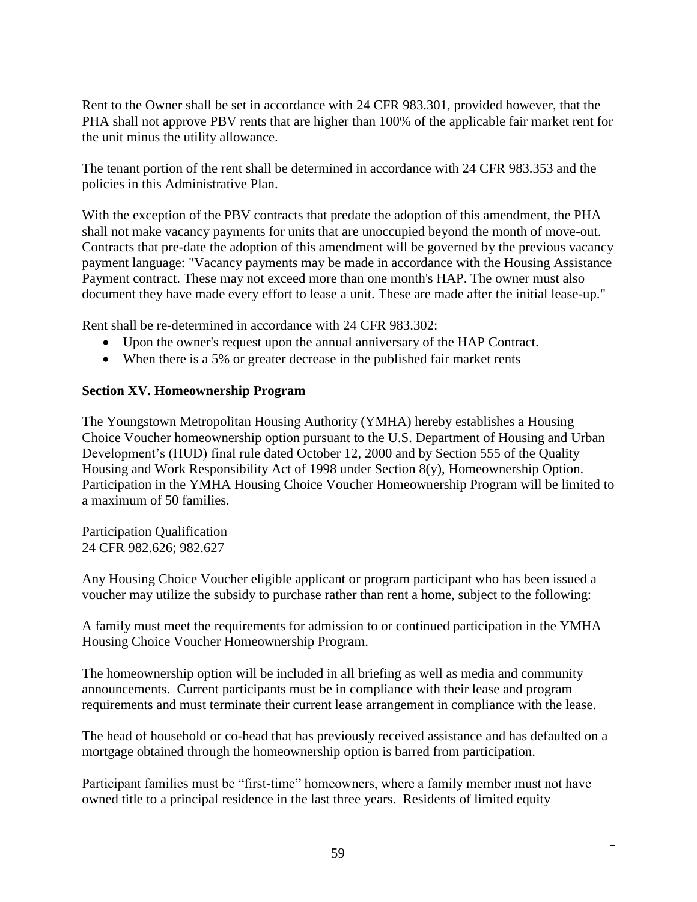Rent to the Owner shall be set in accordance with 24 CFR 983.301, provided however, that the PHA shall not approve PBV rents that are higher than 100% of the applicable fair market rent for the unit minus the utility allowance.

The tenant portion of the rent shall be determined in accordance with 24 CFR 983.353 and the policies in this Administrative Plan.

With the exception of the PBV contracts that predate the adoption of this amendment, the PHA shall not make vacancy payments for units that are unoccupied beyond the month of move-out. Contracts that pre-date the adoption of this amendment will be governed by the previous vacancy payment language: "Vacancy payments may be made in accordance with the Housing Assistance Payment contract. These may not exceed more than one month's HAP. The owner must also document they have made every effort to lease a unit. These are made after the initial lease-up."

Rent shall be re-determined in accordance with 24 CFR 983.302:

- Upon the owner's request upon the annual anniversary of the HAP Contract.
- When there is a 5% or greater decrease in the published fair market rents

**Section XV. Homeownership Program**

The Youngstown Metropolitan Housing Authority (YMHA) hereby establishes a Housing Choice Voucher homeownership option pursuant to the U.S. Department of Housing and Urban Development's (HUD) final rule dated October 12, 2000 and by Section 555 of the Quality Housing and Work Responsibility Act of 1998 under Section 8(y), Homeownership Option. Participation in the YMHA Housing Choice Voucher Homeownership Program will be limited to a maximum of 50 families.

Participation Qualification
24 CFR 982.626; 982.627

Any Housing Choice Voucher eligible applicant or program participant who has been issued a voucher may utilize the subsidy to purchase rather than rent a home, subject to the following:

A family must meet the requirements for admission to or continued participation in the YMHA Housing Choice Voucher Homeownership Program.

The homeownership option will be included in all briefing as well as media and community announcements. Current participants must be in compliance with their lease and program requirements and must terminate their current lease arrangement in compliance with the lease.

The head of household or co-head that has previously received assistance and has defaulted on a mortgage obtained through the homeownership option is barred from participation.

Participant families must be "first-time" homeowners, where a family member must not have owned title to a principal residence in the last three years. Residents of limited equity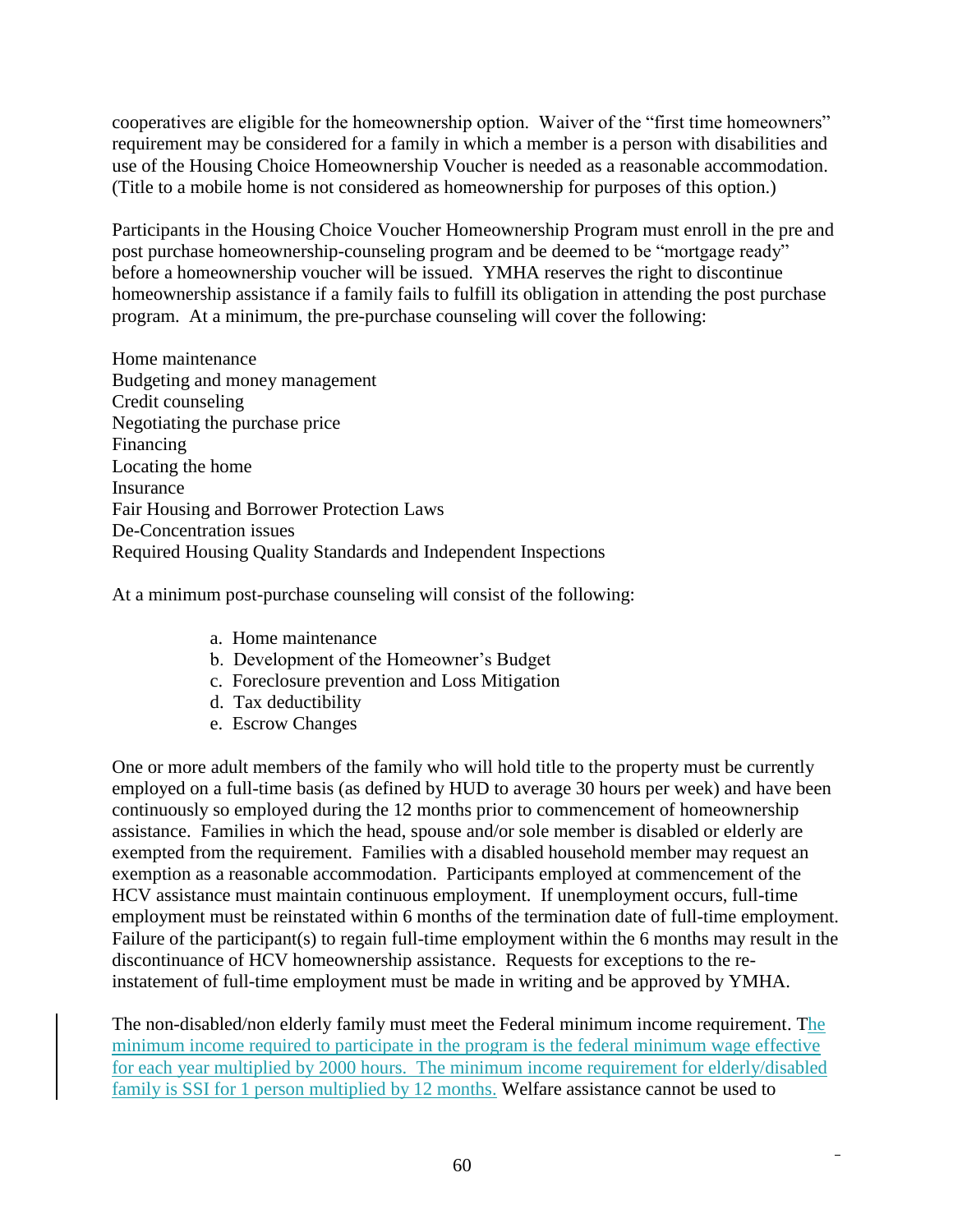cooperatives are eligible for the homeownership option. Waiver of the "first time homeowners" requirement may be considered for a family in which a member is a person with disabilities and use of the Housing Choice Homeownership Voucher is needed as a reasonable accommodation. (Title to a mobile home is not considered as homeownership for purposes of this option.)

Participants in the Housing Choice Voucher Homeownership Program must enroll in the pre and post purchase homeownership-counseling program and be deemed to be "mortgage ready" before a homeownership voucher will be issued. YMHA reserves the right to discontinue homeownership assistance if a family fails to fulfill its obligation in attending the post purchase program. At a minimum, the pre-purchase counseling will cover the following:

Home maintenance
Budgeting and money management
Credit counseling
Negotiating the purchase price
Financing
Locating the home
Insurance
Fair Housing and Borrower Protection Laws
De-Concentration issues
Required Housing Quality Standards and Independent Inspections

At a minimum post-purchase counseling will consist of the following:

a. Home maintenance
b. Development of the Homeowner's Budget
c. Foreclosure prevention and Loss Mitigation
d. Tax deductibility
e. Escrow Changes

One or more adult members of the family who will hold title to the property must be currently employed on a full-time basis (as defined by HUD to average 30 hours per week) and have been continuously so employed during the 12 months prior to commencement of homeownership assistance. Families in which the head, spouse and/or sole member is disabled or elderly are exempted from the requirement. Families with a disabled household member may request an exemption as a reasonable accommodation. Participants employed at commencement of the HCV assistance must maintain continuous employment. If unemployment occurs, full-time employment must be reinstated within 6 months of the termination date of full-time employment. Failure of the participant(s) to regain full-time employment within the 6 months may result in the discontinuance of HCV homeownership assistance. Requests for exceptions to the re-instatement of full-time employment must be made in writing and be approved by YMHA.

The non-disabled/non elderly family must meet the Federal minimum income requirement. The minimum income required to participate in the program is the federal minimum wage effective for each year multiplied by 2000 hours. The minimum income requirement for elderly/disabled family is SSI for 1 person multiplied by 12 months. Welfare assistance cannot be used to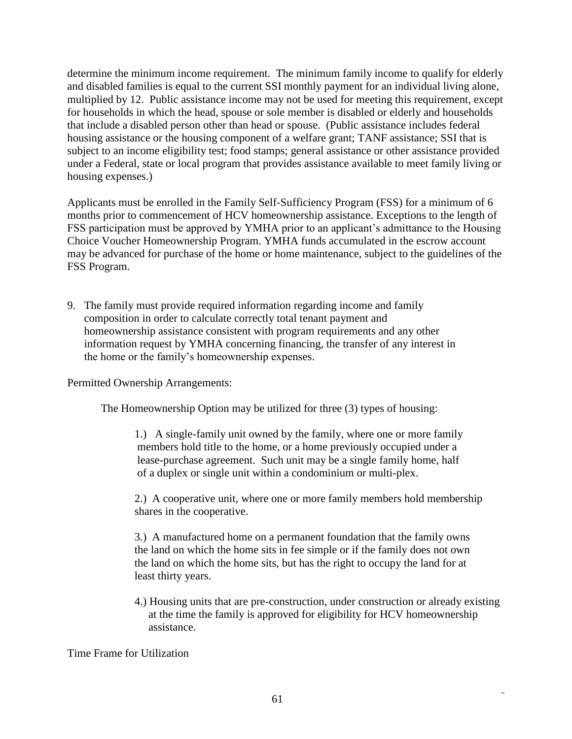determine the minimum income requirement. The minimum family income to qualify for elderly and disabled families is equal to the current SSI monthly payment for an individual living alone, multiplied by 12. Public assistance income may not be used for meeting this requirement, except for households in which the head, spouse or sole member is disabled or elderly and households that include a disabled person other than head or spouse. (Public assistance includes federal housing assistance or the housing component of a welfare grant; TANF assistance; SSI that is subject to an income eligibility test; food stamps; general assistance or other assistance provided under a Federal, state or local program that provides assistance available to meet family living or housing expenses.)

Applicants must be enrolled in the Family Self-Sufficiency Program (FSS) for a minimum of 6 months prior to commencement of HCV homeownership assistance. Exceptions to the length of FSS participation must be approved by YMHA prior to an applicant's admittance to the Housing Choice Voucher Homeownership Program. YMHA funds accumulated in the escrow account may be advanced for purchase of the home or home maintenance, subject to the guidelines of the FSS Program.

9. The family must provide required information regarding income and family composition in order to calculate correctly total tenant payment and homeownership assistance consistent with program requirements and any other information request by YMHA concerning financing, the transfer of any interest in the home or the family's homeownership expenses.

Permitted Ownership Arrangements:

The Homeownership Option may be utilized for three (3) types of housing:

1.) A single-family unit owned by the family, where one or more family members hold title to the home, or a home previously occupied under a lease-purchase agreement. Such unit may be a single family home, half of a duplex or single unit within a condominium or multi-plex.

2.) A cooperative unit, where one or more family members hold membership shares in the cooperative.

3.) A manufactured home on a permanent foundation that the family owns the land on which the home sits in fee simple or if the family does not own the land on which the home sits, but has the right to occupy the land for at least thirty years.

4.) Housing units that are pre-construction, under construction or already existing at the time the family is approved for eligibility for HCV homeownership assistance.

Time Frame for Utilization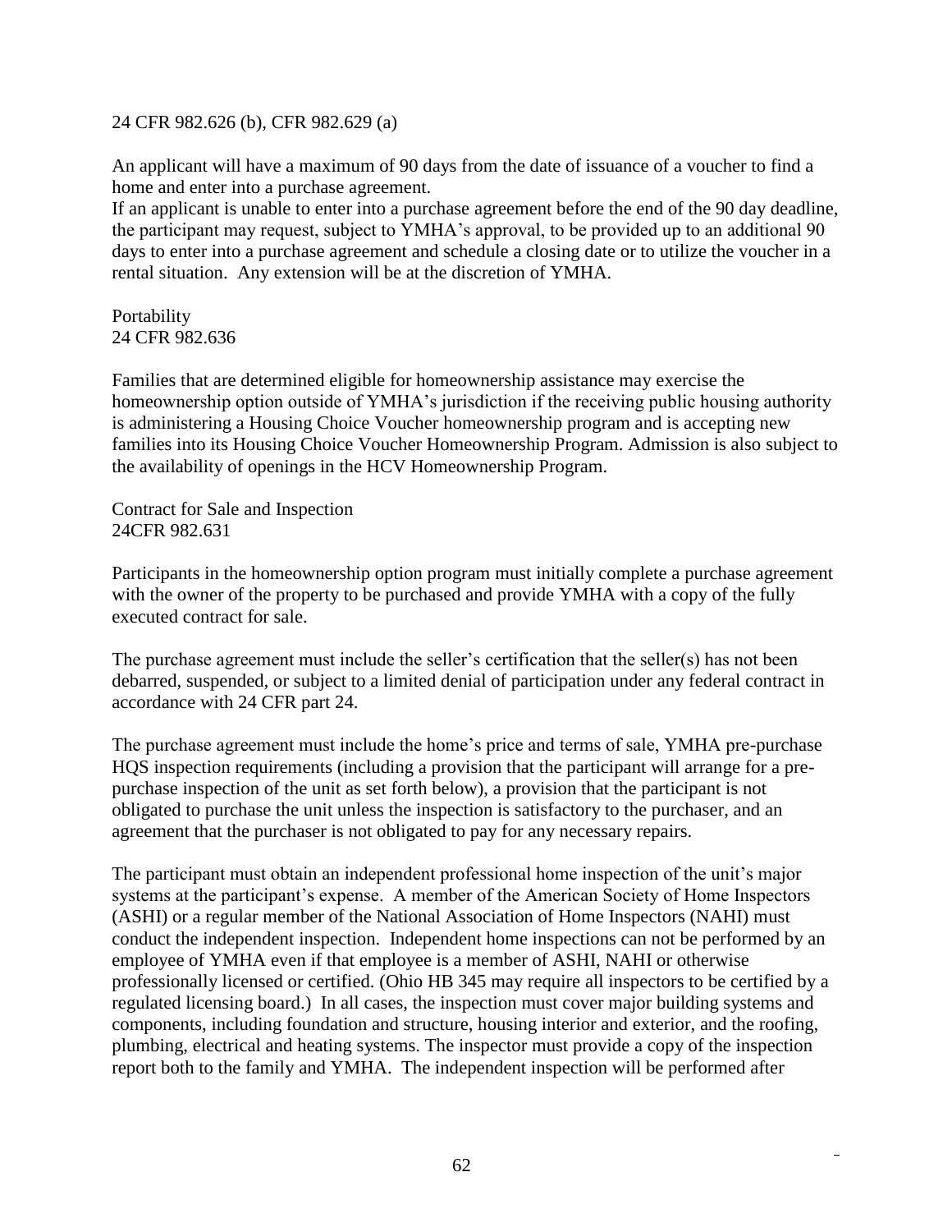24 CFR 982.626 (b), CFR 982.629 (a)

An applicant will have a maximum of 90 days from the date of issuance of a voucher to find a home and enter into a purchase agreement.
If an applicant is unable to enter into a purchase agreement before the end of the 90 day deadline, the participant may request, subject to YMHA's approval, to be provided up to an additional 90 days to enter into a purchase agreement and schedule a closing date or to utilize the voucher in a rental situation. Any extension will be at the discretion of YMHA.

Portability
24 CFR 982.636

Families that are determined eligible for homeownership assistance may exercise the homeownership option outside of YMHA's jurisdiction if the receiving public housing authority is administering a Housing Choice Voucher homeownership program and is accepting new families into its Housing Choice Voucher Homeownership Program. Admission is also subject to the availability of openings in the HCV Homeownership Program.

Contract for Sale and Inspection
24CFR 982.631

Participants in the homeownership option program must initially complete a purchase agreement with the owner of the property to be purchased and provide YMHA with a copy of the fully executed contract for sale.

The purchase agreement must include the seller's certification that the seller(s) has not been debarred, suspended, or subject to a limited denial of participation under any federal contract in accordance with 24 CFR part 24.

The purchase agreement must include the home's price and terms of sale, YMHA pre-purchase HQS inspection requirements (including a provision that the participant will arrange for a pre-purchase inspection of the unit as set forth below), a provision that the participant is not obligated to purchase the unit unless the inspection is satisfactory to the purchaser, and an agreement that the purchaser is not obligated to pay for any necessary repairs.

The participant must obtain an independent professional home inspection of the unit's major systems at the participant's expense. A member of the American Society of Home Inspectors (ASHI) or a regular member of the National Association of Home Inspectors (NAHI) must conduct the independent inspection. Independent home inspections can not be performed by an employee of YMHA even if that employee is a member of ASHI, NAHI or otherwise professionally licensed or certified. (Ohio HB 345 may require all inspectors to be certified by a regulated licensing board.) In all cases, the inspection must cover major building systems and components, including foundation and structure, housing interior and exterior, and the roofing, plumbing, electrical and heating systems. The inspector must provide a copy of the inspection report both to the family and YMHA. The independent inspection will be performed after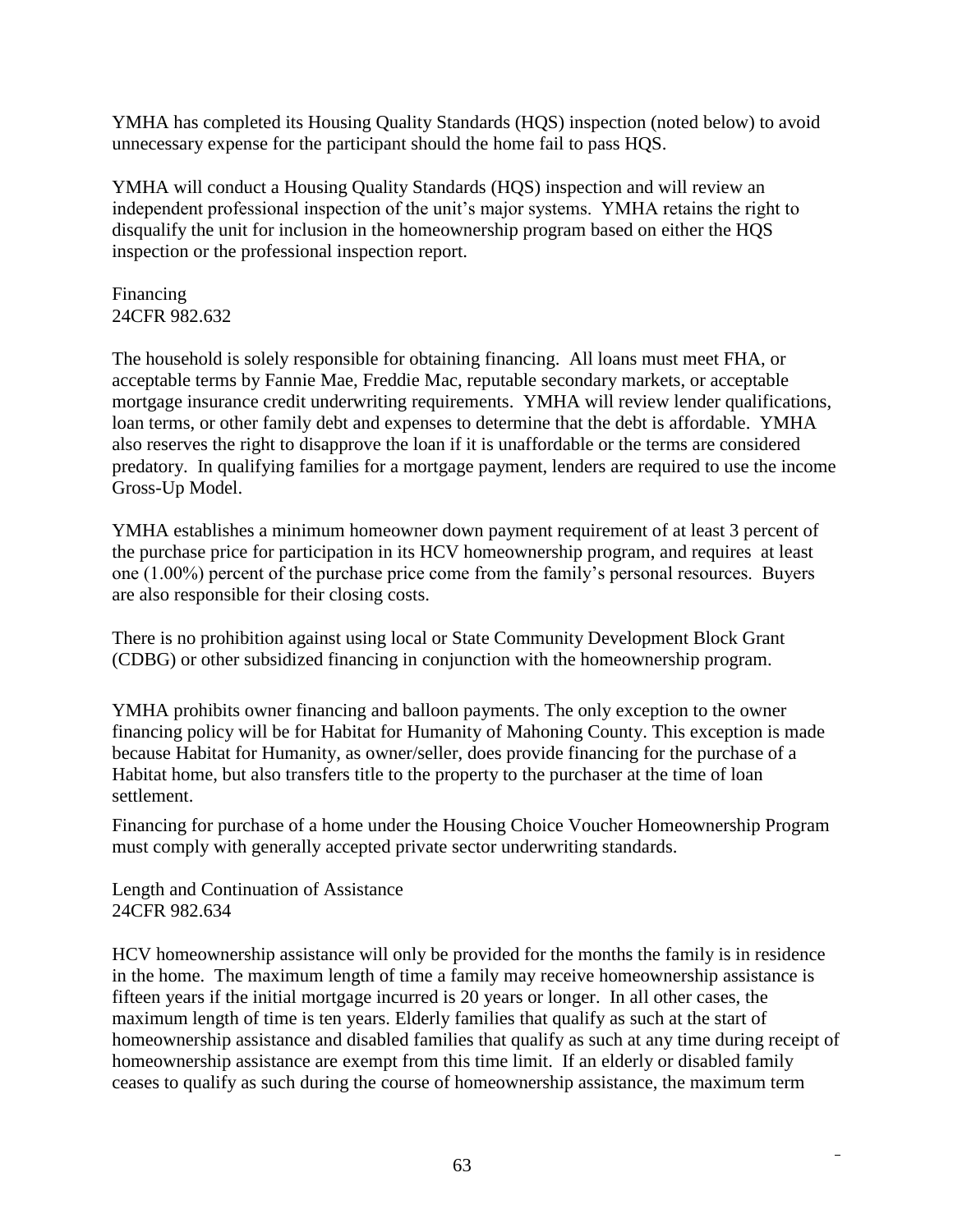YMHA has completed its Housing Quality Standards (HQS) inspection (noted below) to avoid unnecessary expense for the participant should the home fail to pass HQS.

YMHA will conduct a Housing Quality Standards (HQS) inspection and will review an independent professional inspection of the unit's major systems. YMHA retains the right to disqualify the unit for inclusion in the homeownership program based on either the HQS inspection or the professional inspection report.

Financing
24CFR 982.632

The household is solely responsible for obtaining financing. All loans must meet FHA, or acceptable terms by Fannie Mae, Freddie Mac, reputable secondary markets, or acceptable mortgage insurance credit underwriting requirements. YMHA will review lender qualifications, loan terms, or other family debt and expenses to determine that the debt is affordable. YMHA also reserves the right to disapprove the loan if it is unaffordable or the terms are considered predatory. In qualifying families for a mortgage payment, lenders are required to use the income Gross-Up Model.

YMHA establishes a minimum homeowner down payment requirement of at least 3 percent of the purchase price for participation in its HCV homeownership program, and requires at least one (1.00%) percent of the purchase price come from the family's personal resources. Buyers are also responsible for their closing costs.

There is no prohibition against using local or State Community Development Block Grant (CDBG) or other subsidized financing in conjunction with the homeownership program.

YMHA prohibits owner financing and balloon payments. The only exception to the owner financing policy will be for Habitat for Humanity of Mahoning County. This exception is made because Habitat for Humanity, as owner/seller, does provide financing for the purchase of a Habitat home, but also transfers title to the property to the purchaser at the time of loan settlement.

Financing for purchase of a home under the Housing Choice Voucher Homeownership Program must comply with generally accepted private sector underwriting standards.

Length and Continuation of Assistance
24CFR 982.634

HCV homeownership assistance will only be provided for the months the family is in residence in the home. The maximum length of time a family may receive homeownership assistance is fifteen years if the initial mortgage incurred is 20 years or longer. In all other cases, the maximum length of time is ten years. Elderly families that qualify as such at the start of homeownership assistance and disabled families that qualify as such at any time during receipt of homeownership assistance are exempt from this time limit. If an elderly or disabled family ceases to qualify as such during the course of homeownership assistance, the maximum term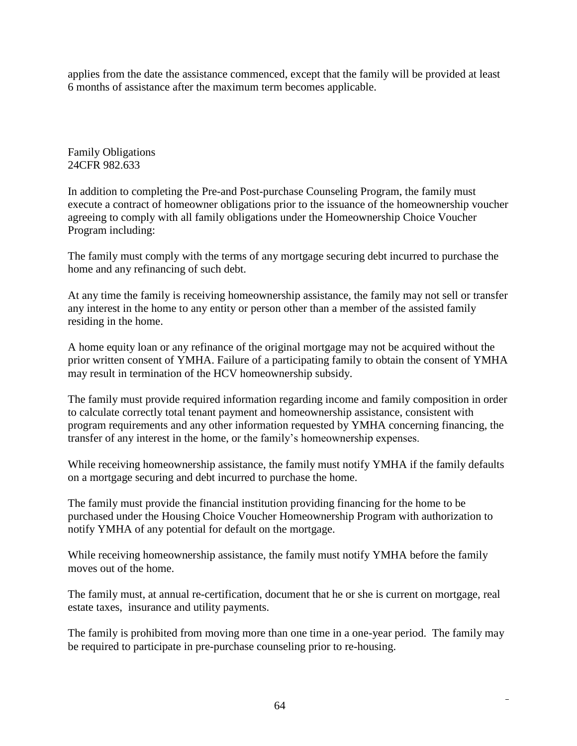applies from the date the assistance commenced, except that the family will be provided at least 6 months of assistance after the maximum term becomes applicable.

Family Obligations
24CFR 982.633

In addition to completing the Pre-and Post-purchase Counseling Program, the family must execute a contract of homeowner obligations prior to the issuance of the homeownership voucher agreeing to comply with all family obligations under the Homeownership Choice Voucher Program including:

The family must comply with the terms of any mortgage securing debt incurred to purchase the home and any refinancing of such debt.

At any time the family is receiving homeownership assistance, the family may not sell or transfer any interest in the home to any entity or person other than a member of the assisted family residing in the home.

A home equity loan or any refinance of the original mortgage may not be acquired without the prior written consent of YMHA. Failure of a participating family to obtain the consent of YMHA may result in termination of the HCV homeownership subsidy.

The family must provide required information regarding income and family composition in order to calculate correctly total tenant payment and homeownership assistance, consistent with program requirements and any other information requested by YMHA concerning financing, the transfer of any interest in the home, or the family's homeownership expenses.

While receiving homeownership assistance, the family must notify YMHA if the family defaults on a mortgage securing and debt incurred to purchase the home.

The family must provide the financial institution providing financing for the home to be purchased under the Housing Choice Voucher Homeownership Program with authorization to notify YMHA of any potential for default on the mortgage.

While receiving homeownership assistance, the family must notify YMHA before the family moves out of the home.

The family must, at annual re-certification, document that he or she is current on mortgage, real estate taxes, insurance and utility payments.

The family is prohibited from moving more than one time in a one-year period. The family may be required to participate in pre-purchase counseling prior to re-housing.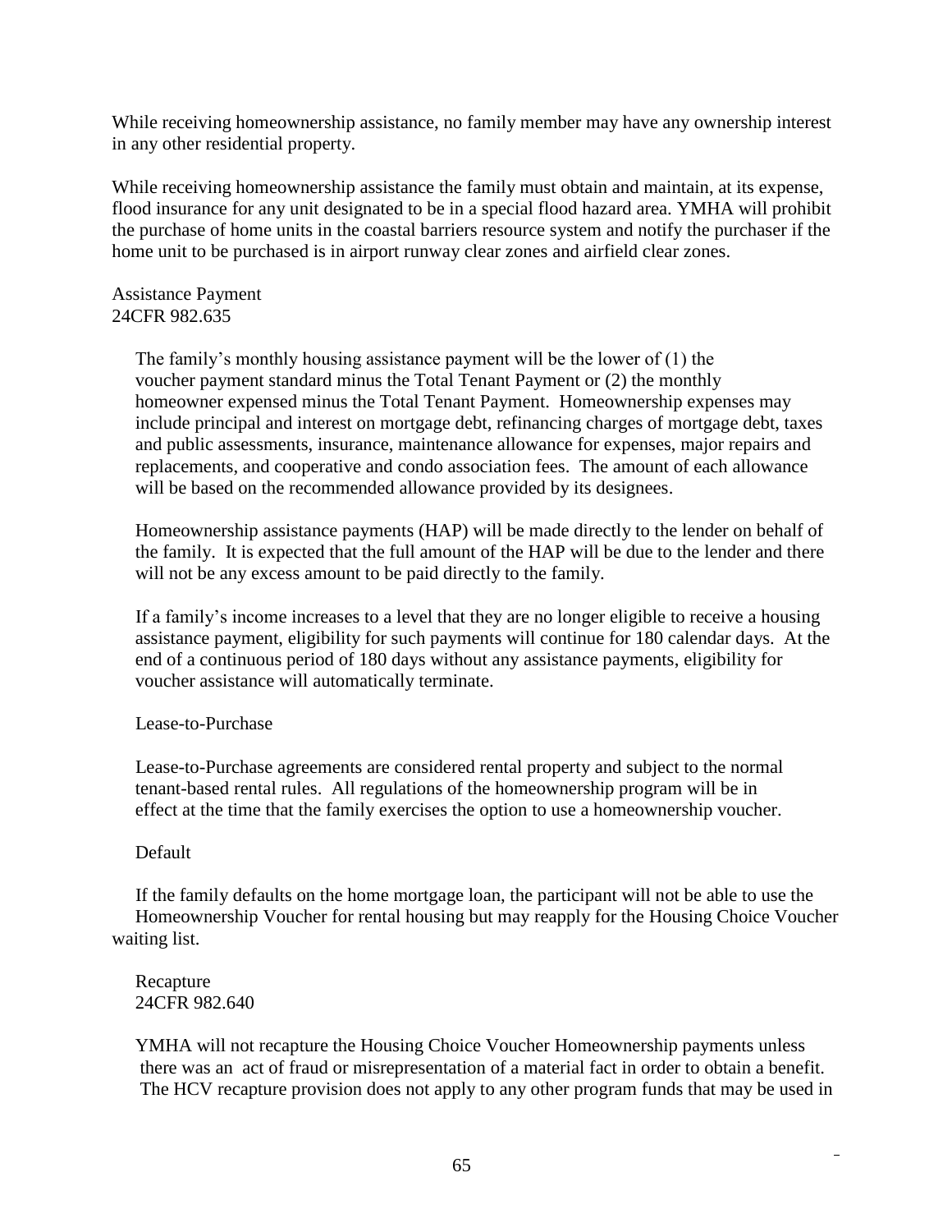While receiving homeownership assistance, no family member may have any ownership interest in any other residential property.

While receiving homeownership assistance the family must obtain and maintain, at its expense, flood insurance for any unit designated to be in a special flood hazard area. YMHA will prohibit the purchase of home units in the coastal barriers resource system and notify the purchaser if the home unit to be purchased is in airport runway clear zones and airfield clear zones.

Assistance Payment
24CFR 982.635

The family's monthly housing assistance payment will be the lower of (1) the voucher payment standard minus the Total Tenant Payment or (2) the monthly homeowner expensed minus the Total Tenant Payment. Homeownership expenses may include principal and interest on mortgage debt, refinancing charges of mortgage debt, taxes and public assessments, insurance, maintenance allowance for expenses, major repairs and replacements, and cooperative and condo association fees. The amount of each allowance will be based on the recommended allowance provided by its designees.

Homeownership assistance payments (HAP) will be made directly to the lender on behalf of the family. It is expected that the full amount of the HAP will be due to the lender and there will not be any excess amount to be paid directly to the family.

If a family's income increases to a level that they are no longer eligible to receive a housing assistance payment, eligibility for such payments will continue for 180 calendar days. At the end of a continuous period of 180 days without any assistance payments, eligibility for voucher assistance will automatically terminate.

Lease-to-Purchase

Lease-to-Purchase agreements are considered rental property and subject to the normal tenant-based rental rules. All regulations of the homeownership program will be in effect at the time that the family exercises the option to use a homeownership voucher.

Default

If the family defaults on the home mortgage loan, the participant will not be able to use the Homeownership Voucher for rental housing but may reapply for the Housing Choice Voucher waiting list.

Recapture
24CFR 982.640

YMHA will not recapture the Housing Choice Voucher Homeownership payments unless there was an act of fraud or misrepresentation of a material fact in order to obtain a benefit. The HCV recapture provision does not apply to any other program funds that may be used in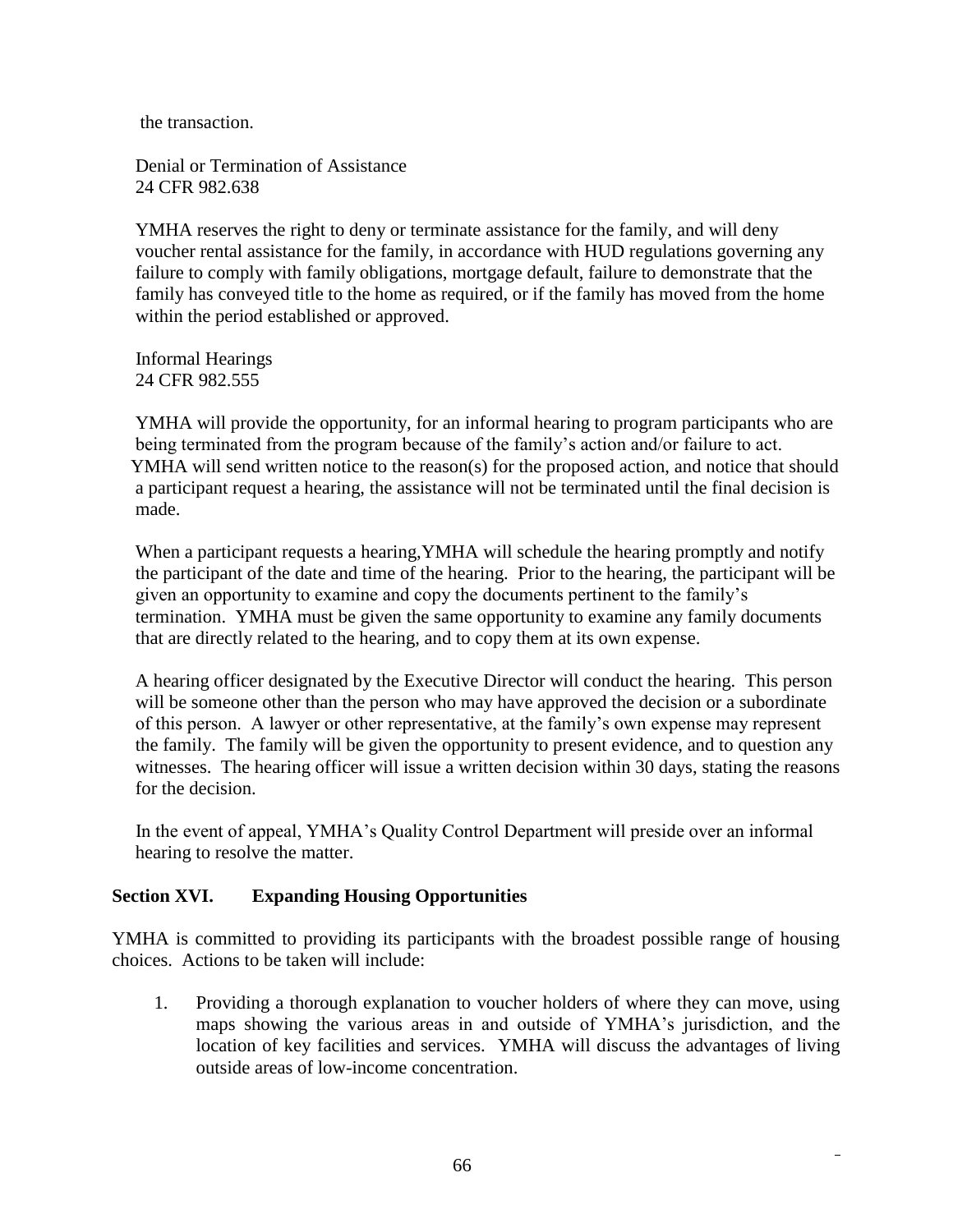the transaction.

Denial or Termination of Assistance
24 CFR 982.638

YMHA reserves the right to deny or terminate assistance for the family, and will deny voucher rental assistance for the family, in accordance with HUD regulations governing any failure to comply with family obligations, mortgage default, failure to demonstrate that the family has conveyed title to the home as required, or if the family has moved from the home within the period established or approved.

Informal Hearings
24 CFR 982.555

YMHA will provide the opportunity, for an informal hearing to program participants who are being terminated from the program because of the family's action and/or failure to act. YMHA will send written notice to the reason(s) for the proposed action, and notice that should a participant request a hearing, the assistance will not be terminated until the final decision is made.

When a participant requests a hearing,YMHA will schedule the hearing promptly and notify the participant of the date and time of the hearing. Prior to the hearing, the participant will be given an opportunity to examine and copy the documents pertinent to the family's termination. YMHA must be given the same opportunity to examine any family documents that are directly related to the hearing, and to copy them at its own expense.

A hearing officer designated by the Executive Director will conduct the hearing. This person will be someone other than the person who may have approved the decision or a subordinate of this person. A lawyer or other representative, at the family's own expense may represent the family. The family will be given the opportunity to present evidence, and to question any witnesses. The hearing officer will issue a written decision within 30 days, stating the reasons for the decision.

In the event of appeal, YMHA's Quality Control Department will preside over an informal hearing to resolve the matter.

## Section XVI. Expanding Housing Opportunities

YMHA is committed to providing its participants with the broadest possible range of housing choices. Actions to be taken will include:

1. Providing a thorough explanation to voucher holders of where they can move, using maps showing the various areas in and outside of YMHA's jurisdiction, and the location of key facilities and services. YMHA will discuss the advantages of living outside areas of low-income concentration.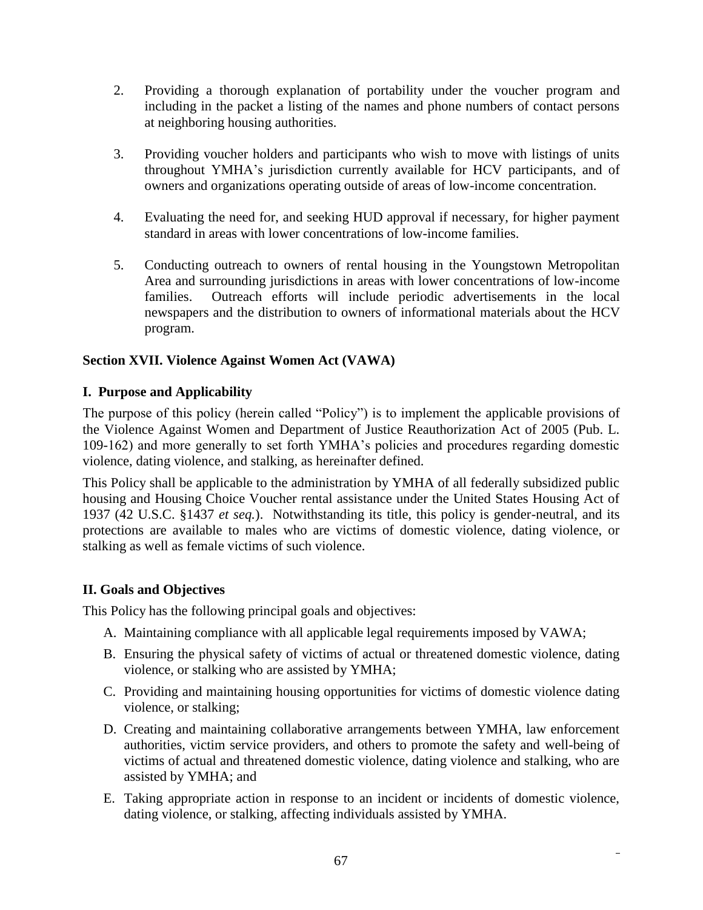2. Providing a thorough explanation of portability under the voucher program and including in the packet a listing of the names and phone numbers of contact persons at neighboring housing authorities.

3. Providing voucher holders and participants who wish to move with listings of units throughout YMHA's jurisdiction currently available for HCV participants, and of owners and organizations operating outside of areas of low-income concentration.

4. Evaluating the need for, and seeking HUD approval if necessary, for higher payment standard in areas with lower concentrations of low-income families.

5. Conducting outreach to owners of rental housing in the Youngstown Metropolitan Area and surrounding jurisdictions in areas with lower concentrations of low-income families. Outreach efforts will include periodic advertisements in the local newspapers and the distribution to owners of informational materials about the HCV program.

## Section XVII. Violence Against Women Act (VAWA)

### I. Purpose and Applicability

The purpose of this policy (herein called "Policy") is to implement the applicable provisions of the Violence Against Women and Department of Justice Reauthorization Act of 2005 (Pub. L. 109-162) and more generally to set forth YMHA's policies and procedures regarding domestic violence, dating violence, and stalking, as hereinafter defined.

This Policy shall be applicable to the administration by YMHA of all federally subsidized public housing and Housing Choice Voucher rental assistance under the United States Housing Act of 1937 (42 U.S.C. §1437 *et seq.*). Notwithstanding its title, this policy is gender-neutral, and its protections are available to males who are victims of domestic violence, dating violence, or stalking as well as female victims of such violence.

### II. Goals and Objectives

This Policy has the following principal goals and objectives:

A. Maintaining compliance with all applicable legal requirements imposed by VAWA;

B. Ensuring the physical safety of victims of actual or threatened domestic violence, dating violence, or stalking who are assisted by YMHA;

C. Providing and maintaining housing opportunities for victims of domestic violence dating violence, or stalking;

D. Creating and maintaining collaborative arrangements between YMHA, law enforcement authorities, victim service providers, and others to promote the safety and well-being of victims of actual and threatened domestic violence, dating violence and stalking, who are assisted by YMHA; and

E. Taking appropriate action in response to an incident or incidents of domestic violence, dating violence, or stalking, affecting individuals assisted by YMHA.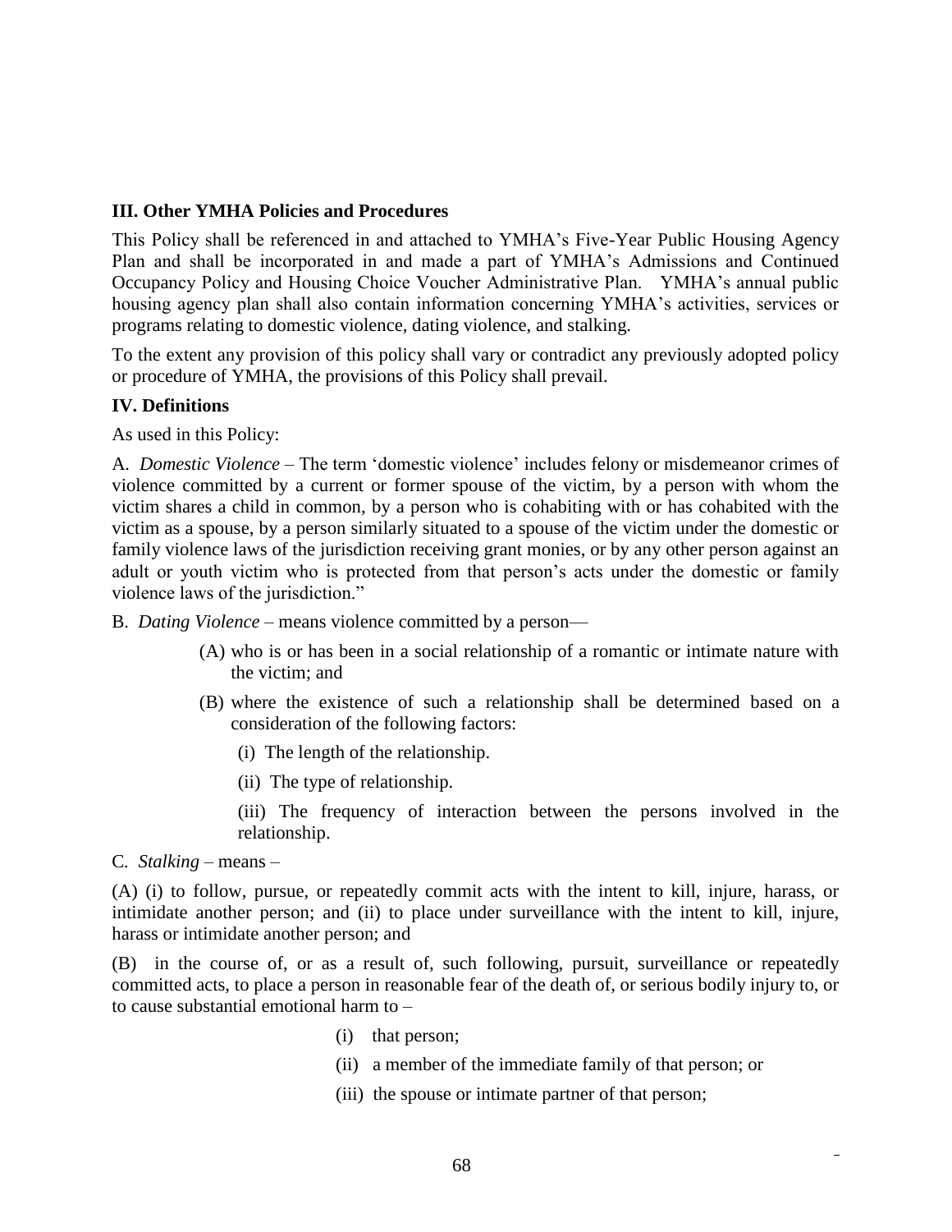### III. Other YMHA Policies and Procedures

This Policy shall be referenced in and attached to YMHA's Five-Year Public Housing Agency Plan and shall be incorporated in and made a part of YMHA's Admissions and Continued Occupancy Policy and Housing Choice Voucher Administrative Plan. YMHA's annual public housing agency plan shall also contain information concerning YMHA's activities, services or programs relating to domestic violence, dating violence, and stalking.

To the extent any provision of this policy shall vary or contradict any previously adopted policy or procedure of YMHA, the provisions of this Policy shall prevail.

### IV. Definitions

As used in this Policy:

A. *Domestic Violence* – The term 'domestic violence' includes felony or misdemeanor crimes of violence committed by a current or former spouse of the victim, by a person with whom the victim shares a child in common, by a person who is cohabiting with or has cohabited with the victim as a spouse, by a person similarly situated to a spouse of the victim under the domestic or family violence laws of the jurisdiction receiving grant monies, or by any other person against an adult or youth victim who is protected from that person's acts under the domestic or family violence laws of the jurisdiction."

B. *Dating Violence* – means violence committed by a person—

> (A) who is or has been in a social relationship of a romantic or intimate nature with the victim; and
>
> (B) where the existence of such a relationship shall be determined based on a consideration of the following factors:
>
> (i) The length of the relationship.
>
> (ii) The type of relationship.
>
> (iii) The frequency of interaction between the persons involved in the relationship.

C. *Stalking* – means –

(A) (i) to follow, pursue, or repeatedly commit acts with the intent to kill, injure, harass, or intimidate another person; and (ii) to place under surveillance with the intent to kill, injure, harass or intimidate another person; and

(B) in the course of, or as a result of, such following, pursuit, surveillance or repeatedly committed acts, to place a person in reasonable fear of the death of, or serious bodily injury to, or to cause substantial emotional harm to –

> (i) that person;
>
> (ii) a member of the immediate family of that person; or
>
> (iii) the spouse or intimate partner of that person;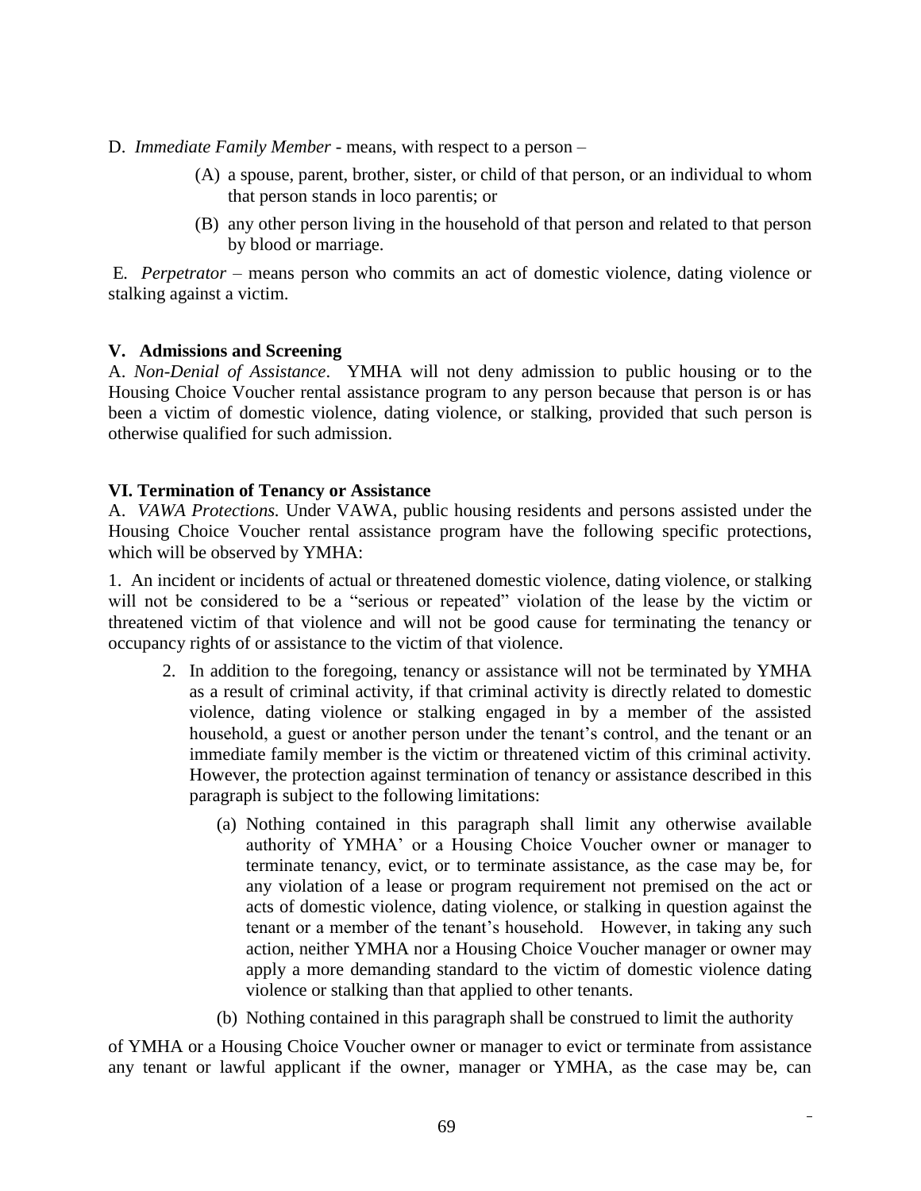D. *Immediate Family Member* - means, with respect to a person –

(A) a spouse, parent, brother, sister, or child of that person, or an individual to whom that person stands in loco parentis; or

(B) any other person living in the household of that person and related to that person by blood or marriage.

E. *Perpetrator* – means person who commits an act of domestic violence, dating violence or stalking against a victim.

**V. Admissions and Screening**

A. *Non-Denial of Assistance*. YMHA will not deny admission to public housing or to the Housing Choice Voucher rental assistance program to any person because that person is or has been a victim of domestic violence, dating violence, or stalking, provided that such person is otherwise qualified for such admission.

**VI. Termination of Tenancy or Assistance**

A. *VAWA Protections.* Under VAWA, public housing residents and persons assisted under the Housing Choice Voucher rental assistance program have the following specific protections, which will be observed by YMHA:

1. An incident or incidents of actual or threatened domestic violence, dating violence, or stalking will not be considered to be a "serious or repeated" violation of the lease by the victim or threatened victim of that violence and will not be good cause for terminating the tenancy or occupancy rights of or assistance to the victim of that violence.

2. In addition to the foregoing, tenancy or assistance will not be terminated by YMHA as a result of criminal activity, if that criminal activity is directly related to domestic violence, dating violence or stalking engaged in by a member of the assisted household, a guest or another person under the tenant's control, and the tenant or an immediate family member is the victim or threatened victim of this criminal activity. However, the protection against termination of tenancy or assistance described in this paragraph is subject to the following limitations:

   (a) Nothing contained in this paragraph shall limit any otherwise available authority of YMHA' or a Housing Choice Voucher owner or manager to terminate tenancy, evict, or to terminate assistance, as the case may be, for any violation of a lease or program requirement not premised on the act or acts of domestic violence, dating violence, or stalking in question against the tenant or a member of the tenant's household. However, in taking any such action, neither YMHA nor a Housing Choice Voucher manager or owner may apply a more demanding standard to the victim of domestic violence dating violence or stalking than that applied to other tenants.

   (b) Nothing contained in this paragraph shall be construed to limit the authority

of YMHA or a Housing Choice Voucher owner or manager to evict or terminate from assistance any tenant or lawful applicant if the owner, manager or YMHA, as the case may be, can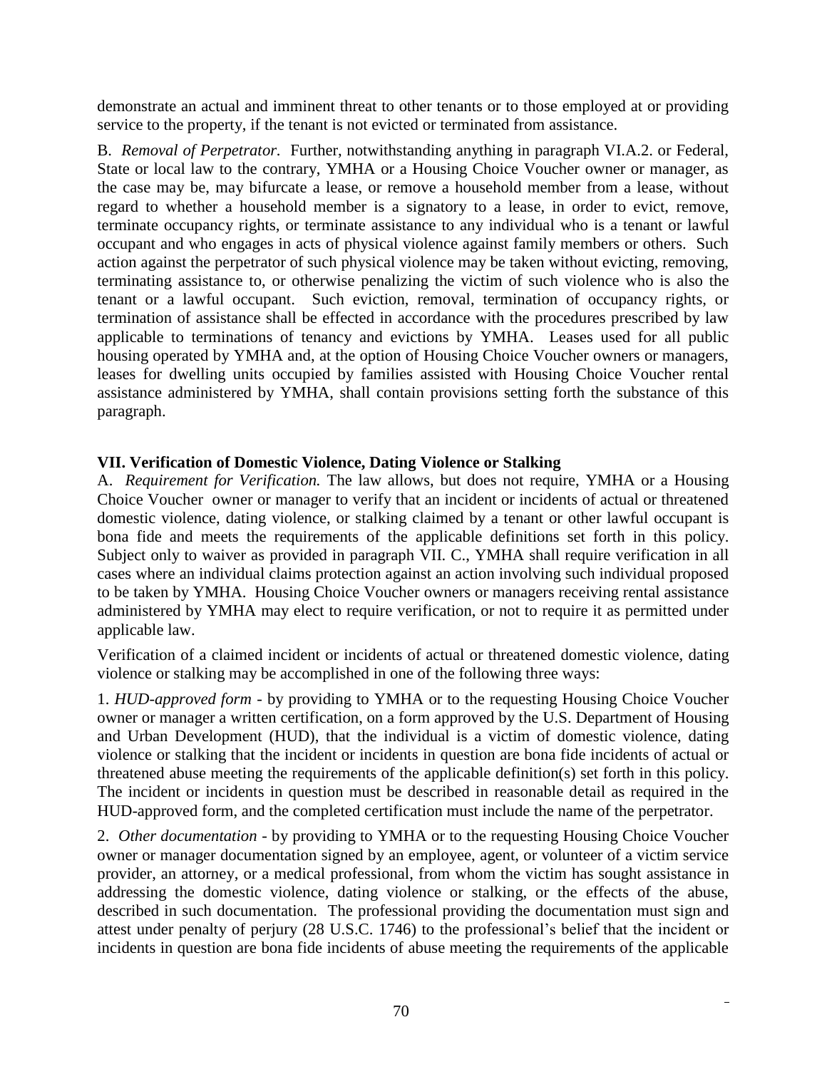demonstrate an actual and imminent threat to other tenants or to those employed at or providing service to the property, if the tenant is not evicted or terminated from assistance.

B. *Removal of Perpetrator.* Further, notwithstanding anything in paragraph VI.A.2. or Federal, State or local law to the contrary, YMHA or a Housing Choice Voucher owner or manager, as the case may be, may bifurcate a lease, or remove a household member from a lease, without regard to whether a household member is a signatory to a lease, in order to evict, remove, terminate occupancy rights, or terminate assistance to any individual who is a tenant or lawful occupant and who engages in acts of physical violence against family members or others. Such action against the perpetrator of such physical violence may be taken without evicting, removing, terminating assistance to, or otherwise penalizing the victim of such violence who is also the tenant or a lawful occupant. Such eviction, removal, termination of occupancy rights, or termination of assistance shall be effected in accordance with the procedures prescribed by law applicable to terminations of tenancy and evictions by YMHA. Leases used for all public housing operated by YMHA and, at the option of Housing Choice Voucher owners or managers, leases for dwelling units occupied by families assisted with Housing Choice Voucher rental assistance administered by YMHA, shall contain provisions setting forth the substance of this paragraph.

## VII. Verification of Domestic Violence, Dating Violence or Stalking

A. *Requirement for Verification.* The law allows, but does not require, YMHA or a Housing Choice Voucher owner or manager to verify that an incident or incidents of actual or threatened domestic violence, dating violence, or stalking claimed by a tenant or other lawful occupant is bona fide and meets the requirements of the applicable definitions set forth in this policy. Subject only to waiver as provided in paragraph VII. C., YMHA shall require verification in all cases where an individual claims protection against an action involving such individual proposed to be taken by YMHA. Housing Choice Voucher owners or managers receiving rental assistance administered by YMHA may elect to require verification, or not to require it as permitted under applicable law.

Verification of a claimed incident or incidents of actual or threatened domestic violence, dating violence or stalking may be accomplished in one of the following three ways:

1. *HUD-approved form* - by providing to YMHA or to the requesting Housing Choice Voucher owner or manager a written certification, on a form approved by the U.S. Department of Housing and Urban Development (HUD), that the individual is a victim of domestic violence, dating violence or stalking that the incident or incidents in question are bona fide incidents of actual or threatened abuse meeting the requirements of the applicable definition(s) set forth in this policy. The incident or incidents in question must be described in reasonable detail as required in the HUD-approved form, and the completed certification must include the name of the perpetrator.

2. *Other documentation* - by providing to YMHA or to the requesting Housing Choice Voucher owner or manager documentation signed by an employee, agent, or volunteer of a victim service provider, an attorney, or a medical professional, from whom the victim has sought assistance in addressing the domestic violence, dating violence or stalking, or the effects of the abuse, described in such documentation. The professional providing the documentation must sign and attest under penalty of perjury (28 U.S.C. 1746) to the professional's belief that the incident or incidents in question are bona fide incidents of abuse meeting the requirements of the applicable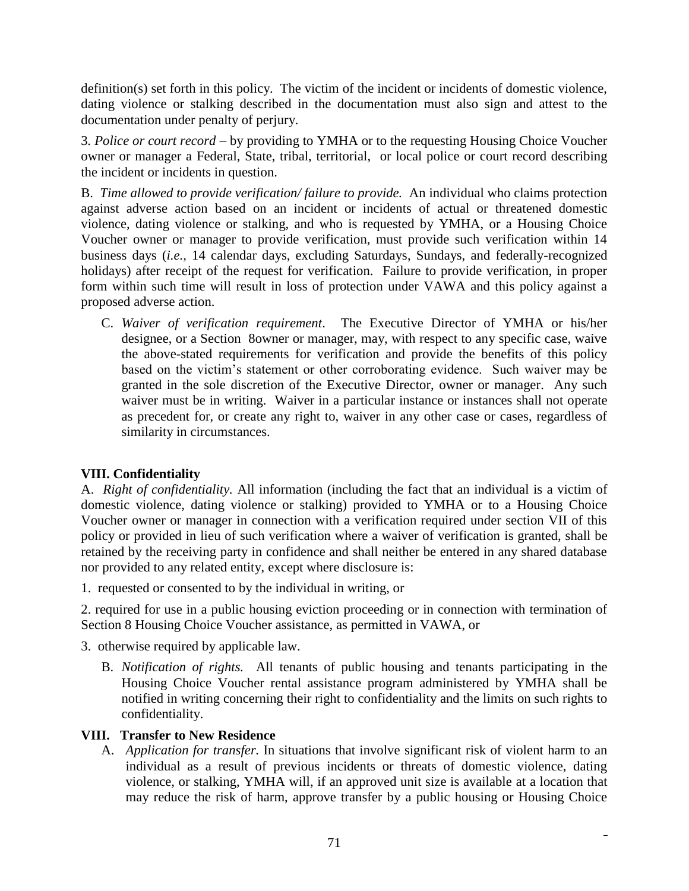definition(s) set forth in this policy. The victim of the incident or incidents of domestic violence, dating violence or stalking described in the documentation must also sign and attest to the documentation under penalty of perjury.

3. *Police or court record* – by providing to YMHA or to the requesting Housing Choice Voucher owner or manager a Federal, State, tribal, territorial, or local police or court record describing the incident or incidents in question.

B. *Time allowed to provide verification/ failure to provide.* An individual who claims protection against adverse action based on an incident or incidents of actual or threatened domestic violence, dating violence or stalking, and who is requested by YMHA, or a Housing Choice Voucher owner or manager to provide verification, must provide such verification within 14 business days (*i.e.,* 14 calendar days, excluding Saturdays, Sundays, and federally-recognized holidays) after receipt of the request for verification. Failure to provide verification, in proper form within such time will result in loss of protection under VAWA and this policy against a proposed adverse action.

C. *Waiver of verification requirement*. The Executive Director of YMHA or his/her designee, or a Section 8owner or manager, may, with respect to any specific case, waive the above-stated requirements for verification and provide the benefits of this policy based on the victim's statement or other corroborating evidence. Such waiver may be granted in the sole discretion of the Executive Director, owner or manager. Any such waiver must be in writing. Waiver in a particular instance or instances shall not operate as precedent for, or create any right to, waiver in any other case or cases, regardless of similarity in circumstances.

## VIII. Confidentiality

A. *Right of confidentiality.* All information (including the fact that an individual is a victim of domestic violence, dating violence or stalking) provided to YMHA or to a Housing Choice Voucher owner or manager in connection with a verification required under section VII of this policy or provided in lieu of such verification where a waiver of verification is granted, shall be retained by the receiving party in confidence and shall neither be entered in any shared database nor provided to any related entity, except where disclosure is:

1. requested or consented to by the individual in writing, or

2. required for use in a public housing eviction proceeding or in connection with termination of Section 8 Housing Choice Voucher assistance, as permitted in VAWA, or

3. otherwise required by applicable law.

B. *Notification of rights.* All tenants of public housing and tenants participating in the Housing Choice Voucher rental assistance program administered by YMHA shall be notified in writing concerning their right to confidentiality and the limits on such rights to confidentiality.

## VIII. Transfer to New Residence

A. *Application for transfer.* In situations that involve significant risk of violent harm to an individual as a result of previous incidents or threats of domestic violence, dating violence, or stalking, YMHA will, if an approved unit size is available at a location that may reduce the risk of harm, approve transfer by a public housing or Housing Choice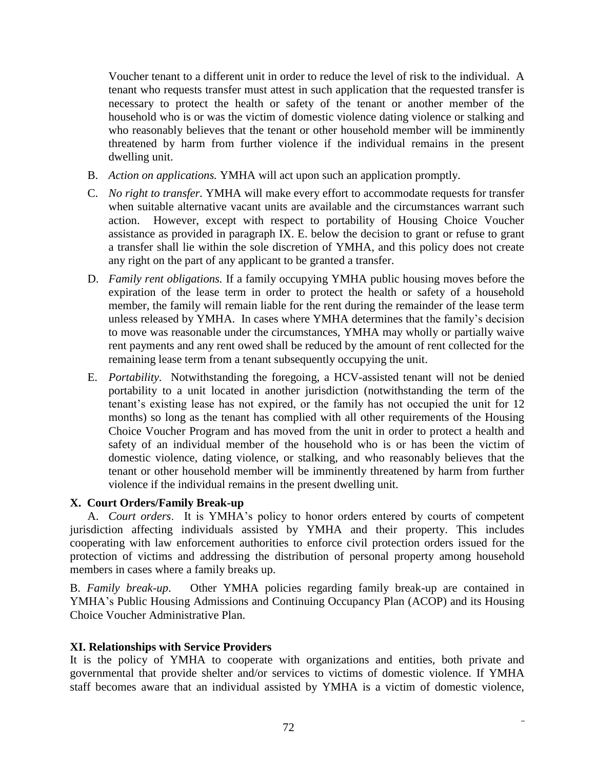Voucher tenant to a different unit in order to reduce the level of risk to the individual. A tenant who requests transfer must attest in such application that the requested transfer is necessary to protect the health or safety of the tenant or another member of the household who is or was the victim of domestic violence dating violence or stalking and who reasonably believes that the tenant or other household member will be imminently threatened by harm from further violence if the individual remains in the present dwelling unit.

B. *Action on applications.* YMHA will act upon such an application promptly.

C. *No right to transfer.* YMHA will make every effort to accommodate requests for transfer when suitable alternative vacant units are available and the circumstances warrant such action. However, except with respect to portability of Housing Choice Voucher assistance as provided in paragraph IX. E. below the decision to grant or refuse to grant a transfer shall lie within the sole discretion of YMHA, and this policy does not create any right on the part of any applicant to be granted a transfer.

D. *Family rent obligations.* If a family occupying YMHA public housing moves before the expiration of the lease term in order to protect the health or safety of a household member, the family will remain liable for the rent during the remainder of the lease term unless released by YMHA. In cases where YMHA determines that the family's decision to move was reasonable under the circumstances, YMHA may wholly or partially waive rent payments and any rent owed shall be reduced by the amount of rent collected for the remaining lease term from a tenant subsequently occupying the unit.

E. *Portability.* Notwithstanding the foregoing, a HCV-assisted tenant will not be denied portability to a unit located in another jurisdiction (notwithstanding the term of the tenant's existing lease has not expired, or the family has not occupied the unit for 12 months) so long as the tenant has complied with all other requirements of the Housing Choice Voucher Program and has moved from the unit in order to protect a health and safety of an individual member of the household who is or has been the victim of domestic violence, dating violence, or stalking, and who reasonably believes that the tenant or other household member will be imminently threatened by harm from further violence if the individual remains in the present dwelling unit.

## X. Court Orders/Family Break-up

A. *Court orders*. It is YMHA's policy to honor orders entered by courts of competent jurisdiction affecting individuals assisted by YMHA and their property. This includes cooperating with law enforcement authorities to enforce civil protection orders issued for the protection of victims and addressing the distribution of personal property among household members in cases where a family breaks up.

B. *Family break-up*. Other YMHA policies regarding family break-up are contained in YMHA's Public Housing Admissions and Continuing Occupancy Plan (ACOP) and its Housing Choice Voucher Administrative Plan.

## XI. Relationships with Service Providers

It is the policy of YMHA to cooperate with organizations and entities, both private and governmental that provide shelter and/or services to victims of domestic violence. If YMHA staff becomes aware that an individual assisted by YMHA is a victim of domestic violence,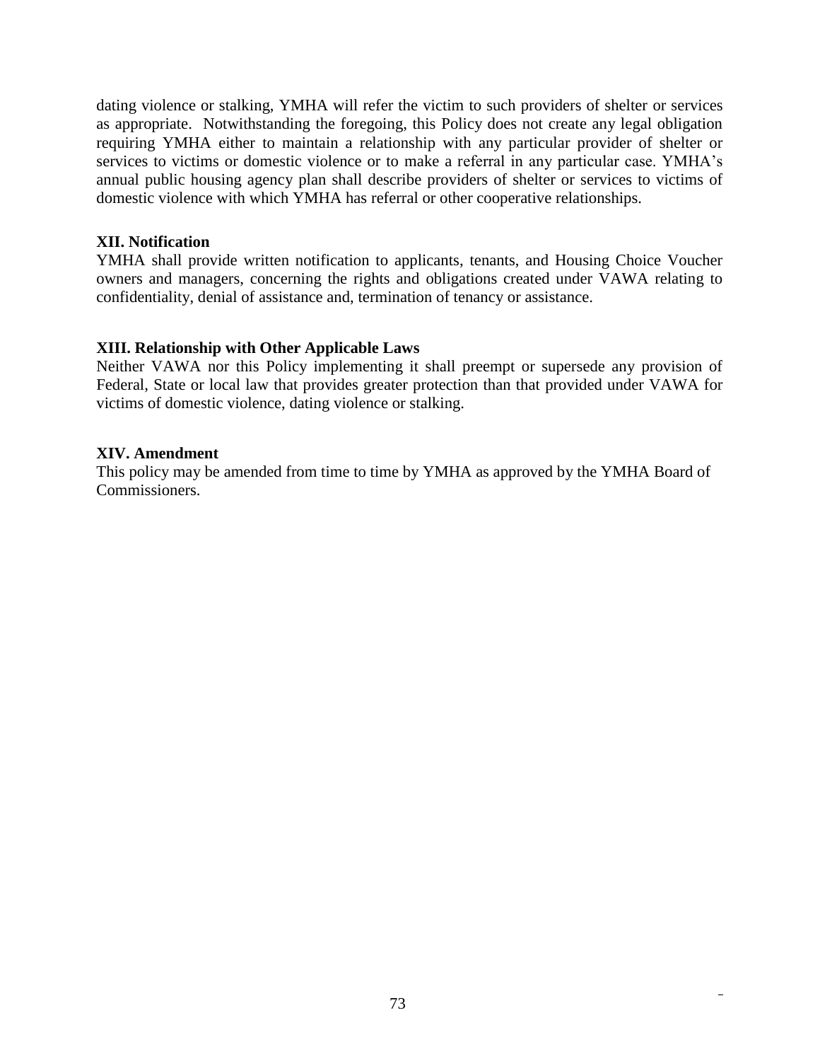dating violence or stalking, YMHA will refer the victim to such providers of shelter or services as appropriate. Notwithstanding the foregoing, this Policy does not create any legal obligation requiring YMHA either to maintain a relationship with any particular provider of shelter or services to victims or domestic violence or to make a referral in any particular case. YMHA's annual public housing agency plan shall describe providers of shelter or services to victims of domestic violence with which YMHA has referral or other cooperative relationships.

**XII. Notification**

YMHA shall provide written notification to applicants, tenants, and Housing Choice Voucher owners and managers, concerning the rights and obligations created under VAWA relating to confidentiality, denial of assistance and, termination of tenancy or assistance.

**XIII. Relationship with Other Applicable Laws**

Neither VAWA nor this Policy implementing it shall preempt or supersede any provision of Federal, State or local law that provides greater protection than that provided under VAWA for victims of domestic violence, dating violence or stalking.

**XIV. Amendment**

This policy may be amended from time to time by YMHA as approved by the YMHA Board of Commissioners.